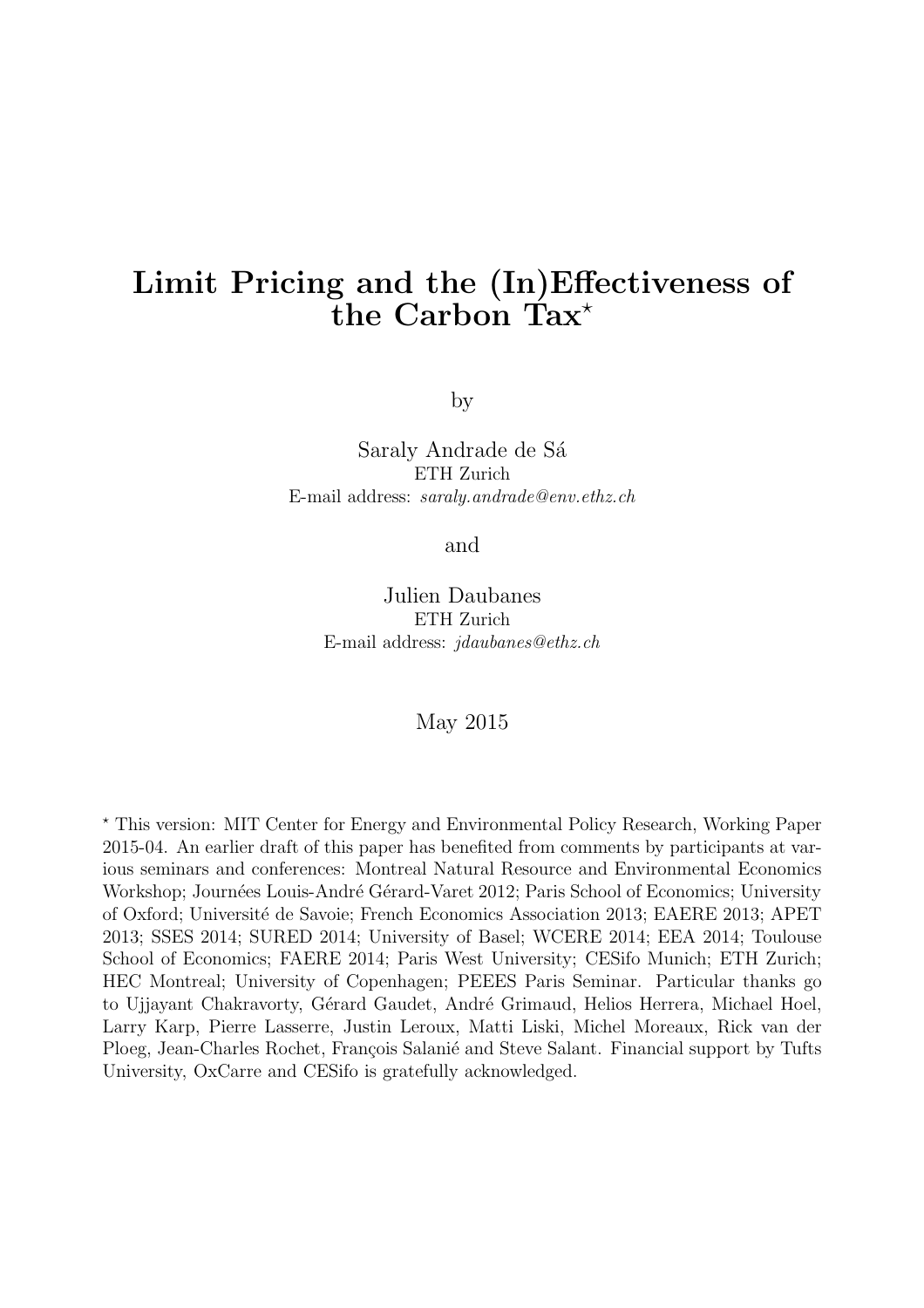# Limit Pricing and the (In)Effectiveness of the Carbon Tax*

by

Saraly Andrade de Sá
ETH Zurich
E-mail address: *saraly.andrade@env.ethz.ch*

and

Julien Daubanes
ETH Zurich
E-mail address: *jdaubanes@ethz.ch*

May 2015

---

* This version: MIT Center for Energy and Environmental Policy Research, Working Paper 2015-04. An earlier draft of this paper has benefited from comments by participants at various seminars and conferences: Montreal Natural Resource and Environmental Economics Workshop; Journées Louis-André Gérard-Varet 2012; Paris School of Economics; University of Oxford; Université de Savoie; French Economics Association 2013; EAERE 2013; APET 2013; SSES 2014; SURED 2014; University of Basel; WCERE 2014; EEA 2014; Toulouse School of Economics; FAERE 2014; Paris West University; CESifo Munich; ETH Zurich; HEC Montreal; University of Copenhagen; PEEES Paris Seminar. Particular thanks go to Ujjayant Chakravorty, Gérard Gaudet, André Grimaud, Helios Herrera, Michael Hoel, Larry Karp, Pierre Lasserre, Justin Leroux, Matti Liski, Michel Moreaux, Rick van der Ploeg, Jean-Charles Rochet, François Salanié and Steve Salant. Financial support by Tufts University, OxCarre and CESifo is gratefully acknowledged.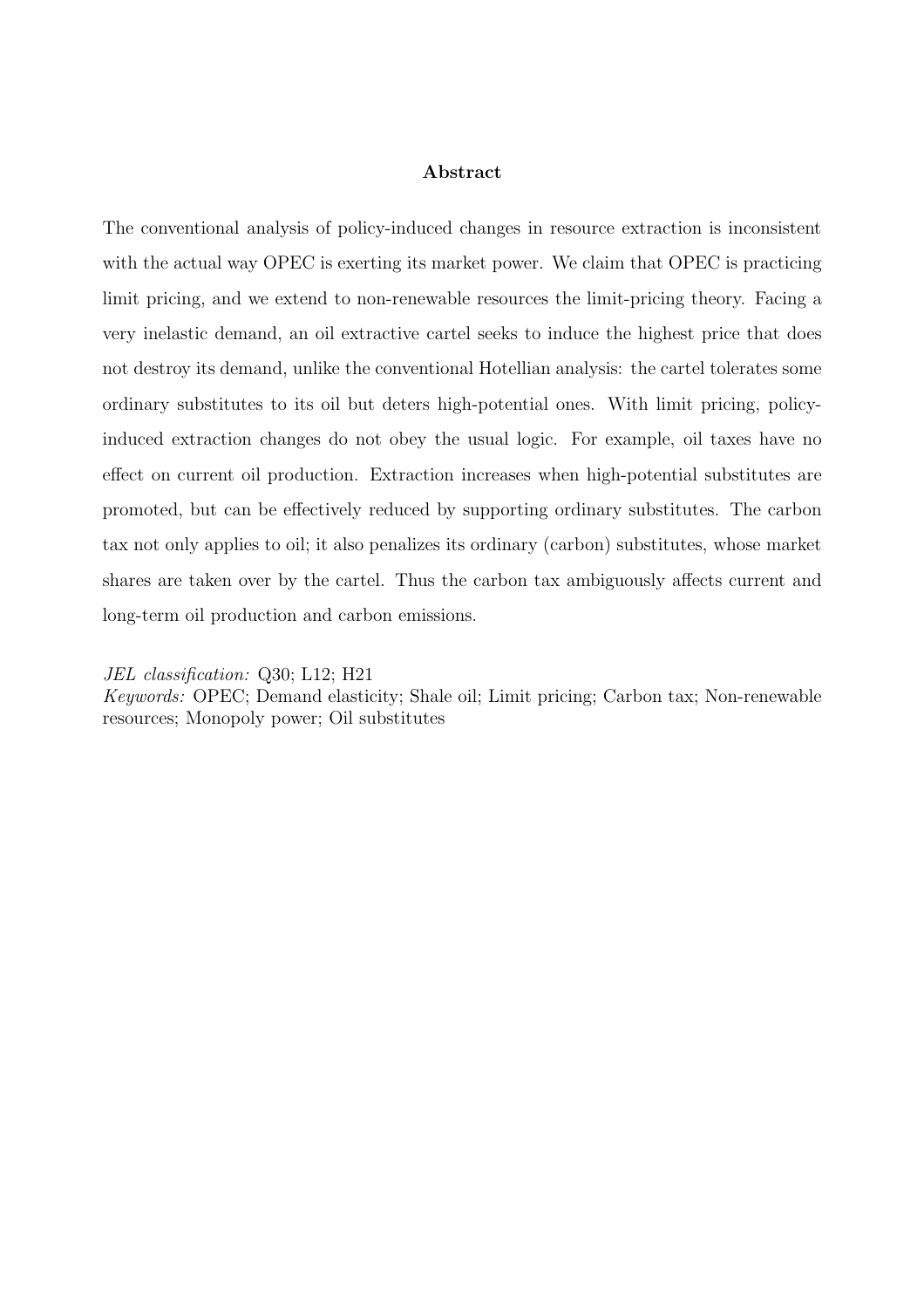## Abstract

The conventional analysis of policy-induced changes in resource extraction is inconsistent with the actual way OPEC is exerting its market power. We claim that OPEC is practicing limit pricing, and we extend to non-renewable resources the limit-pricing theory. Facing a very inelastic demand, an oil extractive cartel seeks to induce the highest price that does not destroy its demand, unlike the conventional Hotellian analysis: the cartel tolerates some ordinary substitutes to its oil but deters high-potential ones. With limit pricing, policy-induced extraction changes do not obey the usual logic. For example, oil taxes have no effect on current oil production. Extraction increases when high-potential substitutes are promoted, but can be effectively reduced by supporting ordinary substitutes. The carbon tax not only applies to oil; it also penalizes its ordinary (carbon) substitutes, whose market shares are taken over by the cartel. Thus the carbon tax ambiguously affects current and long-term oil production and carbon emissions.

*JEL classification:* Q30; L12; H21

*Keywords:* OPEC; Demand elasticity; Shale oil; Limit pricing; Carbon tax; Non-renewable resources; Monopoly power; Oil substitutes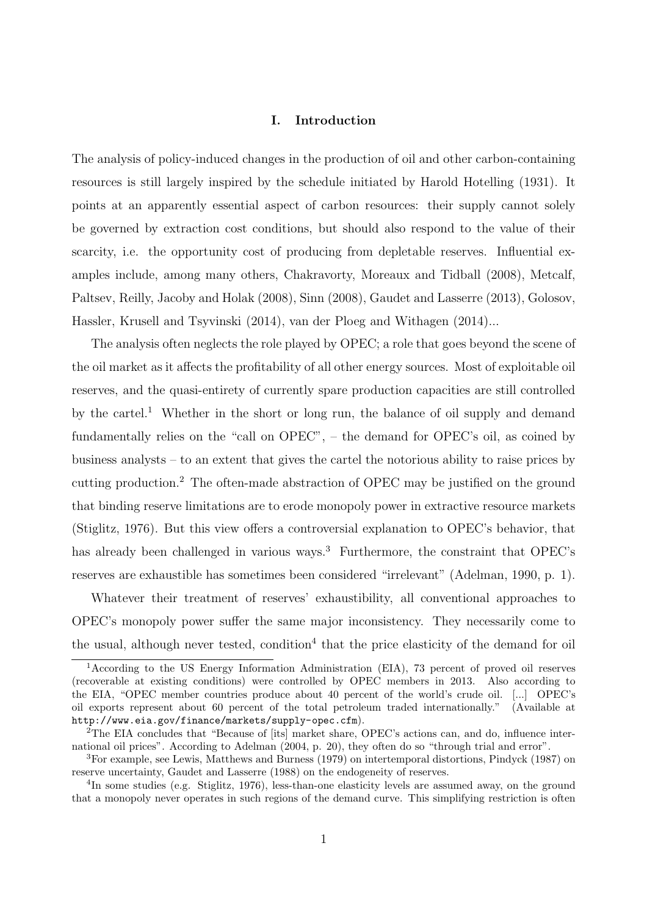# I. Introduction

The analysis of policy-induced changes in the production of oil and other carbon-containing resources is still largely inspired by the schedule initiated by Harold Hotelling (1931). It points at an apparently essential aspect of carbon resources: their supply cannot solely be governed by extraction cost conditions, but should also respond to the value of their scarcity, i.e. the opportunity cost of producing from depletable reserves. Influential examples include, among many others, Chakravorty, Moreaux and Tidball (2008), Metcalf, Paltsev, Reilly, Jacoby and Holak (2008), Sinn (2008), Gaudet and Lasserre (2013), Golosov, Hassler, Krusell and Tsyvinski (2014), van der Ploeg and Withagen (2014)...

The analysis often neglects the role played by OPEC; a role that goes beyond the scene of the oil market as it affects the profitability of all other energy sources. Most of exploitable oil reserves, and the quasi-entirety of currently spare production capacities are still controlled by the cartel.[1] Whether in the short or long run, the balance of oil supply and demand fundamentally relies on the "call on OPEC", – the demand for OPEC's oil, as coined by business analysts – to an extent that gives the cartel the notorious ability to raise prices by cutting production.[2] The often-made abstraction of OPEC may be justified on the ground that binding reserve limitations are to erode monopoly power in extractive resource markets (Stiglitz, 1976). But this view offers a controversial explanation to OPEC's behavior, that has already been challenged in various ways.[3] Furthermore, the constraint that OPEC's reserves are exhaustible has sometimes been considered "irrelevant" (Adelman, 1990, p. 1).

Whatever their treatment of reserves' exhaustibility, all conventional approaches to OPEC's monopoly power suffer the same major inconsistency. They necessarily come to the usual, although never tested, condition[4] that the price elasticity of the demand for oil

[1] According to the US Energy Information Administration (EIA), 73 percent of proved oil reserves (recoverable at existing conditions) were controlled by OPEC members in 2013. Also according to the EIA, "OPEC member countries produce about 40 percent of the world's crude oil. [...] OPEC's oil exports represent about 60 percent of the total petroleum traded internationally." (Available at http://www.eia.gov/finance/markets/supply-opec.cfm).

[2] The EIA concludes that "Because of [its] market share, OPEC's actions can, and do, influence international oil prices". According to Adelman (2004, p. 20), they often do so "through trial and error".

[3] For example, see Lewis, Matthews and Burness (1979) on intertemporal distortions, Pindyck (1987) on reserve uncertainty, Gaudet and Lasserre (1988) on the endogeneity of reserves.

[4] In some studies (e.g. Stiglitz, 1976), less-than-one elasticity levels are assumed away, on the ground that a monopoly never operates in such regions of the demand curve. This simplifying restriction is often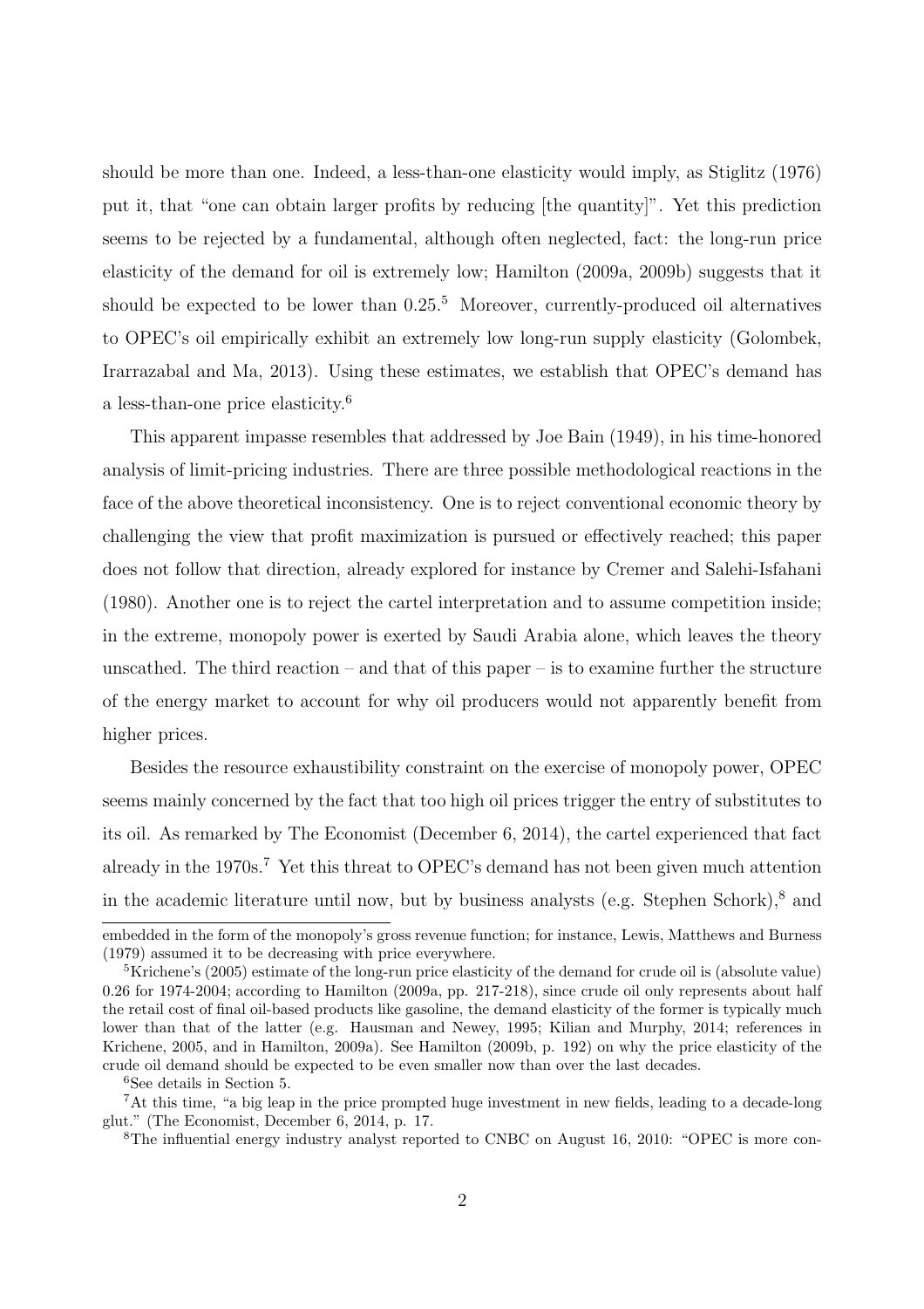should be more than one. Indeed, a less-than-one elasticity would imply, as Stiglitz (1976) put it, that "one can obtain larger profits by reducing [the quantity]". Yet this prediction seems to be rejected by a fundamental, although often neglected, fact: the long-run price elasticity of the demand for oil is extremely low; Hamilton (2009a, 2009b) suggests that it should be expected to be lower than 0.25.[5] Moreover, currently-produced oil alternatives to OPEC's oil empirically exhibit an extremely low long-run supply elasticity (Golombek, Irarrazabal and Ma, 2013). Using these estimates, we establish that OPEC's demand has a less-than-one price elasticity.[6]

This apparent impasse resembles that addressed by Joe Bain (1949), in his time-honored analysis of limit-pricing industries. There are three possible methodological reactions in the face of the above theoretical inconsistency. One is to reject conventional economic theory by challenging the view that profit maximization is pursued or effectively reached; this paper does not follow that direction, already explored for instance by Cremer and Salehi-Isfahani (1980). Another one is to reject the cartel interpretation and to assume competition inside; in the extreme, monopoly power is exerted by Saudi Arabia alone, which leaves the theory unscathed. The third reaction – and that of this paper – is to examine further the structure of the energy market to account for why oil producers would not apparently benefit from higher prices.

Besides the resource exhaustibility constraint on the exercise of monopoly power, OPEC seems mainly concerned by the fact that too high oil prices trigger the entry of substitutes to its oil. As remarked by The Economist (December 6, 2014), the cartel experienced that fact already in the 1970s.[7] Yet this threat to OPEC's demand has not been given much attention in the academic literature until now, but by business analysts (e.g. Stephen Schork),[8] and

---

embedded in the form of the monopoly's gross revenue function; for instance, Lewis, Matthews and Burness (1979) assumed it to be decreasing with price everywhere.

[5] Krichene's (2005) estimate of the long-run price elasticity of the demand for crude oil is (absolute value) 0.26 for 1974-2004; according to Hamilton (2009a, pp. 217-218), since crude oil only represents about half the retail cost of final oil-based products like gasoline, the demand elasticity of the former is typically much lower than that of the latter (e.g. Hausman and Newey, 1995; Kilian and Murphy, 2014; references in Krichene, 2005, and in Hamilton, 2009a). See Hamilton (2009b, p. 192) on why the price elasticity of the crude oil demand should be expected to be even smaller now than over the last decades.

[6] See details in Section 5.

[7] At this time, "a big leap in the price prompted huge investment in new fields, leading to a decade-long glut." (The Economist, December 6, 2014, p. 17.

[8] The influential energy industry analyst reported to CNBC on August 16, 2010: "OPEC is more con-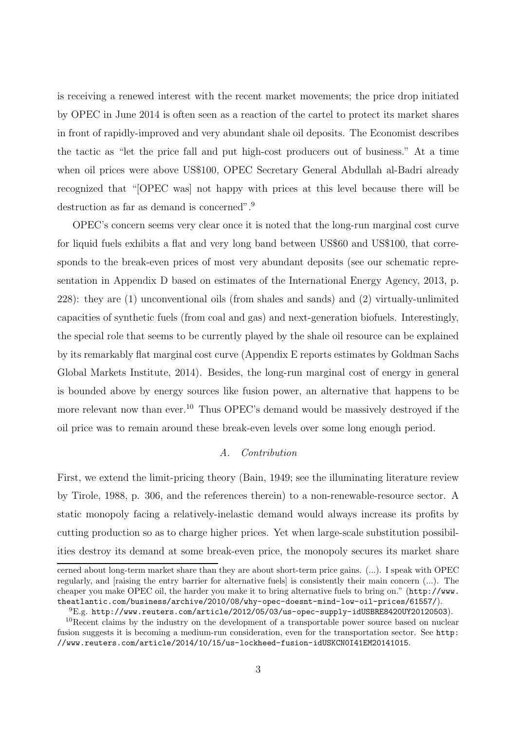is receiving a renewed interest with the recent market movements; the price drop initiated by OPEC in June 2014 is often seen as a reaction of the cartel to protect its market shares in front of rapidly-improved and very abundant shale oil deposits. The Economist describes the tactic as "let the price fall and put high-cost producers out of business." At a time when oil prices were above US$100, OPEC Secretary General Abdullah al-Badri already recognized that "[OPEC was] not happy with prices at this level because there will be destruction as far as demand is concerned".[9]

OPEC's concern seems very clear once it is noted that the long-run marginal cost curve for liquid fuels exhibits a flat and very long band between US$60 and US$100, that corresponds to the break-even prices of most very abundant deposits (see our schematic representation in Appendix D based on estimates of the International Energy Agency, 2013, p. 228): they are (1) unconventional oils (from shales and sands) and (2) virtually-unlimited capacities of synthetic fuels (from coal and gas) and next-generation biofuels. Interestingly, the special role that seems to be currently played by the shale oil resource can be explained by its remarkably flat marginal cost curve (Appendix E reports estimates by Goldman Sachs Global Markets Institute, 2014). Besides, the long-run marginal cost of energy in general is bounded above by energy sources like fusion power, an alternative that happens to be more relevant now than ever.[10] Thus OPEC's demand would be massively destroyed if the oil price was to remain around these break-even levels over some long enough period.

### A. *Contribution*

First, we extend the limit-pricing theory (Bain, 1949; see the illuminating literature review by Tirole, 1988, p. 306, and the references therein) to a non-renewable-resource sector. A static monopoly facing a relatively-inelastic demand would always increase its profits by cutting production so as to charge higher prices. Yet when large-scale substitution possibilities destroy its demand at some break-even price, the monopoly secures its market share

---

cerned about long-term market share than they are about short-term price gains. (...). I speak with OPEC regularly, and [raising the entry barrier for alternative fuels] is consistently their main concern (...). The cheaper you make OPEC oil, the harder you make it to bring alternative fuels to bring on." (`http://www.theatlantic.com/business/archive/2010/08/why-opec-doesnt-mind-low-oil-prices/61557/`).

[9] E.g. `http://www.reuters.com/article/2012/05/03/us-opec-supply-idUSBRE8420UY20120503`).

[10] Recent claims by the industry on the development of a transportable power source based on nuclear fusion suggests it is becoming a medium-run consideration, even for the transportation sector. See `http://www.reuters.com/article/2014/10/15/us-lockheed-fusion-idUSKCN0I41EM20141015`.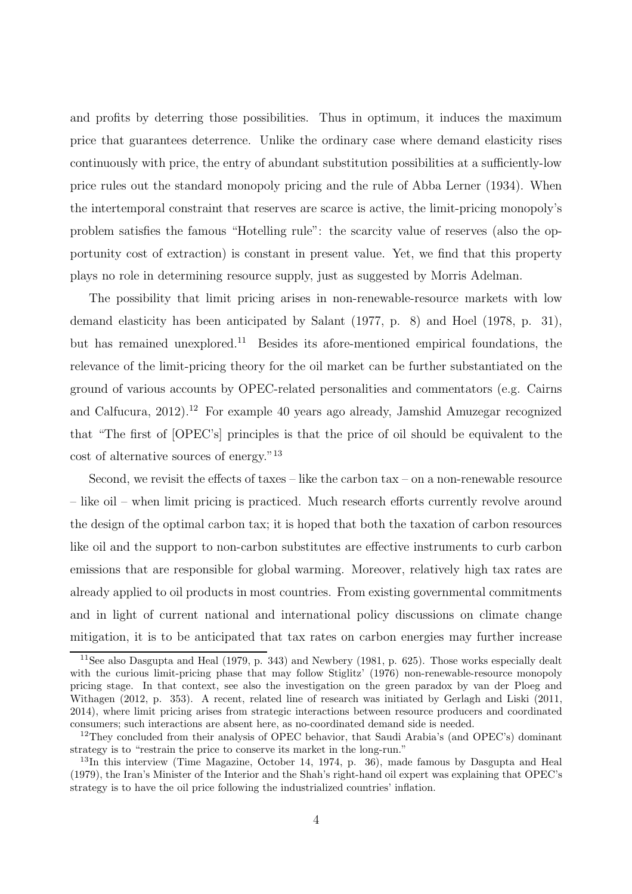and profits by deterring those possibilities. Thus in optimum, it induces the maximum price that guarantees deterrence. Unlike the ordinary case where demand elasticity rises continuously with price, the entry of abundant substitution possibilities at a sufficiently-low price rules out the standard monopoly pricing and the rule of Abba Lerner (1934). When the intertemporal constraint that reserves are scarce is active, the limit-pricing monopoly's problem satisfies the famous "Hotelling rule": the scarcity value of reserves (also the opportunity cost of extraction) is constant in present value. Yet, we find that this property plays no role in determining resource supply, just as suggested by Morris Adelman.

The possibility that limit pricing arises in non-renewable-resource markets with low demand elasticity has been anticipated by Salant (1977, p. 8) and Hoel (1978, p. 31), but has remained unexplored.[11] Besides its afore-mentioned empirical foundations, the relevance of the limit-pricing theory for the oil market can be further substantiated on the ground of various accounts by OPEC-related personalities and commentators (e.g. Cairns and Calfucura, 2012).[12] For example 40 years ago already, Jamshid Amuzegar recognized that "The first of [OPEC's] principles is that the price of oil should be equivalent to the cost of alternative sources of energy."[13]

Second, we revisit the effects of taxes – like the carbon tax – on a non-renewable resource – like oil – when limit pricing is practiced. Much research efforts currently revolve around the design of the optimal carbon tax; it is hoped that both the taxation of carbon resources like oil and the support to non-carbon substitutes are effective instruments to curb carbon emissions that are responsible for global warming. Moreover, relatively high tax rates are already applied to oil products in most countries. From existing governmental commitments and in light of current national and international policy discussions on climate change mitigation, it is to be anticipated that tax rates on carbon energies may further increase

[11] See also Dasgupta and Heal (1979, p. 343) and Newbery (1981, p. 625). Those works especially dealt with the curious limit-pricing phase that may follow Stiglitz' (1976) non-renewable-resource monopoly pricing stage. In that context, see also the investigation on the green paradox by van der Ploeg and Withagen (2012, p. 353). A recent, related line of research was initiated by Gerlagh and Liski (2011, 2014), where limit pricing arises from strategic interactions between resource producers and coordinated consumers; such interactions are absent here, as no-coordinated demand side is needed.

[12] They concluded from their analysis of OPEC behavior, that Saudi Arabia's (and OPEC's) dominant strategy is to "restrain the price to conserve its market in the long-run."

[13] In this interview (Time Magazine, October 14, 1974, p. 36), made famous by Dasgupta and Heal (1979), the Iran's Minister of the Interior and the Shah's right-hand oil expert was explaining that OPEC's strategy is to have the oil price following the industrialized countries' inflation.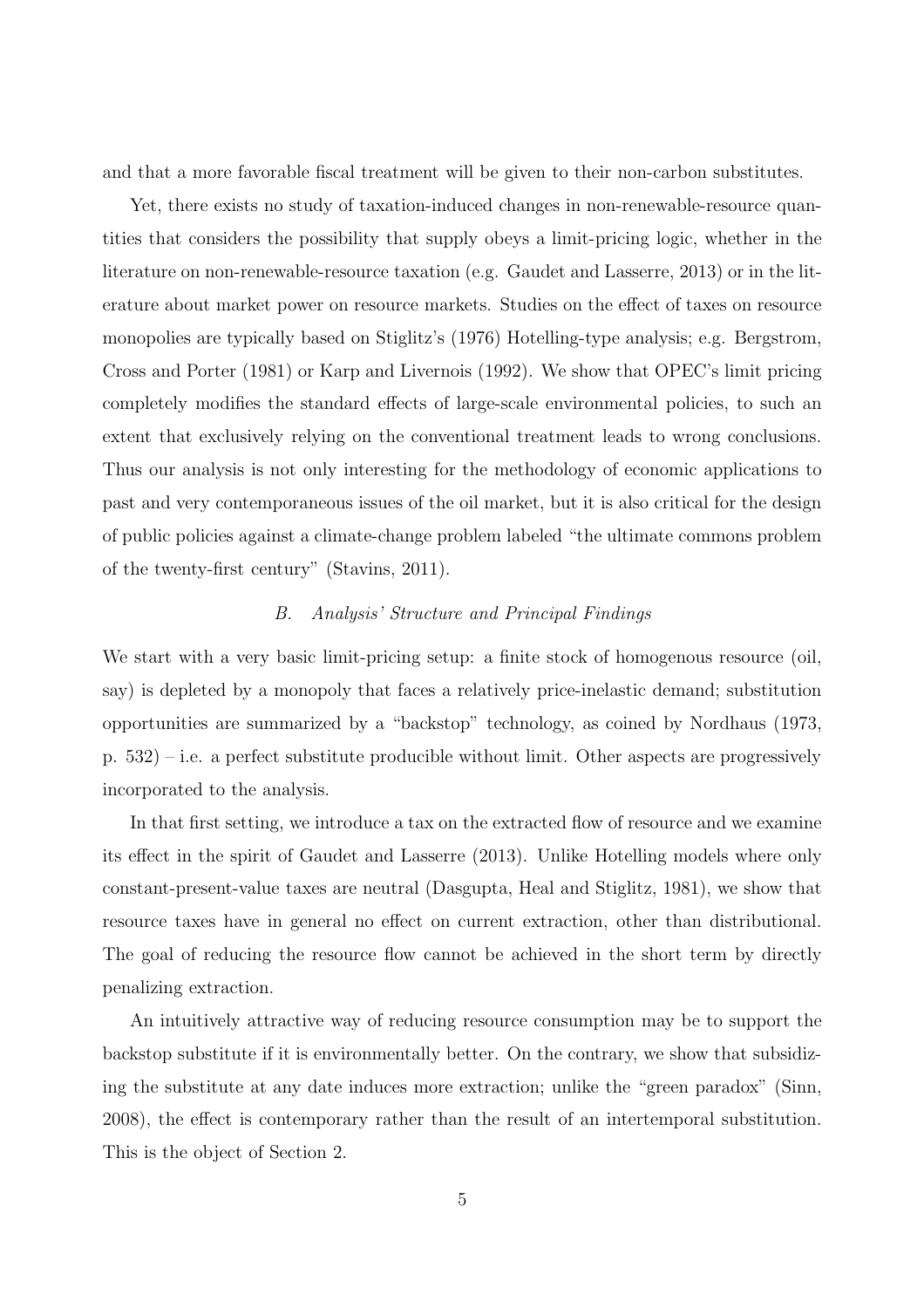and that a more favorable fiscal treatment will be given to their non-carbon substitutes.

Yet, there exists no study of taxation-induced changes in non-renewable-resource quantities that considers the possibility that supply obeys a limit-pricing logic, whether in the literature on non-renewable-resource taxation (e.g. Gaudet and Lasserre, 2013) or in the literature about market power on resource markets. Studies on the effect of taxes on resource monopolies are typically based on Stiglitz's (1976) Hotelling-type analysis; e.g. Bergstrom, Cross and Porter (1981) or Karp and Livernois (1992). We show that OPEC's limit pricing completely modifies the standard effects of large-scale environmental policies, to such an extent that exclusively relying on the conventional treatment leads to wrong conclusions. Thus our analysis is not only interesting for the methodology of economic applications to past and very contemporaneous issues of the oil market, but it is also critical for the design of public policies against a climate-change problem labeled "the ultimate commons problem of the twenty-first century" (Stavins, 2011).

### *B. Analysis' Structure and Principal Findings*

We start with a very basic limit-pricing setup: a finite stock of homogenous resource (oil, say) is depleted by a monopoly that faces a relatively price-inelastic demand; substitution opportunities are summarized by a "backstop" technology, as coined by Nordhaus (1973, p. 532) – i.e. a perfect substitute producible without limit. Other aspects are progressively incorporated to the analysis.

In that first setting, we introduce a tax on the extracted flow of resource and we examine its effect in the spirit of Gaudet and Lasserre (2013). Unlike Hotelling models where only constant-present-value taxes are neutral (Dasgupta, Heal and Stiglitz, 1981), we show that resource taxes have in general no effect on current extraction, other than distributional. The goal of reducing the resource flow cannot be achieved in the short term by directly penalizing extraction.

An intuitively attractive way of reducing resource consumption may be to support the backstop substitute if it is environmentally better. On the contrary, we show that subsidizing the substitute at any date induces more extraction; unlike the "green paradox" (Sinn, 2008), the effect is contemporary rather than the result of an intertemporal substitution. This is the object of Section 2.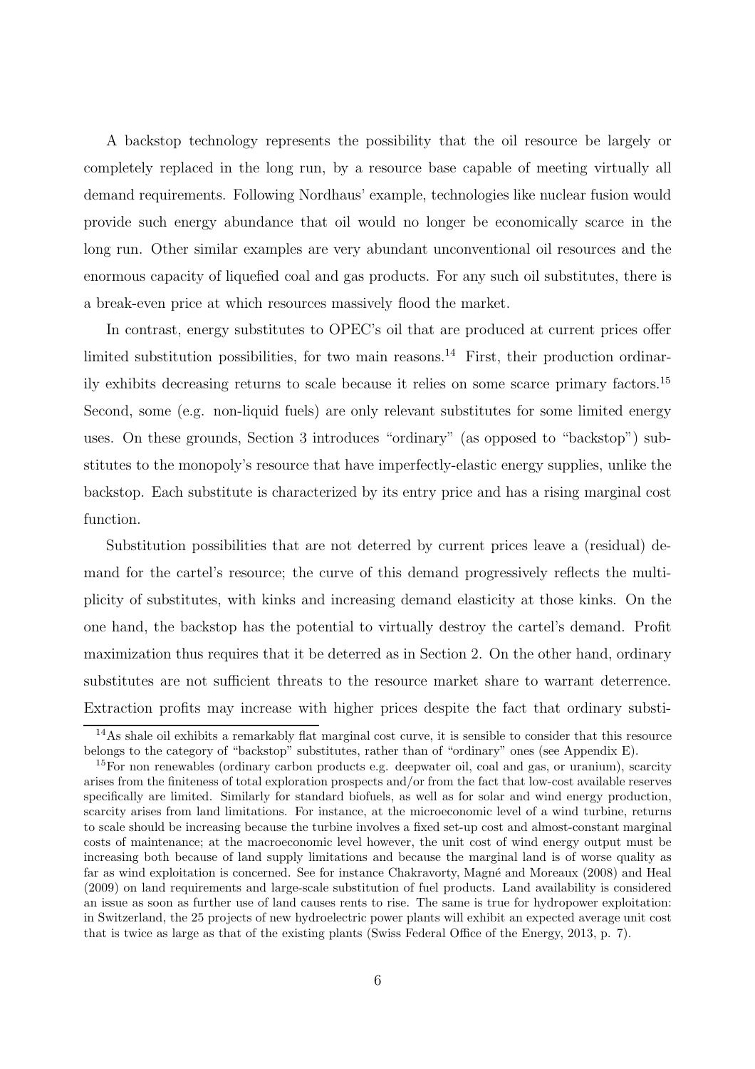A backstop technology represents the possibility that the oil resource be largely or completely replaced in the long run, by a resource base capable of meeting virtually all demand requirements. Following Nordhaus' example, technologies like nuclear fusion would provide such energy abundance that oil would no longer be economically scarce in the long run. Other similar examples are very abundant unconventional oil resources and the enormous capacity of liquefied coal and gas products. For any such oil substitutes, there is a break-even price at which resources massively flood the market.

In contrast, energy substitutes to OPEC's oil that are produced at current prices offer limited substitution possibilities, for two main reasons.[14] First, their production ordinarily exhibits decreasing returns to scale because it relies on some scarce primary factors.[15] Second, some (e.g. non-liquid fuels) are only relevant substitutes for some limited energy uses. On these grounds, Section 3 introduces "ordinary" (as opposed to "backstop") substitutes to the monopoly's resource that have imperfectly-elastic energy supplies, unlike the backstop. Each substitute is characterized by its entry price and has a rising marginal cost function.

Substitution possibilities that are not deterred by current prices leave a (residual) demand for the cartel's resource; the curve of this demand progressively reflects the multiplicity of substitutes, with kinks and increasing demand elasticity at those kinks. On the one hand, the backstop has the potential to virtually destroy the cartel's demand. Profit maximization thus requires that it be deterred as in Section 2. On the other hand, ordinary substitutes are not sufficient threats to the resource market share to warrant deterrence. Extraction profits may increase with higher prices despite the fact that ordinary substi-

[14]As shale oil exhibits a remarkably flat marginal cost curve, it is sensible to consider that this resource belongs to the category of "backstop" substitutes, rather than of "ordinary" ones (see Appendix E).

[15]For non renewables (ordinary carbon products e.g. deepwater oil, coal and gas, or uranium), scarcity arises from the finiteness of total exploration prospects and/or from the fact that low-cost available reserves specifically are limited. Similarly for standard biofuels, as well as for solar and wind energy production, scarcity arises from land limitations. For instance, at the microeconomic level of a wind turbine, returns to scale should be increasing because the turbine involves a fixed set-up cost and almost-constant marginal costs of maintenance; at the macroeconomic level however, the unit cost of wind energy output must be increasing both because of land supply limitations and because the marginal land is of worse quality as far as wind exploitation is concerned. See for instance Chakravorty, Magné and Moreaux (2008) and Heal (2009) on land requirements and large-scale substitution of fuel products. Land availability is considered an issue as soon as further use of land causes rents to rise. The same is true for hydropower exploitation: in Switzerland, the 25 projects of new hydroelectric power plants will exhibit an expected average unit cost that is twice as large as that of the existing plants (Swiss Federal Office of the Energy, 2013, p. 7).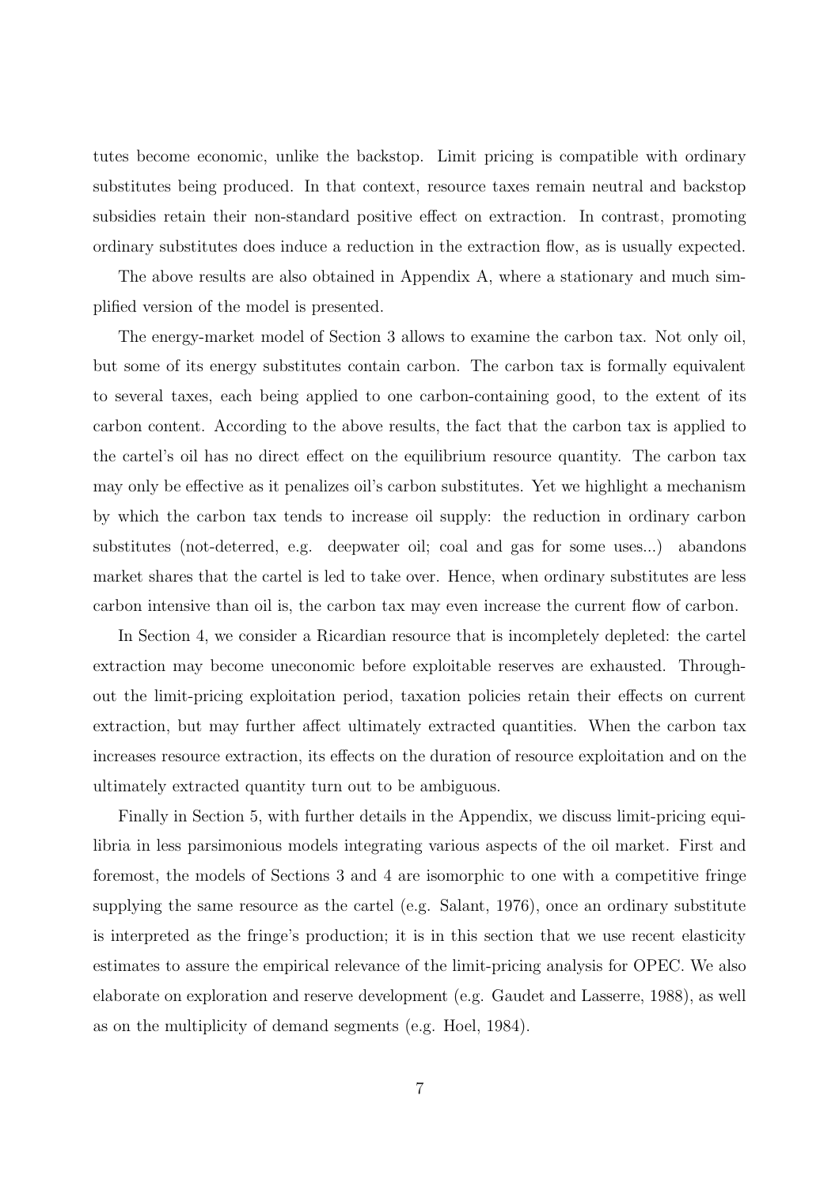tutes become economic, unlike the backstop. Limit pricing is compatible with ordinary substitutes being produced. In that context, resource taxes remain neutral and backstop subsidies retain their non-standard positive effect on extraction. In contrast, promoting ordinary substitutes does induce a reduction in the extraction flow, as is usually expected.

The above results are also obtained in Appendix A, where a stationary and much simplified version of the model is presented.

The energy-market model of Section 3 allows to examine the carbon tax. Not only oil, but some of its energy substitutes contain carbon. The carbon tax is formally equivalent to several taxes, each being applied to one carbon-containing good, to the extent of its carbon content. According to the above results, the fact that the carbon tax is applied to the cartel's oil has no direct effect on the equilibrium resource quantity. The carbon tax may only be effective as it penalizes oil's carbon substitutes. Yet we highlight a mechanism by which the carbon tax tends to increase oil supply: the reduction in ordinary carbon substitutes (not-deterred, e.g. deepwater oil; coal and gas for some uses...) abandons market shares that the cartel is led to take over. Hence, when ordinary substitutes are less carbon intensive than oil is, the carbon tax may even increase the current flow of carbon.

In Section 4, we consider a Ricardian resource that is incompletely depleted: the cartel extraction may become uneconomic before exploitable reserves are exhausted. Throughout the limit-pricing exploitation period, taxation policies retain their effects on current extraction, but may further affect ultimately extracted quantities. When the carbon tax increases resource extraction, its effects on the duration of resource exploitation and on the ultimately extracted quantity turn out to be ambiguous.

Finally in Section 5, with further details in the Appendix, we discuss limit-pricing equilibria in less parsimonious models integrating various aspects of the oil market. First and foremost, the models of Sections 3 and 4 are isomorphic to one with a competitive fringe supplying the same resource as the cartel (e.g. Salant, 1976), once an ordinary substitute is interpreted as the fringe's production; it is in this section that we use recent elasticity estimates to assure the empirical relevance of the limit-pricing analysis for OPEC. We also elaborate on exploration and reserve development (e.g. Gaudet and Lasserre, 1988), as well as on the multiplicity of demand segments (e.g. Hoel, 1984).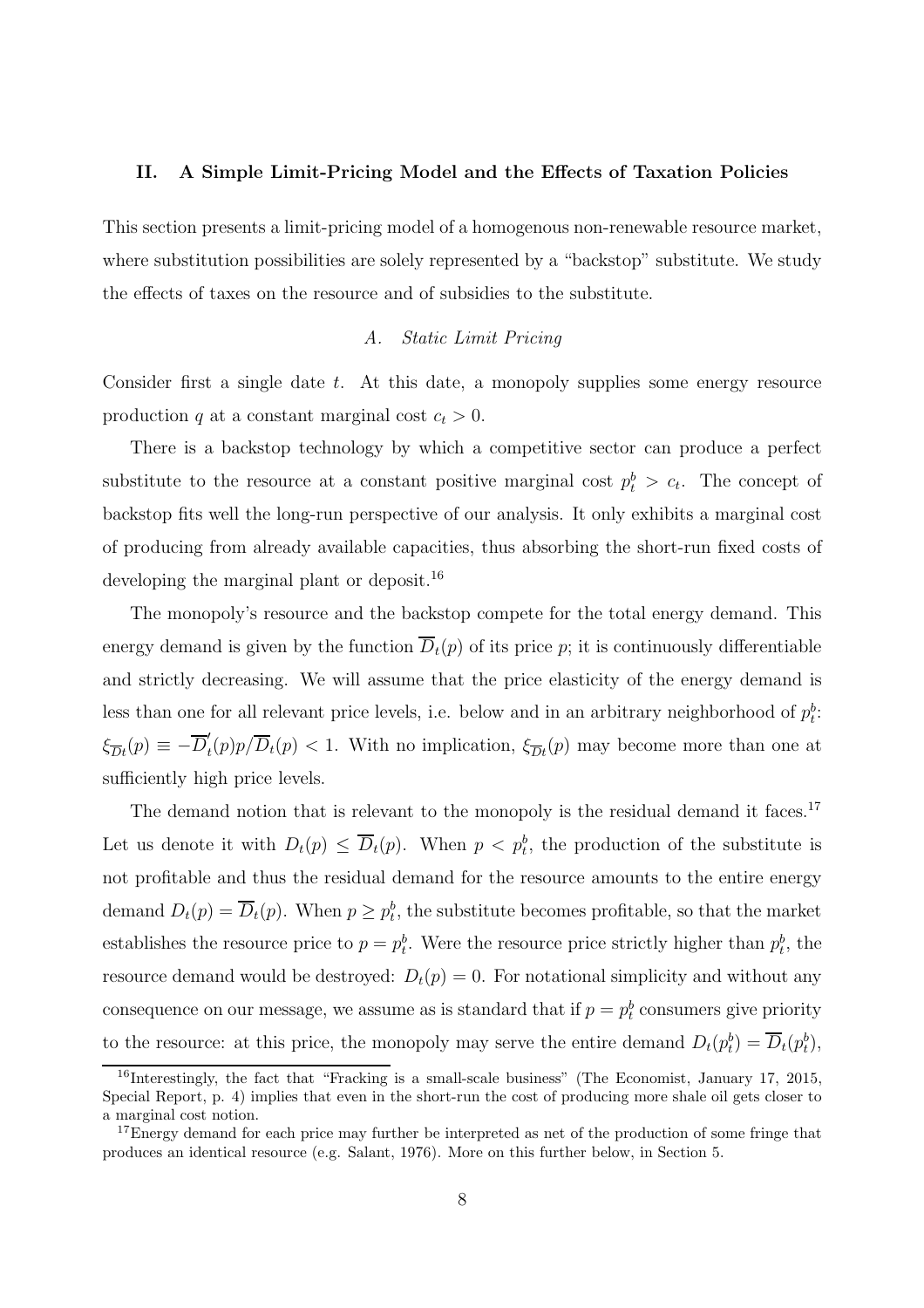## II. A Simple Limit-Pricing Model and the Effects of Taxation Policies

This section presents a limit-pricing model of a homogenous non-renewable resource market, where substitution possibilities are solely represented by a "backstop" substitute. We study the effects of taxes on the resource and of subsidies to the substitute.

### *A. Static Limit Pricing*

Consider first a single date $t$. At this date, a monopoly supplies some energy resource production $q$ at a constant marginal cost $c_t > 0$.

There is a backstop technology by which a competitive sector can produce a perfect substitute to the resource at a constant positive marginal cost $p_t^b > c_t$. The concept of backstop fits well the long-run perspective of our analysis. It only exhibits a marginal cost of producing from already available capacities, thus absorbing the short-run fixed costs of developing the marginal plant or deposit.[16]

The monopoly's resource and the backstop compete for the total energy demand. This energy demand is given by the function $\overline{D}_t(p)$ of its price $p$; it is continuously differentiable and strictly decreasing. We will assume that the price elasticity of the energy demand is less than one for all relevant price levels, i.e. below and in an arbitrary neighborhood of $p_t^b$: $\xi_{\overline{D}t}(p) \equiv -\overline{D}_t'(p)p/\overline{D}_t(p) < 1$. With no implication, $\xi_{\overline{D}t}(p)$ may become more than one at sufficiently high price levels.

The demand notion that is relevant to the monopoly is the residual demand it faces.[17] Let us denote it with $D_t(p) \leq \overline{D}_t(p)$. When $p < p_t^b$, the production of the substitute is not profitable and thus the residual demand for the resource amounts to the entire energy demand $D_t(p) = \overline{D}_t(p)$. When $p \geq p_t^b$, the substitute becomes profitable, so that the market establishes the resource price to $p = p_t^b$. Were the resource price strictly higher than $p_t^b$, the resource demand would be destroyed: $D_t(p) = 0$. For notational simplicity and without any consequence on our message, we assume as is standard that if $p = p_t^b$ consumers give priority to the resource: at this price, the monopoly may serve the entire demand $D_t(p_t^b) = \overline{D}_t(p_t^b)$,

[16] Interestingly, the fact that "Fracking is a small-scale business" (The Economist, January 17, 2015, Special Report, p. 4) implies that even in the short-run the cost of producing more shale oil gets closer to a marginal cost notion.

[17] Energy demand for each price may further be interpreted as net of the production of some fringe that produces an identical resource (e.g. Salant, 1976). More on this further below, in Section 5.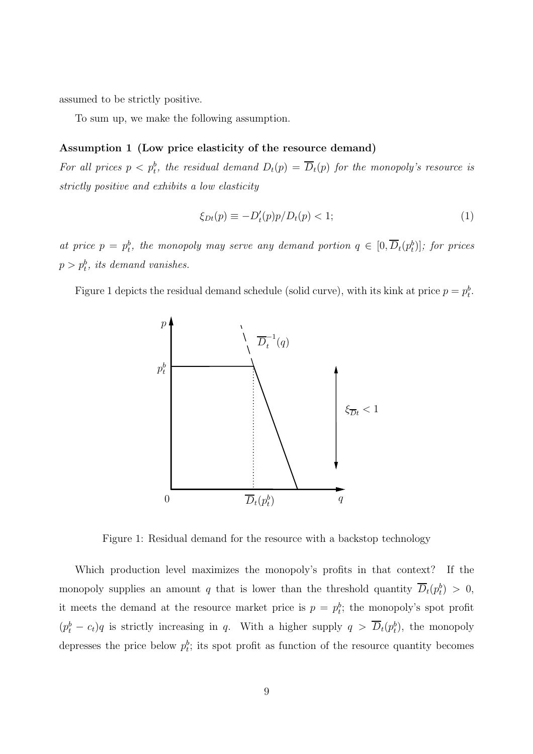assumed to be strictly positive.

To sum up, we make the following assumption.

**Assumption 1 (Low price elasticity of the resource demand)**
*For all prices $p < p_t^b$, the residual demand $D_t(p) = \overline{D}_t(p)$ for the monopoly's resource is strictly positive and exhibits a low elasticity*

$$\xi_{Dt}(p) \equiv -D_t'(p)p/D_t(p) < 1; \tag{1}$$

*at price $p = p_t^b$, the monopoly may serve any demand portion $q \in [0, \overline{D}_t(p_t^b)]$; for prices $p > p_t^b$, its demand vanishes.*

Figure 1 depicts the residual demand schedule (solid curve), with its kink at price $p = p_t^b$.

Figure 1: Residual demand for the resource with a backstop technology

Which production level maximizes the monopoly's profits in that context? If the monopoly supplies an amount $q$ that is lower than the threshold quantity $\overline{D}_t(p_t^b) > 0$, it meets the demand at the resource market price is $p = p_t^b$; the monopoly's spot profit $(p_t^b - c_t)q$ is strictly increasing in $q$. With a higher supply $q > \overline{D}_t(p_t^b)$, the monopoly depresses the price below $p_t^b$; its spot profit as function of the resource quantity becomes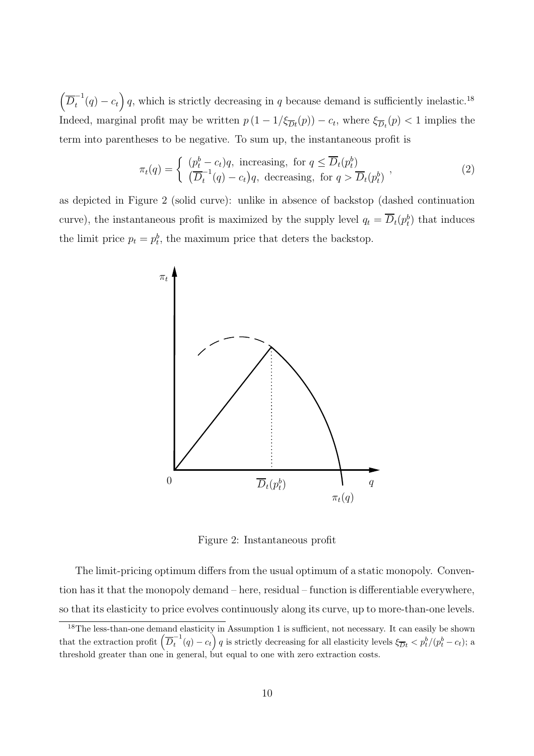$\left(\overline{D}_t^{-1}(q) - c_t\right) q$, which is strictly decreasing in $q$ because demand is sufficiently inelastic.[18] Indeed, marginal profit may be written $p\left(1 - 1/\xi_{\overline{D}t}(p)\right) - c_t$, where $\xi_{\overline{D}_t}(p) < 1$ implies the term into parentheses to be negative. To sum up, the instantaneous profit is

$$\pi_t(q) = \begin{cases} (p_t^b - c_t)q, \text{ increasing, for } q \leq \overline{D}_t(p_t^b) \\ \left(\overline{D}_t^{-1}(q) - c_t\right)q, \text{ decreasing, for } q > \overline{D}_t(p_t^b) \end{cases}, \tag{2}$$

as depicted in Figure 2 (solid curve): unlike in absence of backstop (dashed continuation curve), the instantaneous profit is maximized by the supply level $q_t = \overline{D}_t(p_t^b)$ that induces the limit price $p_t = p_t^b$, the maximum price that deters the backstop.

Figure 2: Instantaneous profit

The limit-pricing optimum differs from the usual optimum of a static monopoly. Convention has it that the monopoly demand – here, residual – function is differentiable everywhere, so that its elasticity to price evolves continuously along its curve, up to more-than-one levels.

[18] The less-than-one demand elasticity in Assumption 1 is sufficient, not necessary. It can easily be shown that the extraction profit $\left(\overline{D}_t^{-1}(q) - c_t\right) q$ is strictly decreasing for all elasticity levels $\xi_{\overline{D}t} < p_t^b/(p_t^b - c_t)$; a threshold greater than one in general, but equal to one with zero extraction costs.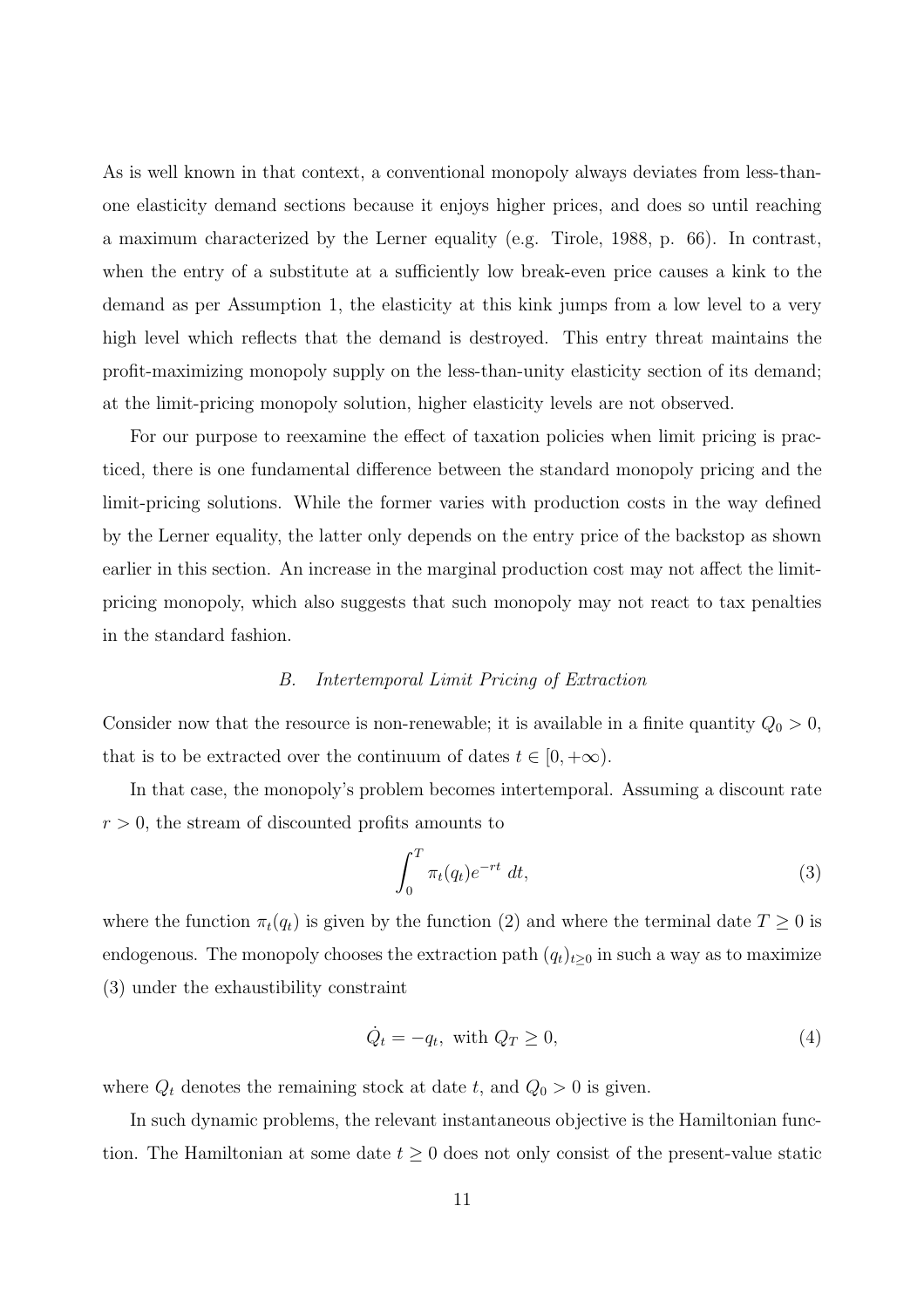As is well known in that context, a conventional monopoly always deviates from less-than-one elasticity demand sections because it enjoys higher prices, and does so until reaching a maximum characterized by the Lerner equality (e.g. Tirole, 1988, p. 66). In contrast, when the entry of a substitute at a sufficiently low break-even price causes a kink to the demand as per Assumption 1, the elasticity at this kink jumps from a low level to a very high level which reflects that the demand is destroyed. This entry threat maintains the profit-maximizing monopoly supply on the less-than-unity elasticity section of its demand; at the limit-pricing monopoly solution, higher elasticity levels are not observed.

For our purpose to reexamine the effect of taxation policies when limit pricing is practiced, there is one fundamental difference between the standard monopoly pricing and the limit-pricing solutions. While the former varies with production costs in the way defined by the Lerner equality, the latter only depends on the entry price of the backstop as shown earlier in this section. An increase in the marginal production cost may not affect the limit-pricing monopoly, which also suggests that such monopoly may not react to tax penalties in the standard fashion.

### B. *Intertemporal Limit Pricing of Extraction*

Consider now that the resource is non-renewable; it is available in a finite quantity $Q_0 > 0$, that is to be extracted over the continuum of dates $t \in [0, +\infty)$.

In that case, the monopoly's problem becomes intertemporal. Assuming a discount rate $r > 0$, the stream of discounted profits amounts to

$$\int_0^T \pi_t(q_t) e^{-rt} \, dt, \tag{3}$$

where the function $\pi_t(q_t)$ is given by the function (2) and where the terminal date $T \geq 0$ is endogenous. The monopoly chooses the extraction path $(q_t)_{t \geq 0}$ in such a way as to maximize (3) under the exhaustibility constraint

$$\dot{Q}_t = -q_t, \text{ with } Q_T \geq 0, \tag{4}$$

where $Q_t$ denotes the remaining stock at date $t$, and $Q_0 > 0$ is given.

In such dynamic problems, the relevant instantaneous objective is the Hamiltonian function. The Hamiltonian at some date $t \geq 0$ does not only consist of the present-value static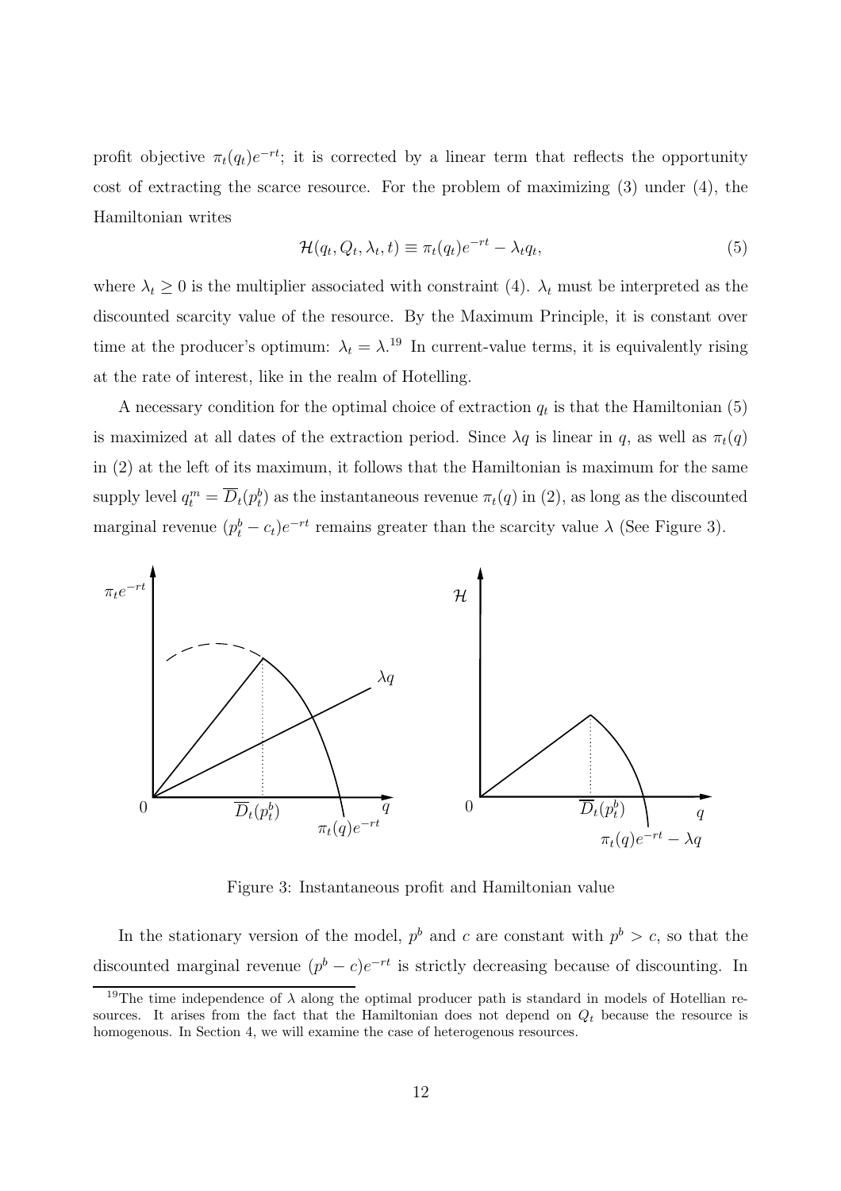profit objective $\pi_t(q_t)e^{-rt}$; it is corrected by a linear term that reflects the opportunity cost of extracting the scarce resource. For the problem of maximizing (3) under (4), the Hamiltonian writes

$$\mathcal{H}(q_t, Q_t, \lambda_t, t) \equiv \pi_t(q_t)e^{-rt} - \lambda_t q_t, \tag{5}$$

where $\lambda_t \geq 0$ is the multiplier associated with constraint (4). $\lambda_t$ must be interpreted as the discounted scarcity value of the resource. By the Maximum Principle, it is constant over time at the producer's optimum: $\lambda_t = \lambda$.[19] In current-value terms, it is equivalently rising at the rate of interest, like in the realm of Hotelling.

A necessary condition for the optimal choice of extraction $q_t$ is that the Hamiltonian (5) is maximized at all dates of the extraction period. Since $\lambda q$ is linear in $q$, as well as $\pi_t(q)$ in (2) at the left of its maximum, it follows that the Hamiltonian is maximum for the same supply level $q_t^m = \overline{D}_t(p_t^b)$ as the instantaneous revenue $\pi_t(q)$ in (2), as long as the discounted marginal revenue $(p_t^b - c_t)e^{-rt}$ remains greater than the scarcity value $\lambda$ (See Figure 3).

Figure 3: Instantaneous profit and Hamiltonian value

In the stationary version of the model, $p^b$ and $c$ are constant with $p^b > c$, so that the discounted marginal revenue $(p^b - c)e^{-rt}$ is strictly decreasing because of discounting. In

[19]The time independence of $\lambda$ along the optimal producer path is standard in models of Hotellian resources. It arises from the fact that the Hamiltonian does not depend on $Q_t$ because the resource is homogenous. In Section 4, we will examine the case of heterogenous resources.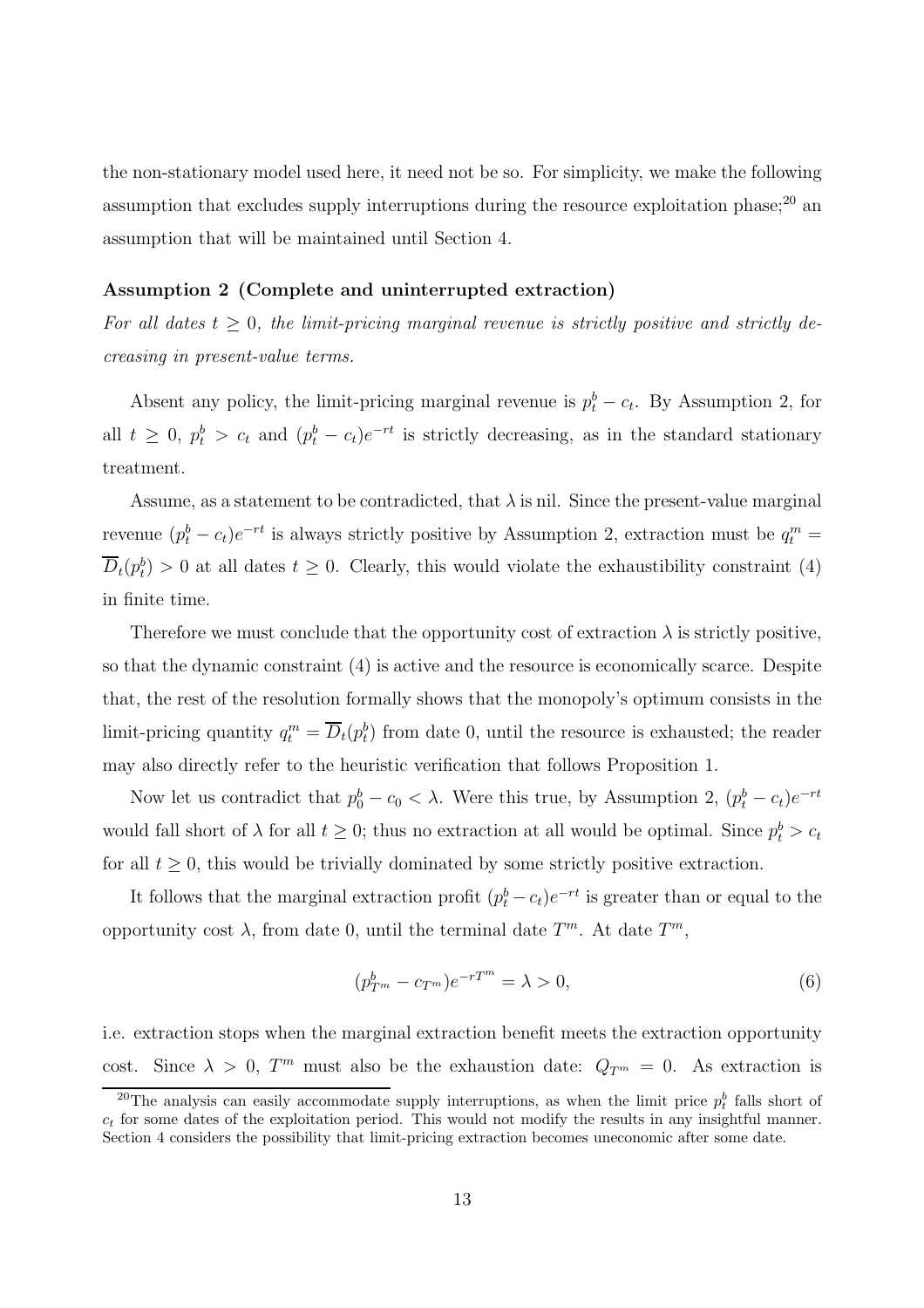the non-stationary model used here, it need not be so. For simplicity, we make the following assumption that excludes supply interruptions during the resource exploitation phase;[20] an assumption that will be maintained until Section 4.

**Assumption 2 (Complete and uninterrupted extraction)**

*For all dates $t \geq 0$, the limit-pricing marginal revenue is strictly positive and strictly decreasing in present-value terms.*

Absent any policy, the limit-pricing marginal revenue is $p_t^b - c_t$. By Assumption 2, for all $t \geq 0$, $p_t^b > c_t$ and $(p_t^b - c_t)e^{-rt}$ is strictly decreasing, as in the standard stationary treatment.

Assume, as a statement to be contradicted, that $\lambda$ is nil. Since the present-value marginal revenue $(p_t^b - c_t)e^{-rt}$ is always strictly positive by Assumption 2, extraction must be $q_t^m = \overline{D}_t(p_t^b) > 0$ at all dates $t \geq 0$. Clearly, this would violate the exhaustibility constraint (4) in finite time.

Therefore we must conclude that the opportunity cost of extraction $\lambda$ is strictly positive, so that the dynamic constraint (4) is active and the resource is economically scarce. Despite that, the rest of the resolution formally shows that the monopoly's optimum consists in the limit-pricing quantity $q_t^m = \overline{D}_t(p_t^b)$ from date 0, until the resource is exhausted; the reader may also directly refer to the heuristic verification that follows Proposition 1.

Now let us contradict that $p_0^b - c_0 < \lambda$. Were this true, by Assumption 2, $(p_t^b - c_t)e^{-rt}$ would fall short of $\lambda$ for all $t \geq 0$; thus no extraction at all would be optimal. Since $p_t^b > c_t$ for all $t \geq 0$, this would be trivially dominated by some strictly positive extraction.

It follows that the marginal extraction profit $(p_t^b - c_t)e^{-rt}$ is greater than or equal to the opportunity cost $\lambda$, from date 0, until the terminal date $T^m$. At date $T^m$,

$$(p_{T^m}^b - c_{T^m})e^{-rT^m} = \lambda > 0, \tag{6}$$

i.e. extraction stops when the marginal extraction benefit meets the extraction opportunity cost. Since $\lambda > 0$, $T^m$ must also be the exhaustion date: $Q_{T^m} = 0$. As extraction is

[20] The analysis can easily accommodate supply interruptions, as when the limit price $p_t^b$ falls short of $c_t$ for some dates of the exploitation period. This would not modify the results in any insightful manner. Section 4 considers the possibility that limit-pricing extraction becomes uneconomic after some date.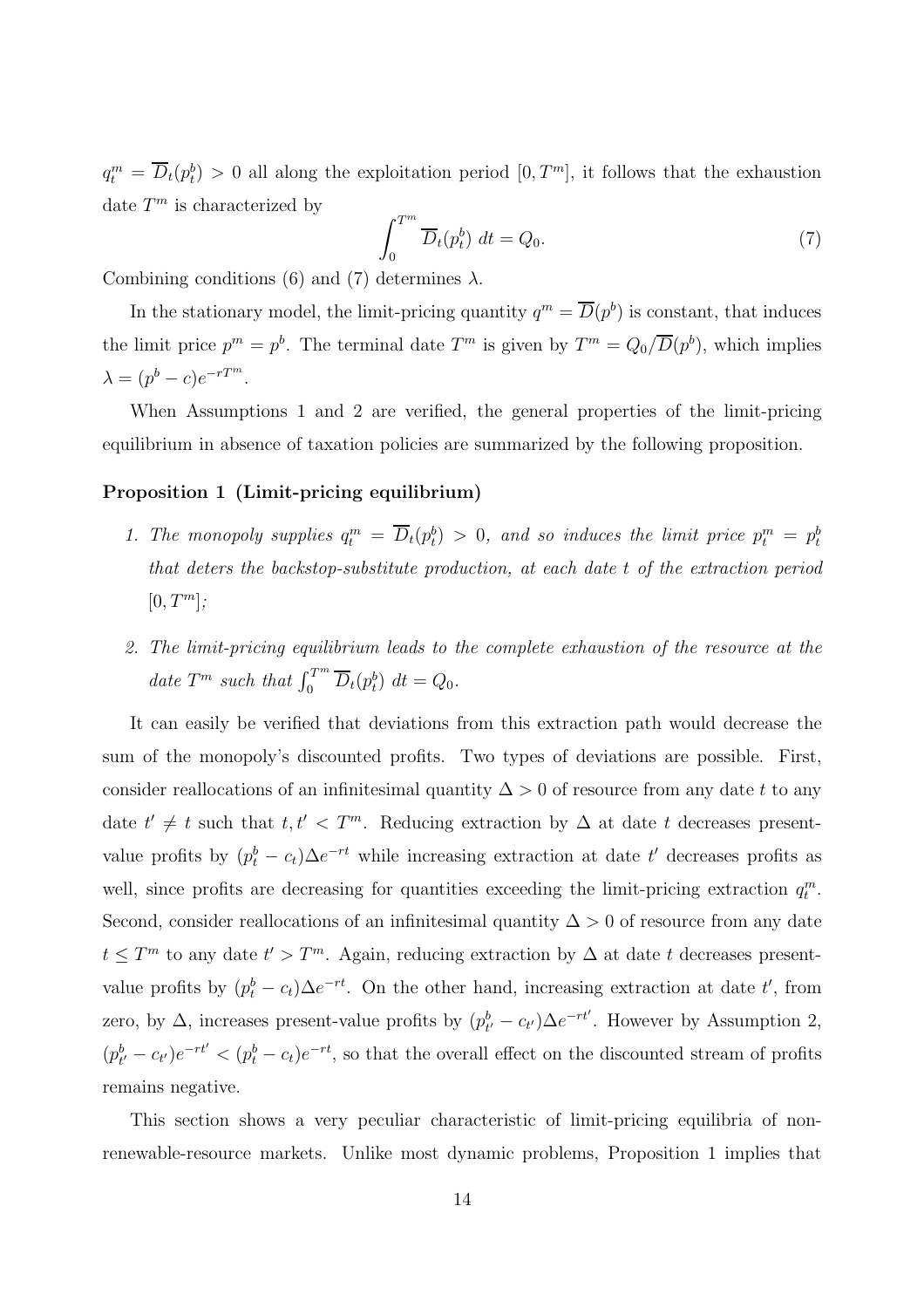$q_t^m = \overline{D}_t(p_t^b) > 0$ all along the exploitation period $[0, T^m]$, it follows that the exhaustion date $T^m$ is characterized by

$$\int_0^{T^m} \overline{D}_t(p_t^b)\ dt = Q_0. \tag{7}$$

Combining conditions (6) and (7) determines $\lambda$.

In the stationary model, the limit-pricing quantity $q^m = \overline{D}(p^b)$ is constant, that induces the limit price $p^m = p^b$. The terminal date $T^m$ is given by $T^m = Q_0/\overline{D}(p^b)$, which implies $\lambda = (p^b - c)e^{-rT^m}$.

When Assumptions 1 and 2 are verified, the general properties of the limit-pricing equilibrium in absence of taxation policies are summarized by the following proposition.

**Proposition 1 (Limit-pricing equilibrium)**

1. *The monopoly supplies* $q_t^m = \overline{D}_t(p_t^b) > 0$*, and so induces the limit price* $p_t^m = p_t^b$ *that deters the backstop-substitute production, at each date* $t$ *of the extraction period* $[0, T^m]$*;*

2. *The limit-pricing equilibrium leads to the complete exhaustion of the resource at the date* $T^m$ *such that* $\int_0^{T^m} \overline{D}_t(p_t^b)\ dt = Q_0$*.*

It can easily be verified that deviations from this extraction path would decrease the sum of the monopoly's discounted profits. Two types of deviations are possible. First, consider reallocations of an infinitesimal quantity $\Delta > 0$ of resource from any date $t$ to any date $t' \neq t$ such that $t, t' < T^m$. Reducing extraction by $\Delta$ at date $t$ decreases present-value profits by $(p_t^b - c_t)\Delta e^{-rt}$ while increasing extraction at date $t'$ decreases profits as well, since profits are decreasing for quantities exceeding the limit-pricing extraction $q_t^m$. Second, consider reallocations of an infinitesimal quantity $\Delta > 0$ of resource from any date $t \leq T^m$ to any date $t' > T^m$. Again, reducing extraction by $\Delta$ at date $t$ decreases present-value profits by $(p_t^b - c_t)\Delta e^{-rt}$. On the other hand, increasing extraction at date $t'$, from zero, by $\Delta$, increases present-value profits by $(p_{t'}^b - c_{t'})\Delta e^{-rt'}$. However by Assumption 2, $(p_{t'}^b - c_{t'})e^{-rt'} < (p_t^b - c_t)e^{-rt}$, so that the overall effect on the discounted stream of profits remains negative.

This section shows a very peculiar characteristic of limit-pricing equilibria of non-renewable-resource markets. Unlike most dynamic problems, Proposition 1 implies that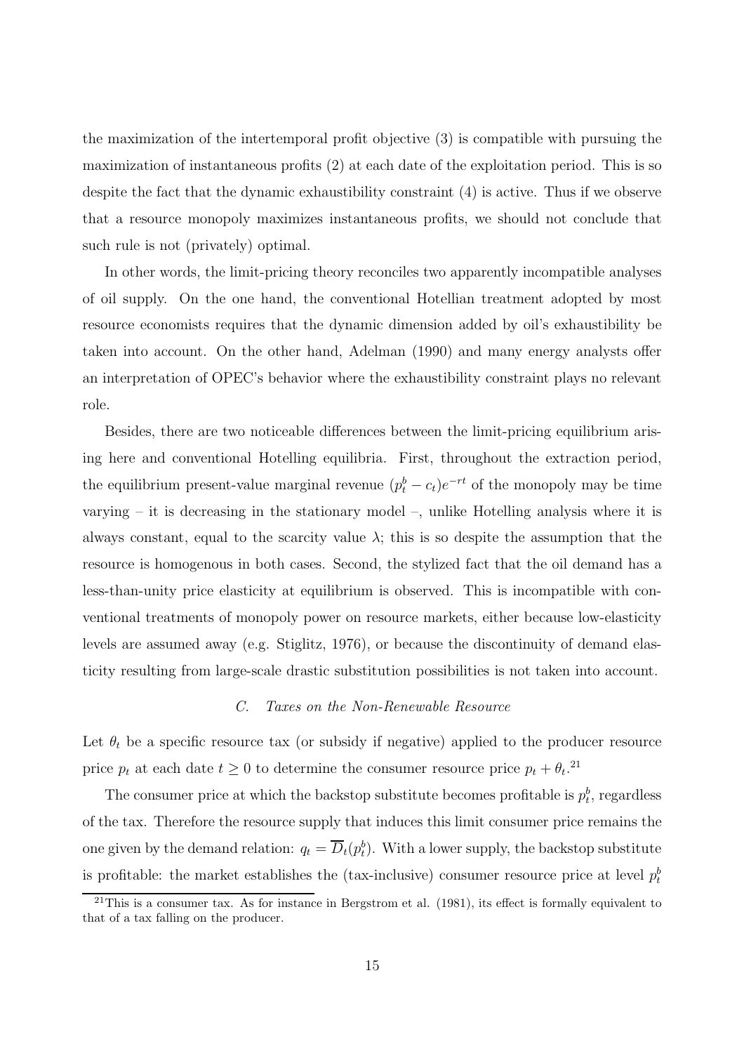the maximization of the intertemporal profit objective (3) is compatible with pursuing the maximization of instantaneous profits (2) at each date of the exploitation period. This is so despite the fact that the dynamic exhaustibility constraint (4) is active. Thus if we observe that a resource monopoly maximizes instantaneous profits, we should not conclude that such rule is not (privately) optimal.

In other words, the limit-pricing theory reconciles two apparently incompatible analyses of oil supply. On the one hand, the conventional Hotellian treatment adopted by most resource economists requires that the dynamic dimension added by oil's exhaustibility be taken into account. On the other hand, Adelman (1990) and many energy analysts offer an interpretation of OPEC's behavior where the exhaustibility constraint plays no relevant role.

Besides, there are two noticeable differences between the limit-pricing equilibrium arising here and conventional Hotelling equilibria. First, throughout the extraction period, the equilibrium present-value marginal revenue $(p_t^b - c_t)e^{-rt}$ of the monopoly may be time varying – it is decreasing in the stationary model –, unlike Hotelling analysis where it is always constant, equal to the scarcity value $\lambda$; this is so despite the assumption that the resource is homogenous in both cases. Second, the stylized fact that the oil demand has a less-than-unity price elasticity at equilibrium is observed. This is incompatible with conventional treatments of monopoly power on resource markets, either because low-elasticity levels are assumed away (e.g. Stiglitz, 1976), or because the discontinuity of demand elasticity resulting from large-scale drastic substitution possibilities is not taken into account.

### *C. Taxes on the Non-Renewable Resource*

Let $\theta_t$ be a specific resource tax (or subsidy if negative) applied to the producer resource price $p_t$ at each date $t \geq 0$ to determine the consumer resource price $p_t + \theta_t$.[21]

The consumer price at which the backstop substitute becomes profitable is $p_t^b$, regardless of the tax. Therefore the resource supply that induces this limit consumer price remains the one given by the demand relation: $q_t = \overline{D}_t(p_t^b)$. With a lower supply, the backstop substitute is profitable: the market establishes the (tax-inclusive) consumer resource price at level $p_t^b$

[21] This is a consumer tax. As for instance in Bergstrom et al. (1981), its effect is formally equivalent to that of a tax falling on the producer.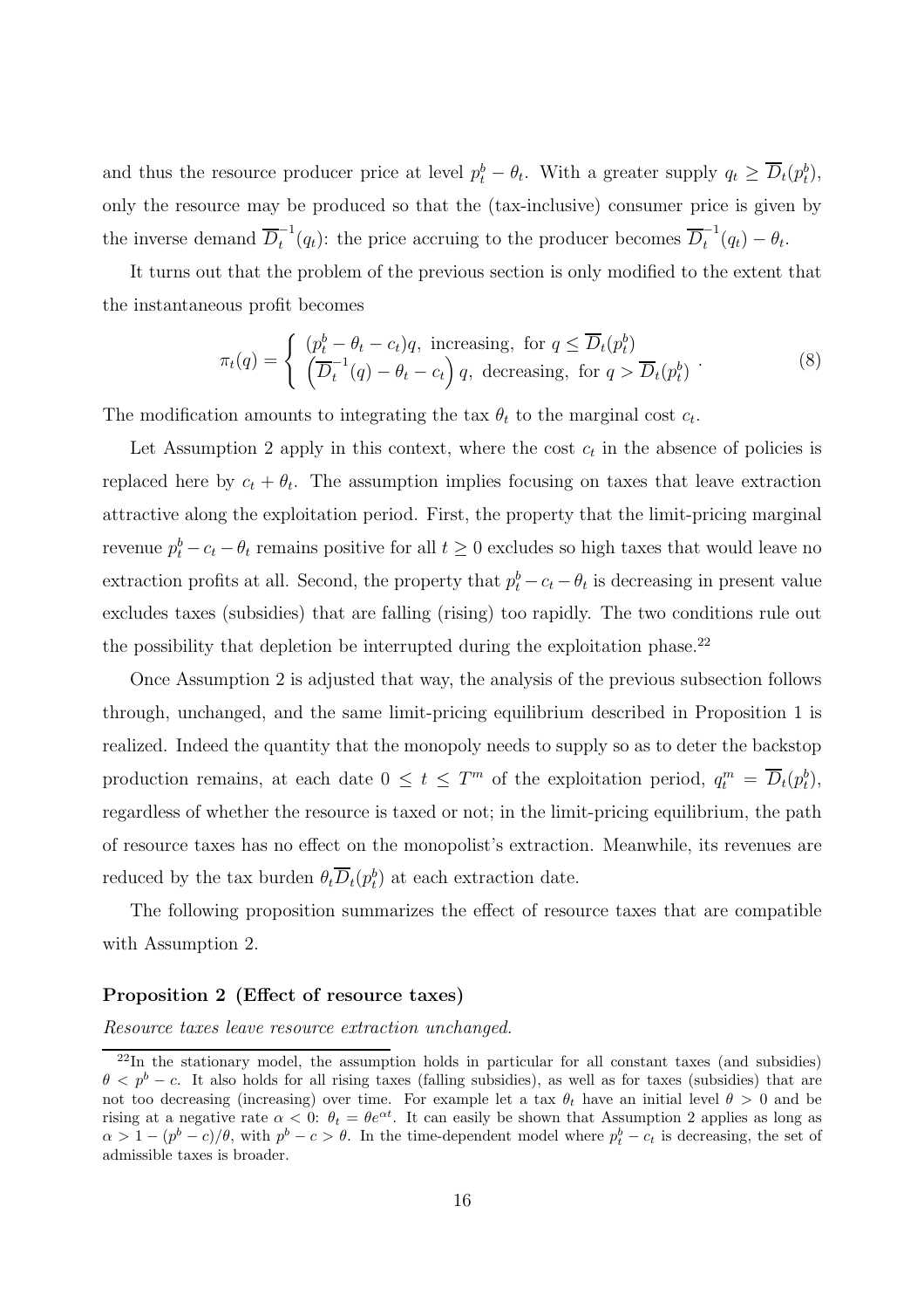and thus the resource producer price at level $p_t^b - \theta_t$. With a greater supply $q_t \geq \overline{D}_t(p_t^b)$, only the resource may be produced so that the (tax-inclusive) consumer price is given by the inverse demand $\overline{D}_t^{-1}(q_t)$: the price accruing to the producer becomes $\overline{D}_t^{-1}(q_t) - \theta_t$.

It turns out that the problem of the previous section is only modified to the extent that the instantaneous profit becomes

$$\pi_t(q) = \begin{cases} (p_t^b - \theta_t - c_t)q, \text{ increasing, for } q \leq \overline{D}_t(p_t^b) \\ \left(\overline{D}_t^{-1}(q) - \theta_t - c_t\right)q, \text{ decreasing, for } q > \overline{D}_t(p_t^b) \end{cases} . \tag{8}$$

The modification amounts to integrating the tax $\theta_t$ to the marginal cost $c_t$.

Let Assumption 2 apply in this context, where the cost $c_t$ in the absence of policies is replaced here by $c_t + \theta_t$. The assumption implies focusing on taxes that leave extraction attractive along the exploitation period. First, the property that the limit-pricing marginal revenue $p_t^b - c_t - \theta_t$ remains positive for all $t \geq 0$ excludes so high taxes that would leave no extraction profits at all. Second, the property that $p_t^b - c_t - \theta_t$ is decreasing in present value excludes taxes (subsidies) that are falling (rising) too rapidly. The two conditions rule out the possibility that depletion be interrupted during the exploitation phase.[22]

Once Assumption 2 is adjusted that way, the analysis of the previous subsection follows through, unchanged, and the same limit-pricing equilibrium described in Proposition 1 is realized. Indeed the quantity that the monopoly needs to supply so as to deter the backstop production remains, at each date $0 \leq t \leq T^m$ of the exploitation period, $q_t^m = \overline{D}_t(p_t^b)$, regardless of whether the resource is taxed or not; in the limit-pricing equilibrium, the path of resource taxes has no effect on the monopolist's extraction. Meanwhile, its revenues are reduced by the tax burden $\theta_t \overline{D}_t(p_t^b)$ at each extraction date.

The following proposition summarizes the effect of resource taxes that are compatible with Assumption 2.

**Proposition 2 (Effect of resource taxes)**

*Resource taxes leave resource extraction unchanged.*

[22] In the stationary model, the assumption holds in particular for all constant taxes (and subsidies) $\theta < p^b - c$. It also holds for all rising taxes (falling subsidies), as well as for taxes (subsidies) that are not too decreasing (increasing) over time. For example let a tax $\theta_t$ have an initial level $\theta > 0$ and be rising at a negative rate $\alpha < 0$: $\theta_t = \theta e^{\alpha t}$. It can easily be shown that Assumption 2 applies as long as $\alpha > 1 - (p^b - c)/\theta$, with $p^b - c > \theta$. In the time-dependent model where $p_t^b - c_t$ is decreasing, the set of admissible taxes is broader.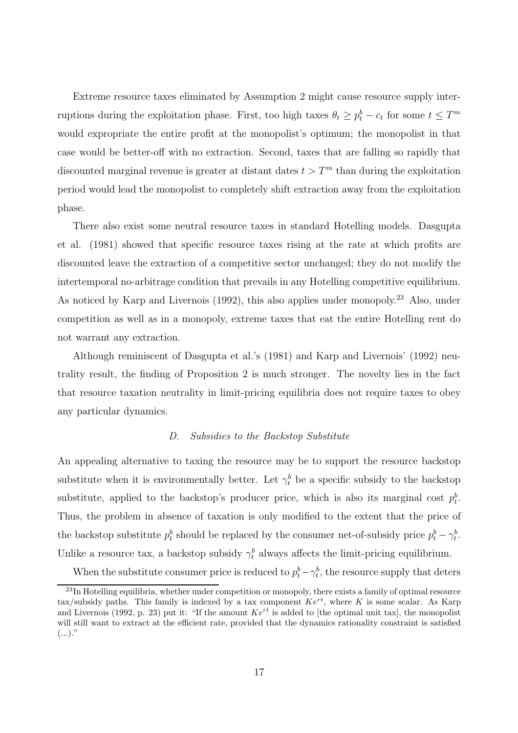Extreme resource taxes eliminated by Assumption 2 might cause resource supply interruptions during the exploitation phase. First, too high taxes $\theta_t \geq p_t^b - c_t$ for some $t \leq T^m$ would expropriate the entire profit at the monopolist's optimum; the monopolist in that case would be better-off with no extraction. Second, taxes that are falling so rapidly that discounted marginal revenue is greater at distant dates $t > T^m$ than during the exploitation period would lead the monopolist to completely shift extraction away from the exploitation phase.

There also exist some neutral resource taxes in standard Hotelling models. Dasgupta et al. (1981) showed that specific resource taxes rising at the rate at which profits are discounted leave the extraction of a competitive sector unchanged; they do not modify the intertemporal no-arbitrage condition that prevails in any Hotelling competitive equilibrium. As noticed by Karp and Livernois (1992), this also applies under monopoly.[23] Also, under competition as well as in a monopoly, extreme taxes that eat the entire Hotelling rent do not warrant any extraction.

Although reminiscent of Dasgupta et al.'s (1981) and Karp and Livernois' (1992) neutrality result, the finding of Proposition 2 is much stronger. The novelty lies in the fact that resource taxation neutrality in limit-pricing equilibria does not require taxes to obey any particular dynamics.

### *D. Subsidies to the Backstop Substitute*

An appealing alternative to taxing the resource may be to support the resource backstop substitute when it is environmentally better. Let $\gamma_t^b$ be a specific subsidy to the backstop substitute, applied to the backstop's producer price, which is also its marginal cost $p_t^b$. Thus, the problem in absence of taxation is only modified to the extent that the price of the backstop substitute $p_t^b$ should be replaced by the consumer net-of-subsidy price $p_t^b - \gamma_t^b$. Unlike a resource tax, a backstop subsidy $\gamma_t^b$ always affects the limit-pricing equilibrium.

When the substitute consumer price is reduced to $p_t^b - \gamma_t^b$, the resource supply that deters

[23] In Hotelling equilibria, whether under competition or monopoly, there exists a family of optimal resource tax/subsidy paths. This family is indexed by a tax component $Ke^{rt}$, where $K$ is some scalar. As Karp and Livernois (1992, p. 23) put it: "If the amount $Ke^{rt}$ is added to [the optimal unit tax], the monopolist will still want to extract at the efficient rate, provided that the dynamics rationality constraint is satisfied (...)."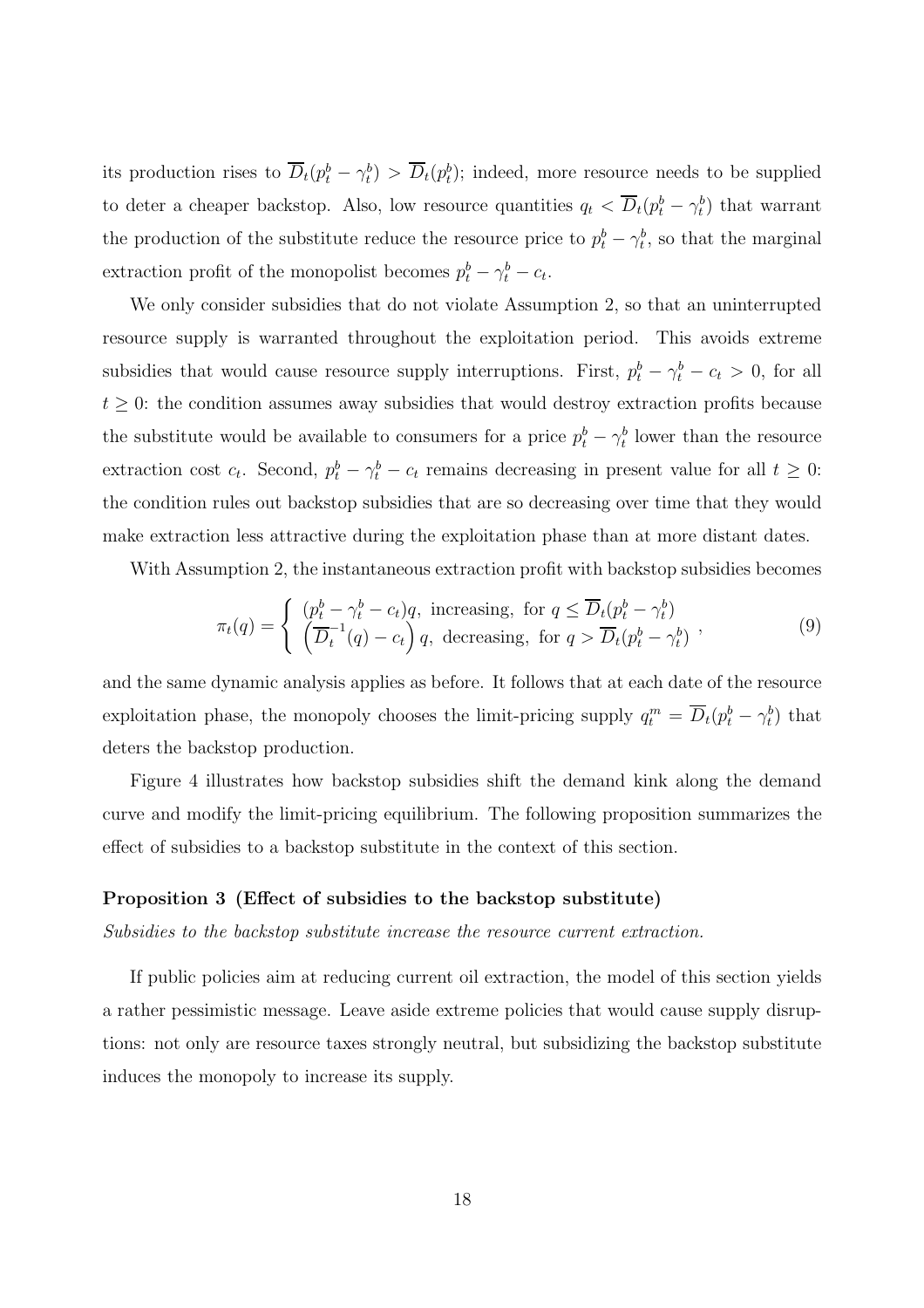its production rises to $\overline{D}_t(p_t^b - \gamma_t^b) > \overline{D}_t(p_t^b)$; indeed, more resource needs to be supplied to deter a cheaper backstop. Also, low resource quantities $q_t < \overline{D}_t(p_t^b - \gamma_t^b)$ that warrant the production of the substitute reduce the resource price to $p_t^b - \gamma_t^b$, so that the marginal extraction profit of the monopolist becomes $p_t^b - \gamma_t^b - c_t$.

We only consider subsidies that do not violate Assumption 2, so that an uninterrupted resource supply is warranted throughout the exploitation period. This avoids extreme subsidies that would cause resource supply interruptions. First, $p_t^b - \gamma_t^b - c_t > 0$, for all $t \geq 0$: the condition assumes away subsidies that would destroy extraction profits because the substitute would be available to consumers for a price $p_t^b - \gamma_t^b$ lower than the resource extraction cost $c_t$. Second, $p_t^b - \gamma_t^b - c_t$ remains decreasing in present value for all $t \geq 0$: the condition rules out backstop subsidies that are so decreasing over time that they would make extraction less attractive during the exploitation phase than at more distant dates.

With Assumption 2, the instantaneous extraction profit with backstop subsidies becomes

$$\pi_t(q) = \left\{ \begin{array}{l} (p_t^b - \gamma_t^b - c_t)q, \text{ increasing, for } q \leq \overline{D}_t(p_t^b - \gamma_t^b) \\ \left(\overline{D}_t^{-1}(q) - c_t\right) q, \text{ decreasing, for } q > \overline{D}_t(p_t^b - \gamma_t^b) \end{array} \right. , \tag{9}$$

and the same dynamic analysis applies as before. It follows that at each date of the resource exploitation phase, the monopoly chooses the limit-pricing supply $q_t^m = \overline{D}_t(p_t^b - \gamma_t^b)$ that deters the backstop production.

Figure 4 illustrates how backstop subsidies shift the demand kink along the demand curve and modify the limit-pricing equilibrium. The following proposition summarizes the effect of subsidies to a backstop substitute in the context of this section.

**Proposition 3 (Effect of subsidies to the backstop substitute)**
*Subsidies to the backstop substitute increase the resource current extraction.*

If public policies aim at reducing current oil extraction, the model of this section yields a rather pessimistic message. Leave aside extreme policies that would cause supply disruptions: not only are resource taxes strongly neutral, but subsidizing the backstop substitute induces the monopoly to increase its supply.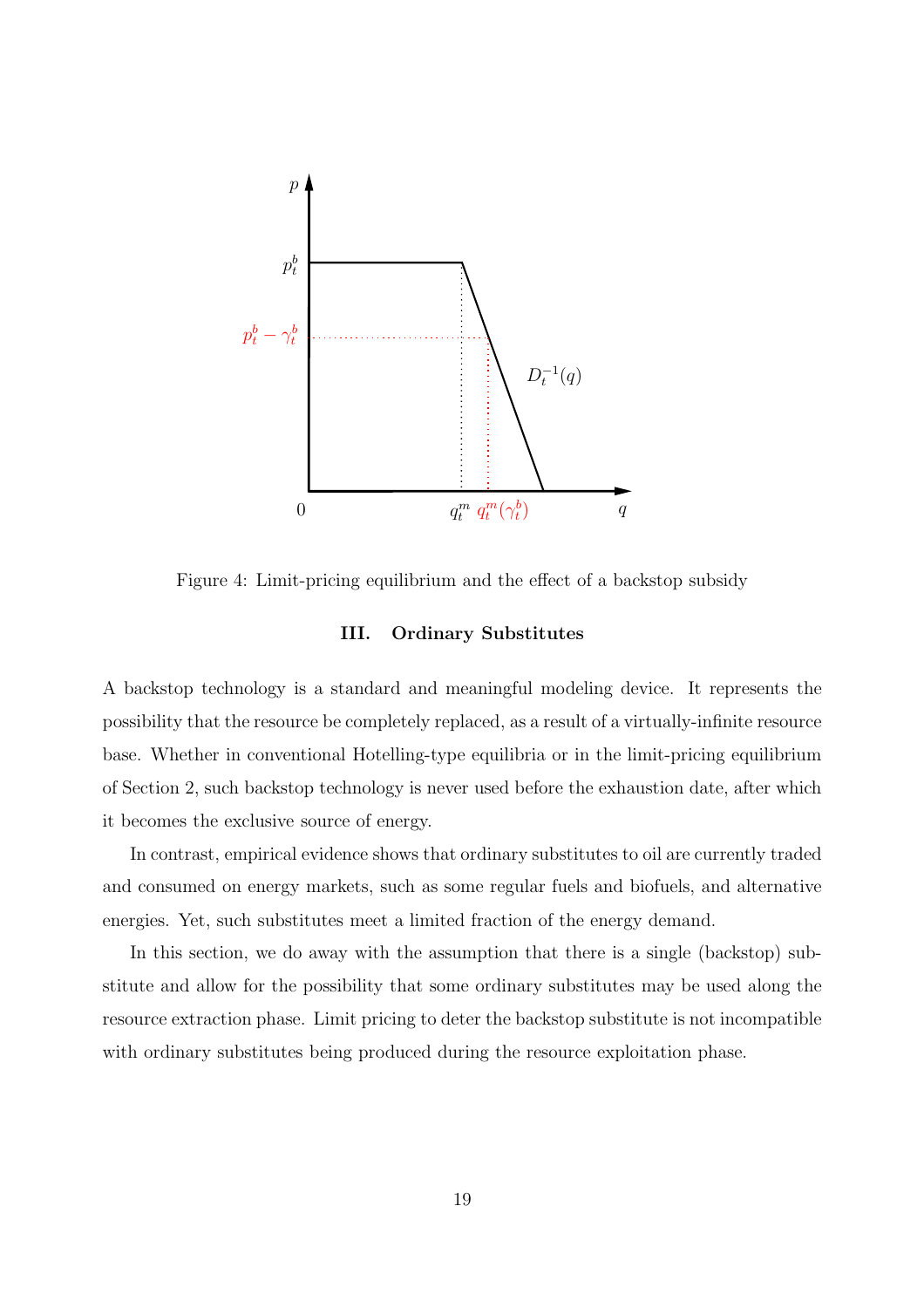Figure 4: Limit-pricing equilibrium and the effect of a backstop subsidy

### III. Ordinary Substitutes

A backstop technology is a standard and meaningful modeling device. It represents the possibility that the resource be completely replaced, as a result of a virtually-infinite resource base. Whether in conventional Hotelling-type equilibria or in the limit-pricing equilibrium of Section 2, such backstop technology is never used before the exhaustion date, after which it becomes the exclusive source of energy.

In contrast, empirical evidence shows that ordinary substitutes to oil are currently traded and consumed on energy markets, such as some regular fuels and biofuels, and alternative energies. Yet, such substitutes meet a limited fraction of the energy demand.

In this section, we do away with the assumption that there is a single (backstop) substitute and allow for the possibility that some ordinary substitutes may be used along the resource extraction phase. Limit pricing to deter the backstop substitute is not incompatible with ordinary substitutes being produced during the resource exploitation phase.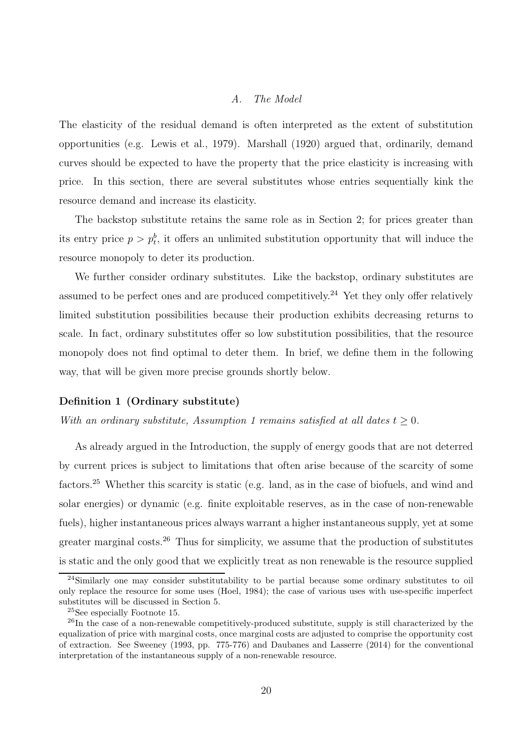### *A. The Model*

The elasticity of the residual demand is often interpreted as the extent of substitution opportunities (e.g. Lewis et al., 1979). Marshall (1920) argued that, ordinarily, demand curves should be expected to have the property that the price elasticity is increasing with price. In this section, there are several substitutes whose entries sequentially kink the resource demand and increase its elasticity.

The backstop substitute retains the same role as in Section 2; for prices greater than its entry price $p > p_t^b$, it offers an unlimited substitution opportunity that will induce the resource monopoly to deter its production.

We further consider ordinary substitutes. Like the backstop, ordinary substitutes are assumed to be perfect ones and are produced competitively.[24] Yet they only offer relatively limited substitution possibilities because their production exhibits decreasing returns to scale. In fact, ordinary substitutes offer so low substitution possibilities, that the resource monopoly does not find optimal to deter them. In brief, we define them in the following way, that will be given more precise grounds shortly below.

**Definition 1 (Ordinary substitute)**

*With an ordinary substitute, Assumption 1 remains satisfied at all dates $t \geq 0$.*

As already argued in the Introduction, the supply of energy goods that are not deterred by current prices is subject to limitations that often arise because of the scarcity of some factors.[25] Whether this scarcity is static (e.g. land, as in the case of biofuels, and wind and solar energies) or dynamic (e.g. finite exploitable reserves, as in the case of non-renewable fuels), higher instantaneous prices always warrant a higher instantaneous supply, yet at some greater marginal costs.[26] Thus for simplicity, we assume that the production of substitutes is static and the only good that we explicitly treat as non renewable is the resource supplied

---

[24] Similarly one may consider substitutability to be partial because some ordinary substitutes to oil only replace the resource for some uses (Hoel, 1984); the case of various uses with use-specific imperfect substitutes will be discussed in Section 5.

[25] See especially Footnote 15.

[26] In the case of a non-renewable competitively-produced substitute, supply is still characterized by the equalization of price with marginal costs, once marginal costs are adjusted to comprise the opportunity cost of extraction. See Sweeney (1993, pp. 775-776) and Daubanes and Lasserre (2014) for the conventional interpretation of the instantaneous supply of a non-renewable resource.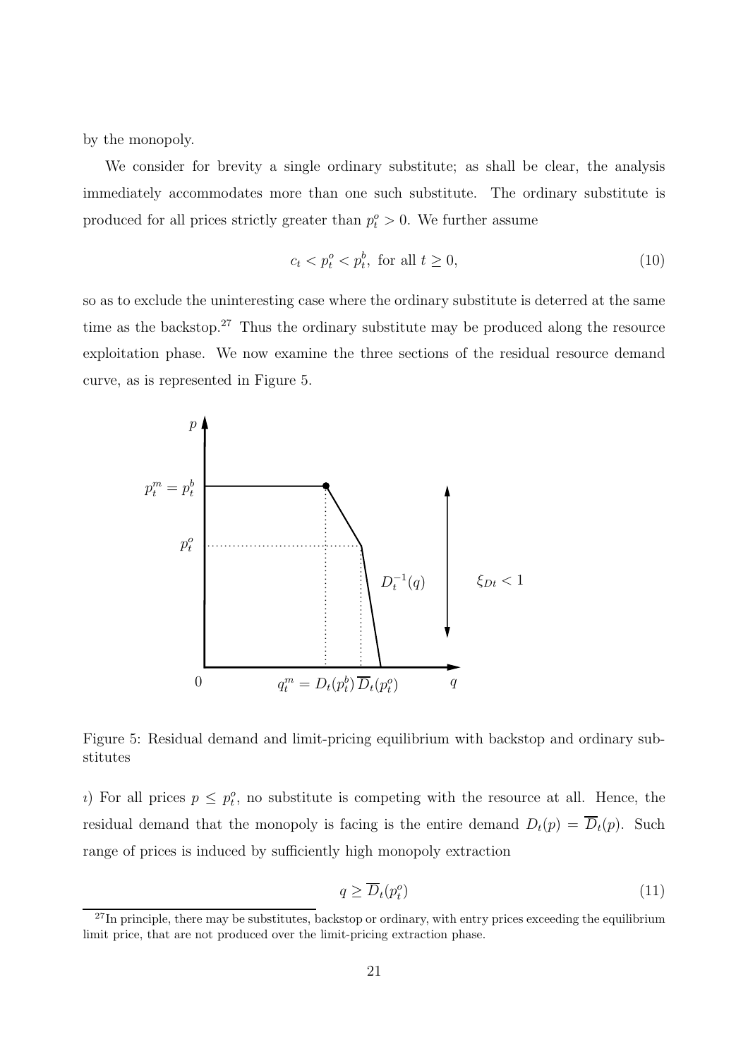by the monopoly.

We consider for brevity a single ordinary substitute; as shall be clear, the analysis immediately accommodates more than one such substitute. The ordinary substitute is produced for all prices strictly greater than $p_t^o > 0$. We further assume

$$c_t < p_t^o < p_t^b, \text{ for all } t \geq 0, \tag{10}$$

so as to exclude the uninteresting case where the ordinary substitute is deterred at the same time as the backstop.[27] Thus the ordinary substitute may be produced along the resource exploitation phase. We now examine the three sections of the residual resource demand curve, as is represented in Figure 5.

Figure 5: Residual demand and limit-pricing equilibrium with backstop and ordinary substitutes

$\imath$) For all prices $p \leq p_t^o$, no substitute is competing with the resource at all. Hence, the residual demand that the monopoly is facing is the entire demand $D_t(p) = \overline{D}_t(p)$. Such range of prices is induced by sufficiently high monopoly extraction

$$q \geq \overline{D}_t(p_t^o) \tag{11}$$

[27] In principle, there may be substitutes, backstop or ordinary, with entry prices exceeding the equilibrium limit price, that are not produced over the limit-pricing extraction phase.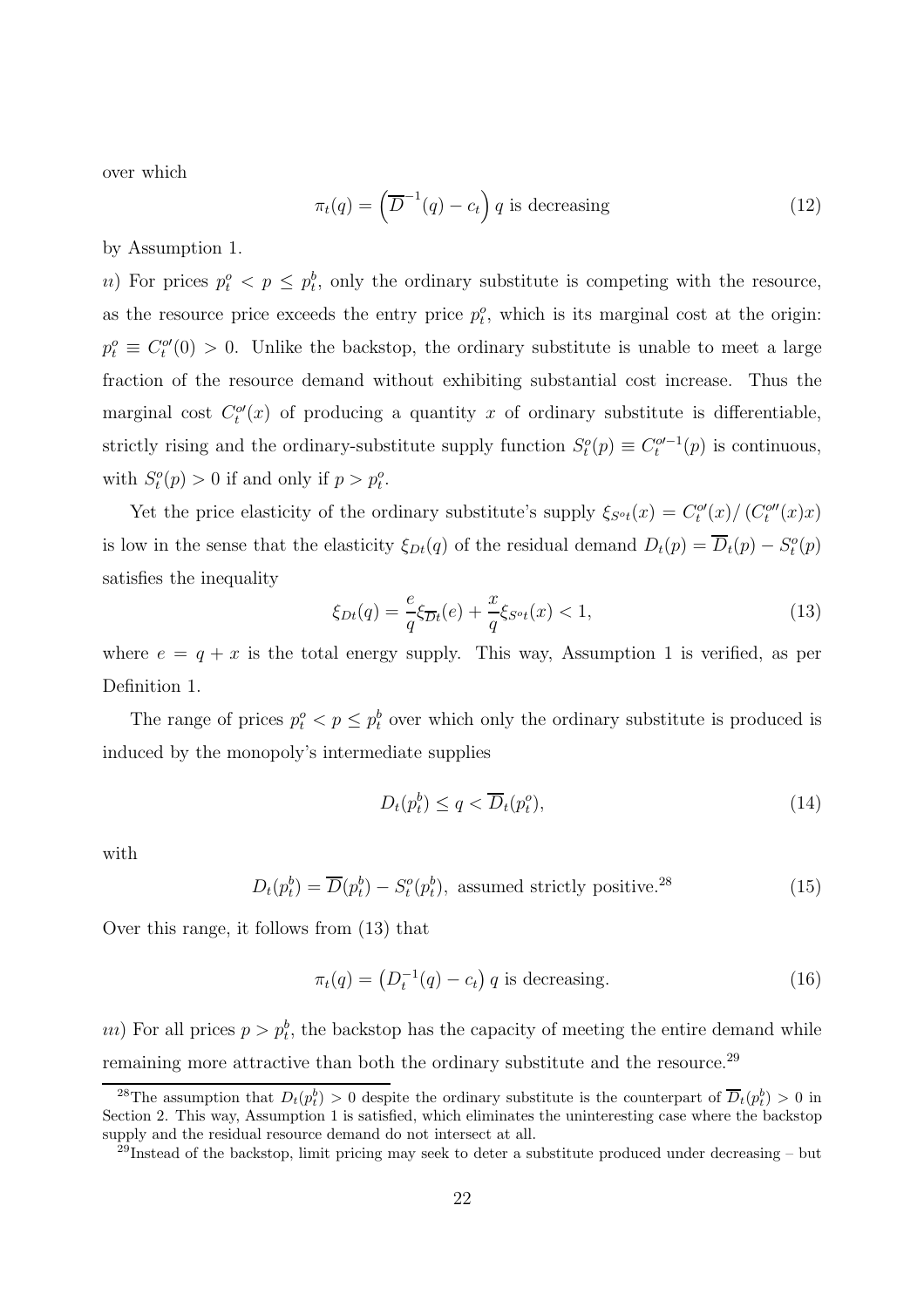over which

$$\pi_t(q) = \left(\overline{D}^{-1}(q) - c_t\right) q \text{ is decreasing} \tag{12}$$

by Assumption 1.

*ıı*) For prices $p_t^o < p \leq p_t^b$, only the ordinary substitute is competing with the resource, as the resource price exceeds the entry price $p_t^o$, which is its marginal cost at the origin: $p_t^o \equiv C_t^{o\prime}(0) > 0$. Unlike the backstop, the ordinary substitute is unable to meet a large fraction of the resource demand without exhibiting substantial cost increase. Thus the marginal cost $C_t^{o\prime}(x)$ of producing a quantity $x$ of ordinary substitute is differentiable, strictly rising and the ordinary-substitute supply function $S_t^o(p) \equiv C_t^{o\prime-1}(p)$ is continuous, with $S_t^o(p) > 0$ if and only if $p > p_t^o$.

Yet the price elasticity of the ordinary substitute's supply $\xi_{S^o t}(x) = C_t^{o\prime}(x)/\left(C_t^{o\prime\prime}(x)x\right)$ is low in the sense that the elasticity $\xi_{Dt}(q)$ of the residual demand $D_t(p) = \overline{D}_t(p) - S_t^o(p)$ satisfies the inequality

$$\xi_{Dt}(q) = \frac{e}{q}\xi_{\overline{D}t}(e) + \frac{x}{q}\xi_{S^o t}(x) < 1, \tag{13}$$

where $e = q + x$ is the total energy supply. This way, Assumption 1 is verified, as per Definition 1.

The range of prices $p_t^o < p \leq p_t^b$ over which only the ordinary substitute is produced is induced by the monopoly's intermediate supplies

$$D_t(p_t^b) \leq q < \overline{D}_t(p_t^o), \tag{14}$$

with

$$D_t(p_t^b) = \overline{D}(p_t^b) - S_t^o(p_t^b), \text{ assumed strictly positive.}^{28} \tag{15}$$

Over this range, it follows from (13) that

$$\pi_t(q) = \left(D_t^{-1}(q) - c_t\right) q \text{ is decreasing.} \tag{16}$$

*ııı*) For all prices $p > p_t^b$, the backstop has the capacity of meeting the entire demand while remaining more attractive than both the ordinary substitute and the resource.[29]

[28] The assumption that $D_t(p_t^b) > 0$ despite the ordinary substitute is the counterpart of $\overline{D}_t(p_t^b) > 0$ in Section 2. This way, Assumption 1 is satisfied, which eliminates the uninteresting case where the backstop supply and the residual resource demand do not intersect at all.

[29] Instead of the backstop, limit pricing may seek to deter a substitute produced under decreasing – but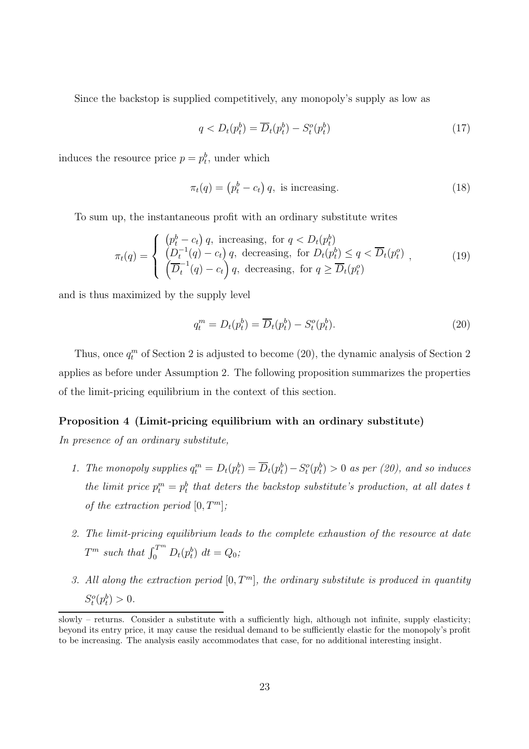Since the backstop is supplied competitively, any monopoly's supply as low as

$$q < D_t(p_t^b) = \overline{D}_t(p_t^b) - S_t^o(p_t^b) \tag{17}$$

induces the resource price $p = p_t^b$, under which

$$\pi_t(q) = \left(p_t^b - c_t\right) q, \text{ is increasing.} \tag{18}$$

To sum up, the instantaneous profit with an ordinary substitute writes

$$\pi_t(q) = \begin{cases} \left(p_t^b - c_t\right) q, \text{ increasing, for } q < D_t(p_t^b) \\ \left(D_t^{-1}(q) - c_t\right) q, \text{ decreasing, for } D_t(p_t^b) \leq q < \overline{D}_t(p_t^o) \\ \left(\overline{D}_t^{-1}(q) - c_t\right) q, \text{ decreasing, for } q \geq \overline{D}_t(p_t^o) \end{cases}, \tag{19}$$

and is thus maximized by the supply level

$$q_t^m = D_t(p_t^b) = \overline{D}_t(p_t^b) - S_t^o(p_t^b). \tag{20}$$

Thus, once $q_t^m$ of Section 2 is adjusted to become (20), the dynamic analysis of Section 2 applies as before under Assumption 2. The following proposition summarizes the properties of the limit-pricing equilibrium in the context of this section.

**Proposition 4 (Limit-pricing equilibrium with an ordinary substitute)**

*In presence of an ordinary substitute,*

1. *The monopoly supplies $q_t^m = D_t(p_t^b) = \overline{D}_t(p_t^b) - S_t^o(p_t^b) > 0$ as per (20), and so induces the limit price $p_t^m = p_t^b$ that deters the backstop substitute's production, at all dates $t$ of the extraction period $[0, T^m]$;*

2. *The limit-pricing equilibrium leads to the complete exhaustion of the resource at date $T^m$ such that $\int_0^{T^m} D_t(p_t^b)\, dt = Q_0$;*

3. *All along the extraction period $[0, T^m]$, the ordinary substitute is produced in quantity $S_t^o(p_t^b) > 0$.*

slowly – returns. Consider a substitute with a sufficiently high, although not infinite, supply elasticity; beyond its entry price, it may cause the residual demand to be sufficiently elastic for the monopoly's profit to be increasing. The analysis easily accommodates that case, for no additional interesting insight.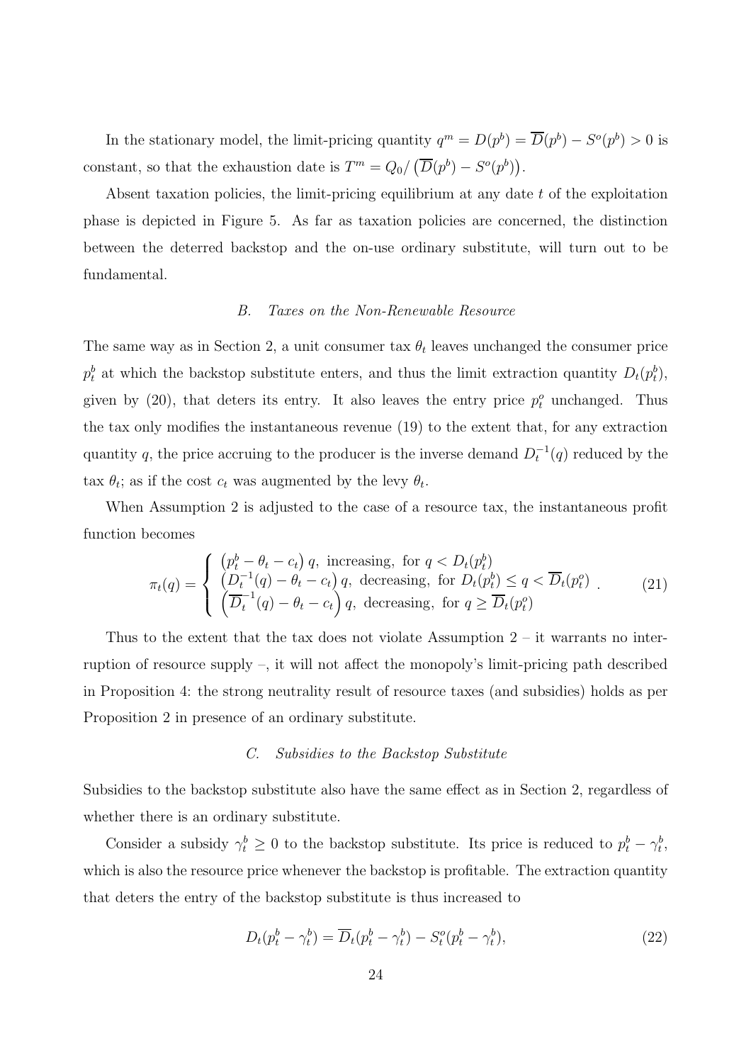In the stationary model, the limit-pricing quantity $q^m = D(p^b) = \overline{D}(p^b) - S^o(p^b) > 0$ is constant, so that the exhaustion date is $T^m = Q_0 / \left(\overline{D}(p^b) - S^o(p^b)\right)$.

Absent taxation policies, the limit-pricing equilibrium at any date $t$ of the exploitation phase is depicted in Figure 5. As far as taxation policies are concerned, the distinction between the deterred backstop and the on-use ordinary substitute, will turn out to be fundamental.

### *B. Taxes on the Non-Renewable Resource*

The same way as in Section 2, a unit consumer tax $\theta_t$ leaves unchanged the consumer price $p_t^b$ at which the backstop substitute enters, and thus the limit extraction quantity $D_t(p_t^b)$, given by (20), that deters its entry. It also leaves the entry price $p_t^o$ unchanged. Thus the tax only modifies the instantaneous revenue (19) to the extent that, for any extraction quantity $q$, the price accruing to the producer is the inverse demand $D_t^{-1}(q)$ reduced by the tax $\theta_t$; as if the cost $c_t$ was augmented by the levy $\theta_t$.

When Assumption 2 is adjusted to the case of a resource tax, the instantaneous profit function becomes

$$\pi_t(q) = \begin{cases} \left(p_t^b - \theta_t - c_t\right) q, \text{ increasing, for } q < D_t(p_t^b) \\ \left(D_t^{-1}(q) - \theta_t - c_t\right) q, \text{ decreasing, for } D_t(p_t^b) \leq q < \overline{D}_t(p_t^o) \\ \left(\overline{D}_t^{-1}(q) - \theta_t - c_t\right) q, \text{ decreasing, for } q \geq \overline{D}_t(p_t^o) \end{cases} . \tag{21}$$

Thus to the extent that the tax does not violate Assumption 2 – it warrants no interruption of resource supply –, it will not affect the monopoly's limit-pricing path described in Proposition 4: the strong neutrality result of resource taxes (and subsidies) holds as per Proposition 2 in presence of an ordinary substitute.

### *C. Subsidies to the Backstop Substitute*

Subsidies to the backstop substitute also have the same effect as in Section 2, regardless of whether there is an ordinary substitute.

Consider a subsidy $\gamma_t^b \geq 0$ to the backstop substitute. Its price is reduced to $p_t^b - \gamma_t^b$, which is also the resource price whenever the backstop is profitable. The extraction quantity that deters the entry of the backstop substitute is thus increased to

$$D_t(p_t^b - \gamma_t^b) = \overline{D}_t(p_t^b - \gamma_t^b) - S_t^o(p_t^b - \gamma_t^b), \tag{22}$$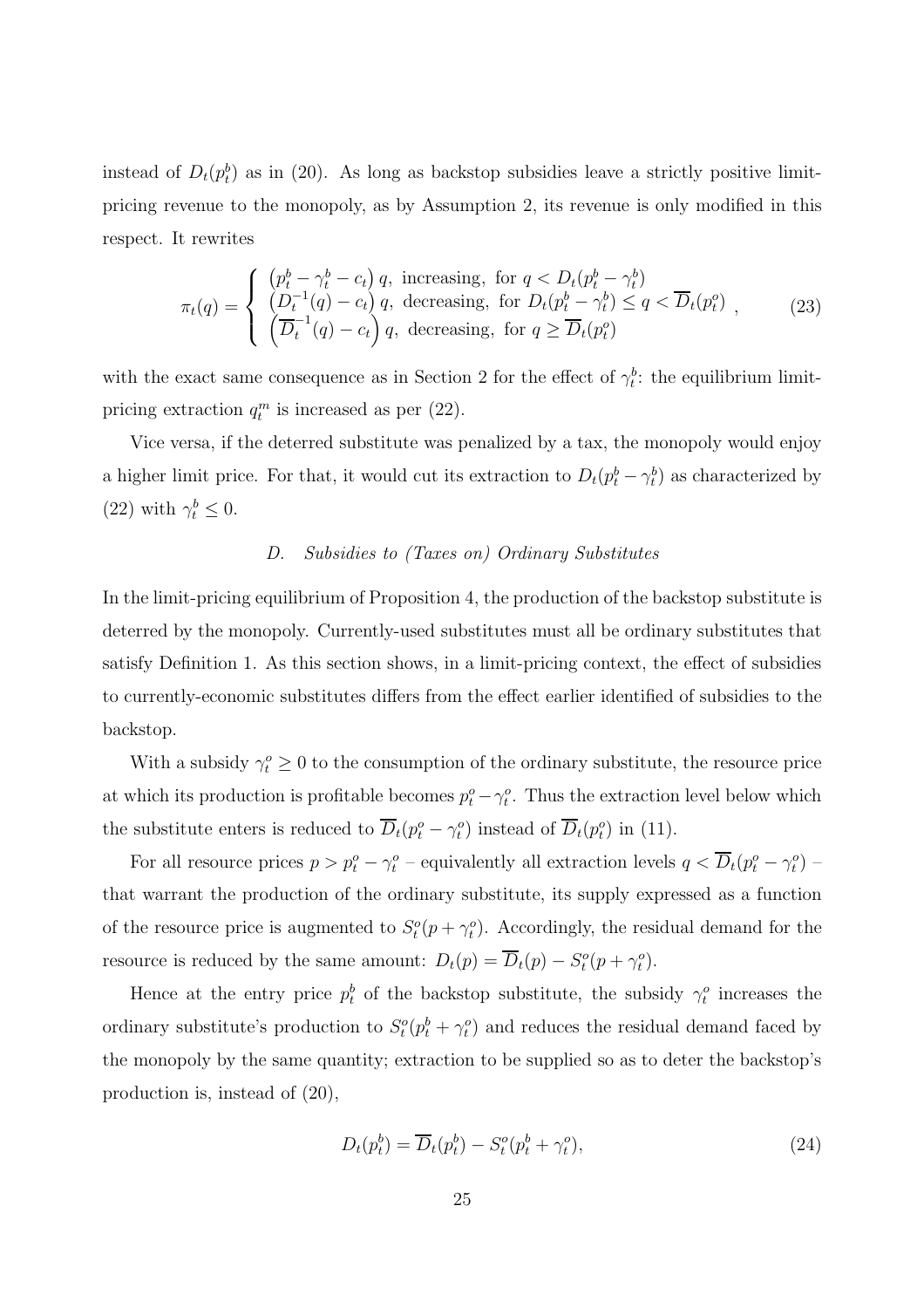instead of $D_t(p_t^b)$ as in (20). As long as backstop subsidies leave a strictly positive limit-pricing revenue to the monopoly, as by Assumption 2, its revenue is only modified in this respect. It rewrites

$$\pi_t(q) = \begin{cases} \left(p_t^b - \gamma_t^b - c_t\right) q, \text{ increasing, for } q < D_t(p_t^b - \gamma_t^b) \\ \left(D_t^{-1}(q) - c_t\right) q, \text{ decreasing, for } D_t(p_t^b - \gamma_t^b) \leq q < \overline{D}_t(p_t^o) \\ \left(\overline{D}_t^{-1}(q) - c_t\right) q, \text{ decreasing, for } q \geq \overline{D}_t(p_t^o) \end{cases}, \tag{23}$$

with the exact same consequence as in Section 2 for the effect of $\gamma_t^b$: the equilibrium limit-pricing extraction $q_t^m$ is increased as per (22).

Vice versa, if the deterred substitute was penalized by a tax, the monopoly would enjoy a higher limit price. For that, it would cut its extraction to $D_t(p_t^b - \gamma_t^b)$ as characterized by (22) with $\gamma_t^b \leq 0$.

### *D. Subsidies to (Taxes on) Ordinary Substitutes*

In the limit-pricing equilibrium of Proposition 4, the production of the backstop substitute is deterred by the monopoly. Currently-used substitutes must all be ordinary substitutes that satisfy Definition 1. As this section shows, in a limit-pricing context, the effect of subsidies to currently-economic substitutes differs from the effect earlier identified of subsidies to the backstop.

With a subsidy $\gamma_t^o \geq 0$ to the consumption of the ordinary substitute, the resource price at which its production is profitable becomes $p_t^o - \gamma_t^o$. Thus the extraction level below which the substitute enters is reduced to $\overline{D}_t(p_t^o - \gamma_t^o)$ instead of $\overline{D}_t(p_t^o)$ in (11).

For all resource prices $p > p_t^o - \gamma_t^o$ – equivalently all extraction levels $q < \overline{D}_t(p_t^o - \gamma_t^o)$ – that warrant the production of the ordinary substitute, its supply expressed as a function of the resource price is augmented to $S_t^o(p + \gamma_t^o)$. Accordingly, the residual demand for the resource is reduced by the same amount: $D_t(p) = \overline{D}_t(p) - S_t^o(p + \gamma_t^o)$.

Hence at the entry price $p_t^b$ of the backstop substitute, the subsidy $\gamma_t^o$ increases the ordinary substitute's production to $S_t^o(p_t^b + \gamma_t^o)$ and reduces the residual demand faced by the monopoly by the same quantity; extraction to be supplied so as to deter the backstop's production is, instead of (20),

$$D_t(p_t^b) = \overline{D}_t(p_t^b) - S_t^o(p_t^b + \gamma_t^o), \tag{24}$$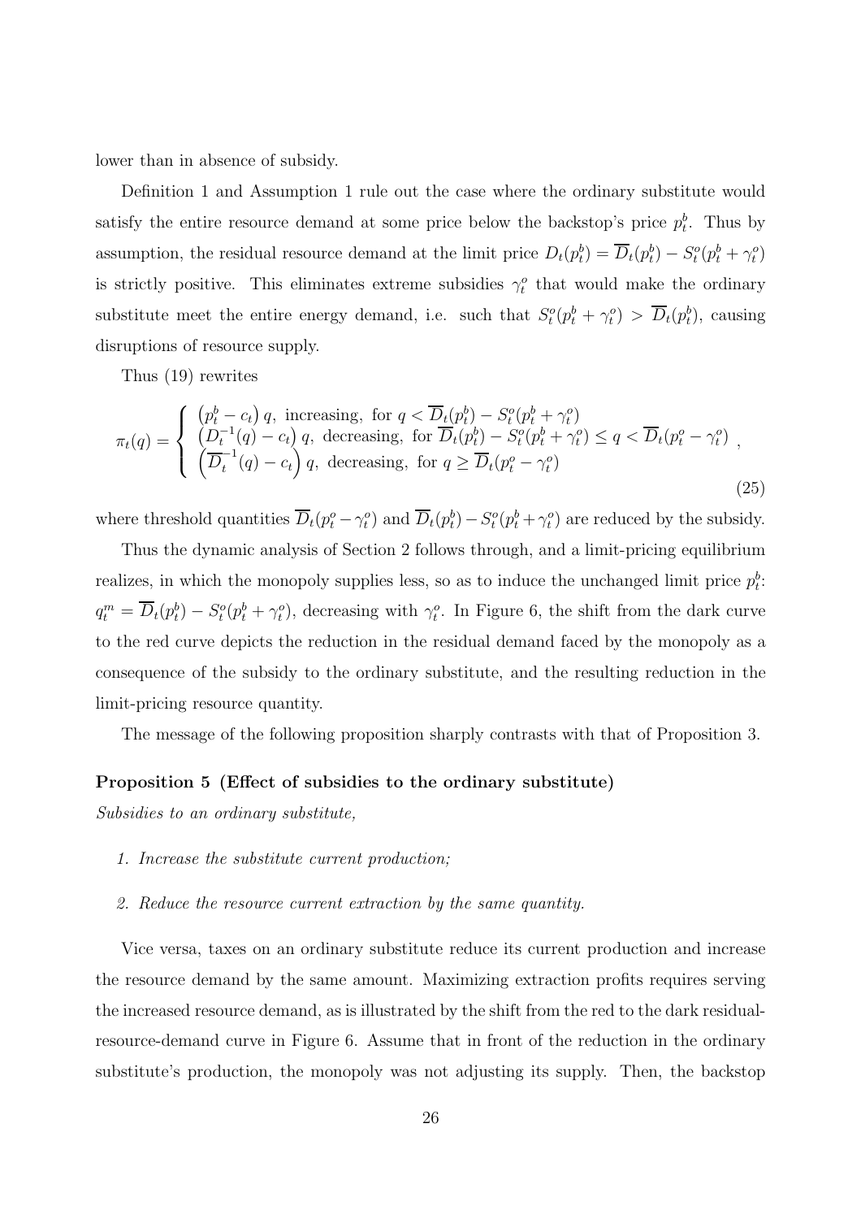lower than in absence of subsidy.

Definition 1 and Assumption 1 rule out the case where the ordinary substitute would satisfy the entire resource demand at some price below the backstop's price $p_t^b$. Thus by assumption, the residual resource demand at the limit price $D_t(p_t^b) = \overline{D}_t(p_t^b) - S_t^o(p_t^b + \gamma_t^o)$ is strictly positive. This eliminates extreme subsidies $\gamma_t^o$ that would make the ordinary substitute meet the entire energy demand, i.e. such that $S_t^o(p_t^b + \gamma_t^o) > \overline{D}_t(p_t^b)$, causing disruptions of resource supply.

Thus (19) rewrites

$$\pi_t(q) = \begin{cases} \left(p_t^b - c_t\right) q, \text{ increasing, for } q < \overline{D}_t(p_t^b) - S_t^o(p_t^b + \gamma_t^o) \\ \left(D_t^{-1}(q) - c_t\right) q, \text{ decreasing, for } \overline{D}_t(p_t^b) - S_t^o(p_t^b + \gamma_t^o) \leq q < \overline{D}_t(p_t^o - \gamma_t^o) \\ \left(\overline{D}_t^{-1}(q) - c_t\right) q, \text{ decreasing, for } q \geq \overline{D}_t(p_t^o - \gamma_t^o) \end{cases}, \tag{25}$$

where threshold quantities $\overline{D}_t(p_t^o - \gamma_t^o)$ and $\overline{D}_t(p_t^b) - S_t^o(p_t^b + \gamma_t^o)$ are reduced by the subsidy.

Thus the dynamic analysis of Section 2 follows through, and a limit-pricing equilibrium realizes, in which the monopoly supplies less, so as to induce the unchanged limit price $p_t^b$: $q_t^m = \overline{D}_t(p_t^b) - S_t^o(p_t^b + \gamma_t^o)$, decreasing with $\gamma_t^o$. In Figure 6, the shift from the dark curve to the red curve depicts the reduction in the residual demand faced by the monopoly as a consequence of the subsidy to the ordinary substitute, and the resulting reduction in the limit-pricing resource quantity.

The message of the following proposition sharply contrasts with that of Proposition 3.

**Proposition 5 (Effect of subsidies to the ordinary substitute)**
*Subsidies to an ordinary substitute,*

1. *Increase the substitute current production;*
2. *Reduce the resource current extraction by the same quantity.*

Vice versa, taxes on an ordinary substitute reduce its current production and increase the resource demand by the same amount. Maximizing extraction profits requires serving the increased resource demand, as is illustrated by the shift from the red to the dark residual-resource-demand curve in Figure 6. Assume that in front of the reduction in the ordinary substitute's production, the monopoly was not adjusting its supply. Then, the backstop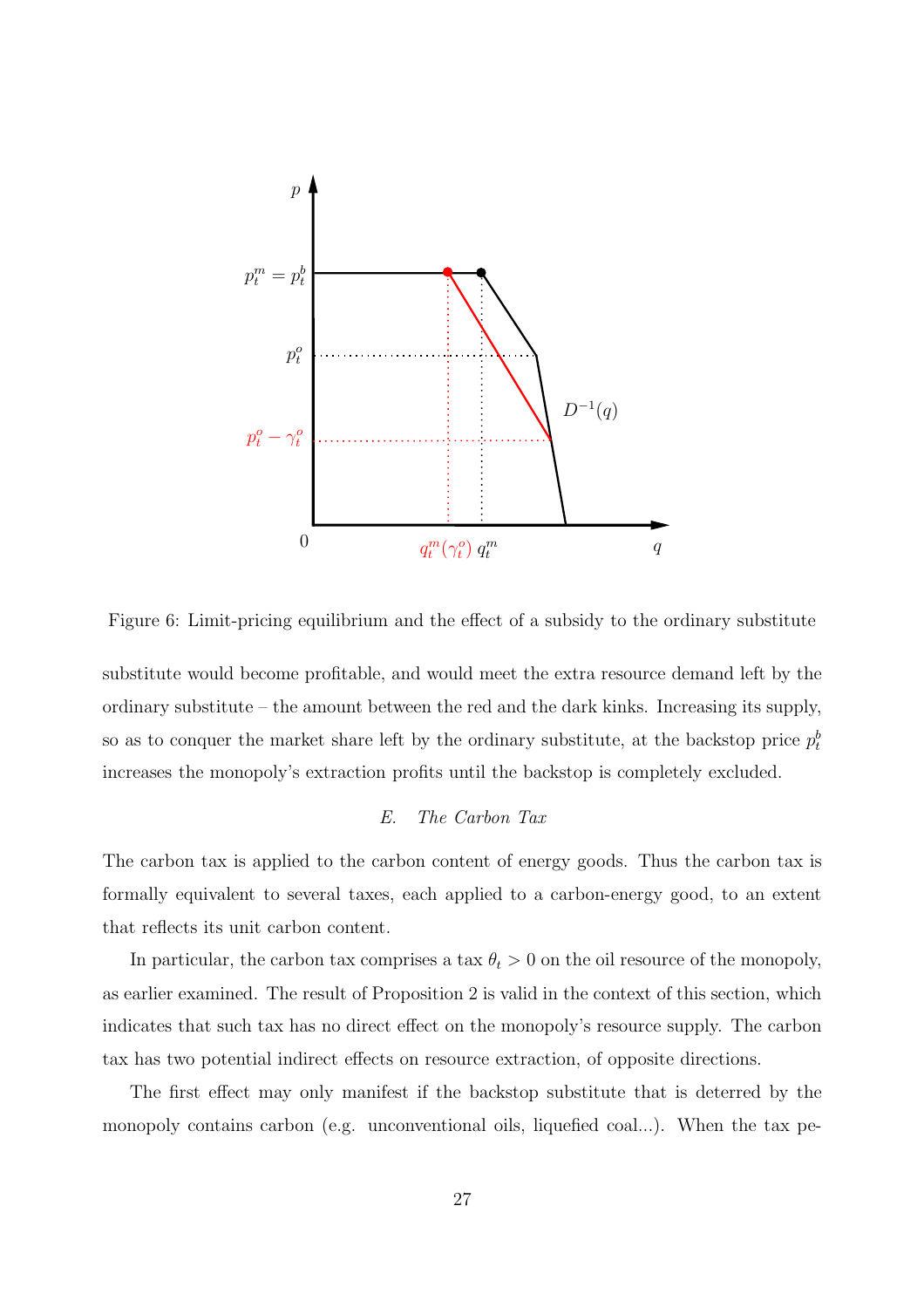Figure 6: Limit-pricing equilibrium and the effect of a subsidy to the ordinary substitute

substitute would become profitable, and would meet the extra resource demand left by the ordinary substitute – the amount between the red and the dark kinks. Increasing its supply, so as to conquer the market share left by the ordinary substitute, at the backstop price $p_t^b$ increases the monopoly's extraction profits until the backstop is completely excluded.

### *E. The Carbon Tax*

The carbon tax is applied to the carbon content of energy goods. Thus the carbon tax is formally equivalent to several taxes, each applied to a carbon-energy good, to an extent that reflects its unit carbon content.

In particular, the carbon tax comprises a tax $\theta_t > 0$ on the oil resource of the monopoly, as earlier examined. The result of Proposition 2 is valid in the context of this section, which indicates that such tax has no direct effect on the monopoly's resource supply. The carbon tax has two potential indirect effects on resource extraction, of opposite directions.

The first effect may only manifest if the backstop substitute that is deterred by the monopoly contains carbon (e.g. unconventional oils, liquefied coal...). When the tax pe-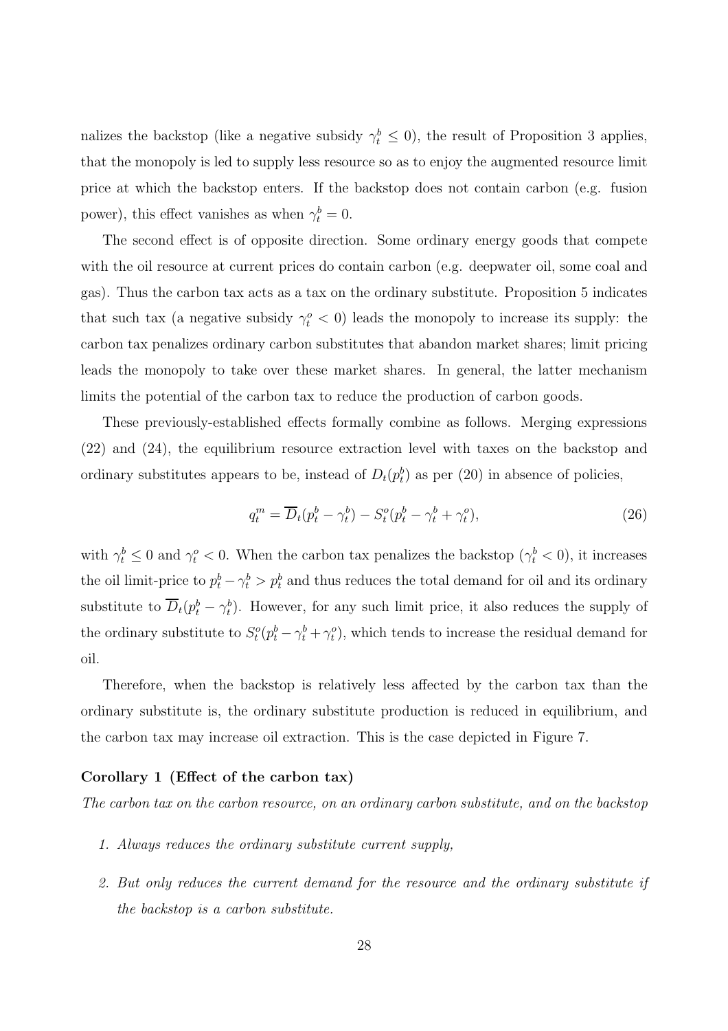nalizes the backstop (like a negative subsidy $\gamma_t^b \leq 0$), the result of Proposition 3 applies, that the monopoly is led to supply less resource so as to enjoy the augmented resource limit price at which the backstop enters. If the backstop does not contain carbon (e.g. fusion power), this effect vanishes as when $\gamma_t^b = 0$.

The second effect is of opposite direction. Some ordinary energy goods that compete with the oil resource at current prices do contain carbon (e.g. deepwater oil, some coal and gas). Thus the carbon tax acts as a tax on the ordinary substitute. Proposition 5 indicates that such tax (a negative subsidy $\gamma_t^o < 0$) leads the monopoly to increase its supply: the carbon tax penalizes ordinary carbon substitutes that abandon market shares; limit pricing leads the monopoly to take over these market shares. In general, the latter mechanism limits the potential of the carbon tax to reduce the production of carbon goods.

These previously-established effects formally combine as follows. Merging expressions (22) and (24), the equilibrium resource extraction level with taxes on the backstop and ordinary substitutes appears to be, instead of $D_t(p_t^b)$ as per (20) in absence of policies,

$$q_t^m = \overline{D}_t(p_t^b - \gamma_t^b) - S_t^o(p_t^b - \gamma_t^b + \gamma_t^o), \tag{26}$$

with $\gamma_t^b \leq 0$ and $\gamma_t^o < 0$. When the carbon tax penalizes the backstop ($\gamma_t^b < 0$), it increases the oil limit-price to $p_t^b - \gamma_t^b > p_t^b$ and thus reduces the total demand for oil and its ordinary substitute to $\overline{D}_t(p_t^b - \gamma_t^b)$. However, for any such limit price, it also reduces the supply of the ordinary substitute to $S_t^o(p_t^b - \gamma_t^b + \gamma_t^o)$, which tends to increase the residual demand for oil.

Therefore, when the backstop is relatively less affected by the carbon tax than the ordinary substitute is, the ordinary substitute production is reduced in equilibrium, and the carbon tax may increase oil extraction. This is the case depicted in Figure 7.

**Corollary 1 (Effect of the carbon tax)**

*The carbon tax on the carbon resource, on an ordinary carbon substitute, and on the backstop*

1. *Always reduces the ordinary substitute current supply,*
2. *But only reduces the current demand for the resource and the ordinary substitute if the backstop is a carbon substitute.*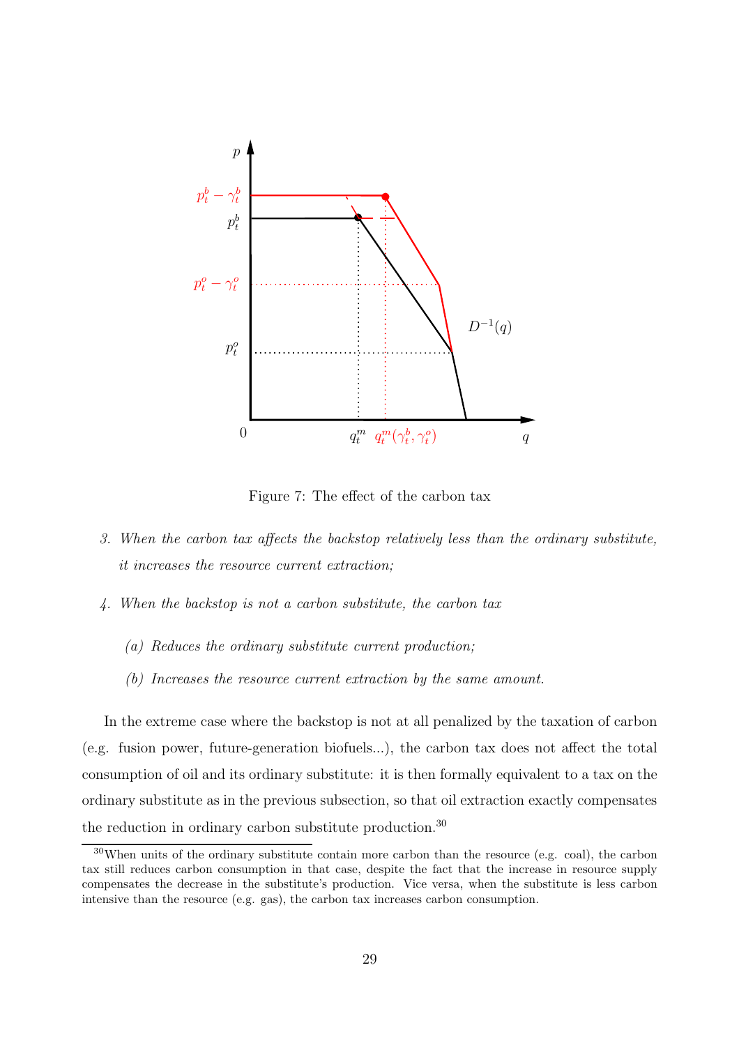Figure 7: The effect of the carbon tax

3. *When the carbon tax affects the backstop relatively less than the ordinary substitute, it increases the resource current extraction;*

4. *When the backstop is not a carbon substitute, the carbon tax*

   (a) *Reduces the ordinary substitute current production;*

   (b) *Increases the resource current extraction by the same amount.*

In the extreme case where the backstop is not at all penalized by the taxation of carbon (e.g. fusion power, future-generation biofuels...), the carbon tax does not affect the total consumption of oil and its ordinary substitute: it is then formally equivalent to a tax on the ordinary substitute as in the previous subsection, so that oil extraction exactly compensates the reduction in ordinary carbon substitute production.[30]

[30] When units of the ordinary substitute contain more carbon than the resource (e.g. coal), the carbon tax still reduces carbon consumption in that case, despite the fact that the increase in resource supply compensates the decrease in the substitute's production. Vice versa, when the substitute is less carbon intensive than the resource (e.g. gas), the carbon tax increases carbon consumption.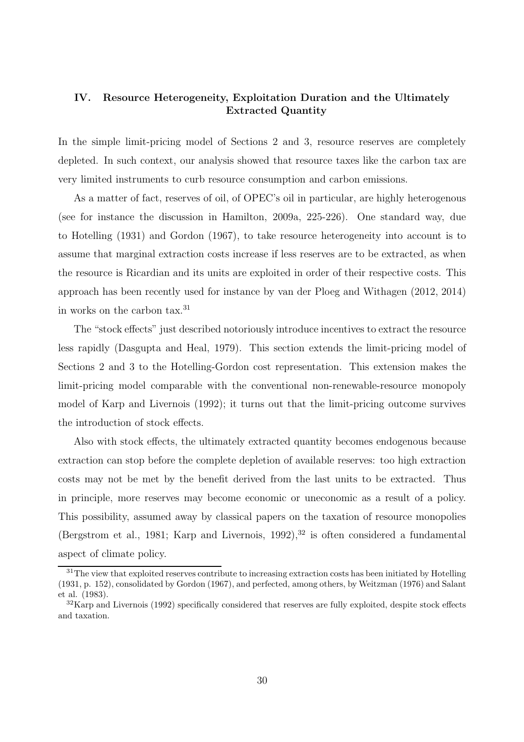## IV. Resource Heterogeneity, Exploitation Duration and the Ultimately Extracted Quantity

In the simple limit-pricing model of Sections 2 and 3, resource reserves are completely depleted. In such context, our analysis showed that resource taxes like the carbon tax are very limited instruments to curb resource consumption and carbon emissions.

As a matter of fact, reserves of oil, of OPEC's oil in particular, are highly heterogenous (see for instance the discussion in Hamilton, 2009a, 225-226). One standard way, due to Hotelling (1931) and Gordon (1967), to take resource heterogeneity into account is to assume that marginal extraction costs increase if less reserves are to be extracted, as when the resource is Ricardian and its units are exploited in order of their respective costs. This approach has been recently used for instance by van der Ploeg and Withagen (2012, 2014) in works on the carbon tax.[31]

The "stock effects" just described notoriously introduce incentives to extract the resource less rapidly (Dasgupta and Heal, 1979). This section extends the limit-pricing model of Sections 2 and 3 to the Hotelling-Gordon cost representation. This extension makes the limit-pricing model comparable with the conventional non-renewable-resource monopoly model of Karp and Livernois (1992); it turns out that the limit-pricing outcome survives the introduction of stock effects.

Also with stock effects, the ultimately extracted quantity becomes endogenous because extraction can stop before the complete depletion of available reserves: too high extraction costs may not be met by the benefit derived from the last units to be extracted. Thus in principle, more reserves may become economic or uneconomic as a result of a policy. This possibility, assumed away by classical papers on the taxation of resource monopolies (Bergstrom et al., 1981; Karp and Livernois, 1992),[32] is often considered a fundamental aspect of climate policy.

[31] The view that exploited reserves contribute to increasing extraction costs has been initiated by Hotelling (1931, p. 152), consolidated by Gordon (1967), and perfected, among others, by Weitzman (1976) and Salant et al. (1983).

[32] Karp and Livernois (1992) specifically considered that reserves are fully exploited, despite stock effects and taxation.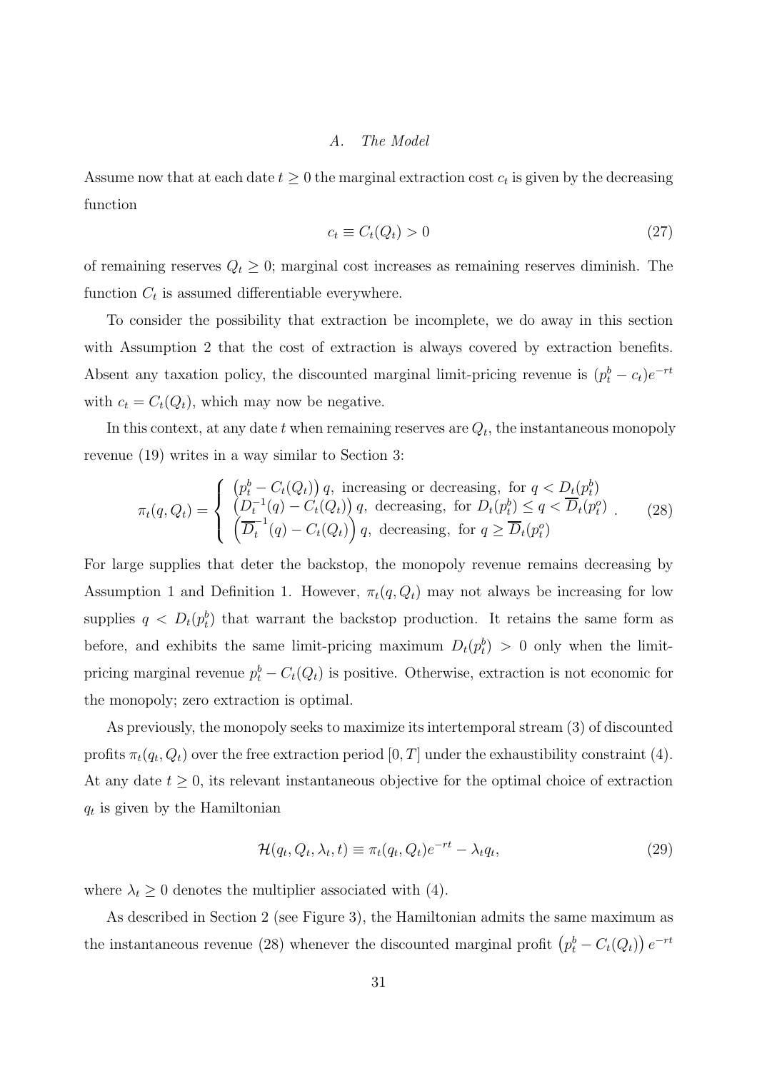### A. The Model

Assume now that at each date $t \geq 0$ the marginal extraction cost $c_t$ is given by the decreasing function

$$c_t \equiv C_t(Q_t) > 0 \tag{27}$$

of remaining reserves $Q_t \geq 0$; marginal cost increases as remaining reserves diminish. The function $C_t$ is assumed differentiable everywhere.

To consider the possibility that extraction be incomplete, we do away in this section with Assumption 2 that the cost of extraction is always covered by extraction benefits. Absent any taxation policy, the discounted marginal limit-pricing revenue is $(p_t^b - c_t)e^{-rt}$ with $c_t = C_t(Q_t)$, which may now be negative.

In this context, at any date $t$ when remaining reserves are $Q_t$, the instantaneous monopoly revenue (19) writes in a way similar to Section 3:

$$\pi_t(q, Q_t) = \begin{cases} \left(p_t^b - C_t(Q_t)\right) q, \text{ increasing or decreasing, for } q < D_t(p_t^b) \\ \left(D_t^{-1}(q) - C_t(Q_t)\right) q, \text{ decreasing, for } D_t(p_t^b) \leq q < \overline{D}_t(p_t^o) \\ \left(\overline{D}_t^{-1}(q) - C_t(Q_t)\right) q, \text{ decreasing, for } q \geq \overline{D}_t(p_t^o) \end{cases}. \tag{28}$$

For large supplies that deter the backstop, the monopoly revenue remains decreasing by Assumption 1 and Definition 1. However, $\pi_t(q, Q_t)$ may not always be increasing for low supplies $q < D_t(p_t^b)$ that warrant the backstop production. It retains the same form as before, and exhibits the same limit-pricing maximum $D_t(p_t^b) > 0$ only when the limit-pricing marginal revenue $p_t^b - C_t(Q_t)$ is positive. Otherwise, extraction is not economic for the monopoly; zero extraction is optimal.

As previously, the monopoly seeks to maximize its intertemporal stream (3) of discounted profits $\pi_t(q_t, Q_t)$ over the free extraction period $[0, T]$ under the exhaustibility constraint (4). At any date $t \geq 0$, its relevant instantaneous objective for the optimal choice of extraction $q_t$ is given by the Hamiltonian

$$\mathcal{H}(q_t, Q_t, \lambda_t, t) \equiv \pi_t(q_t, Q_t)e^{-rt} - \lambda_t q_t, \tag{29}$$

where $\lambda_t \geq 0$ denotes the multiplier associated with (4).

As described in Section 2 (see Figure 3), the Hamiltonian admits the same maximum as the instantaneous revenue (28) whenever the discounted marginal profit $\left(p_t^b - C_t(Q_t)\right) e^{-rt}$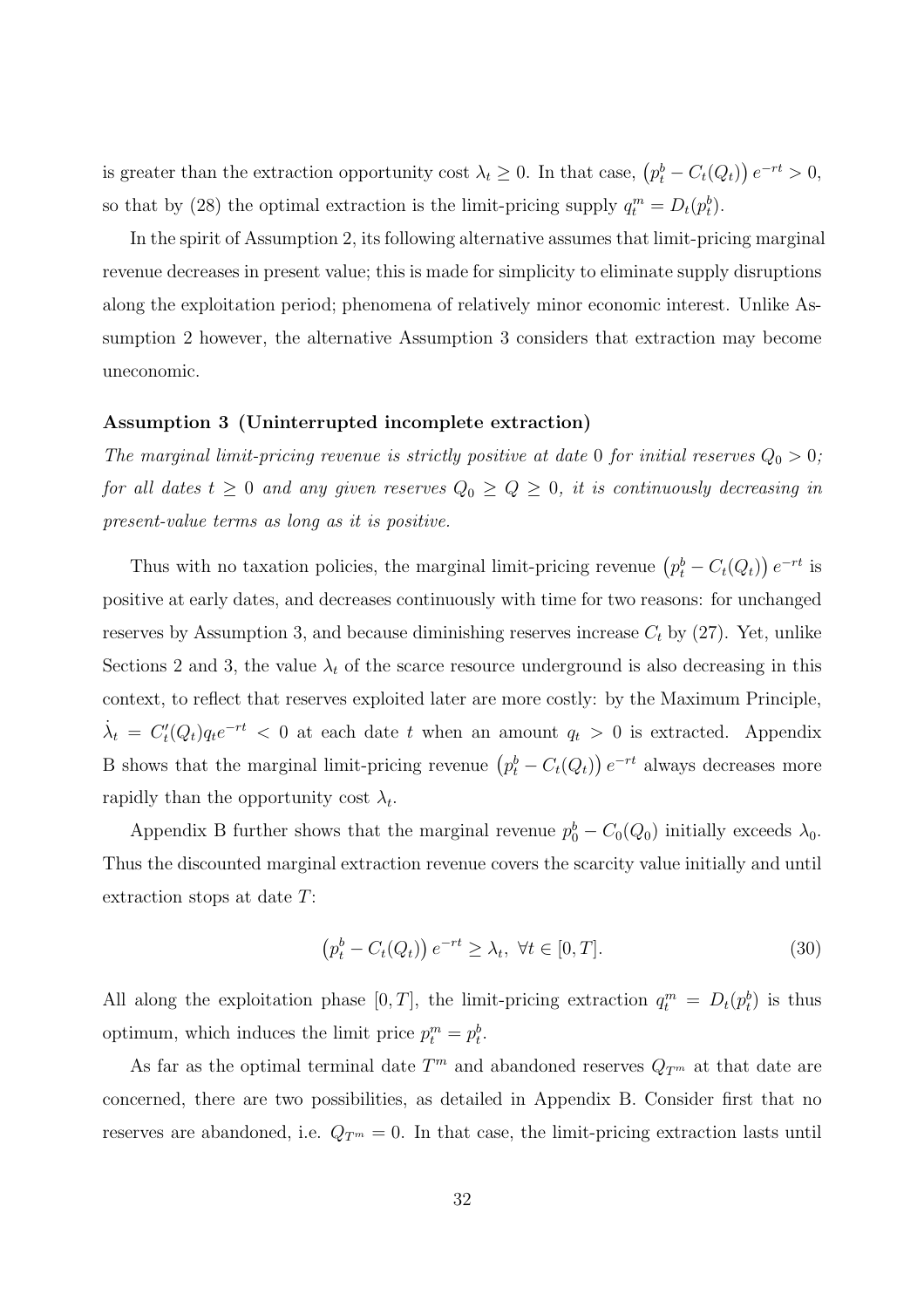is greater than the extraction opportunity cost $\lambda_t \geq 0$. In that case, $\left(p_t^b - C_t(Q_t)\right) e^{-rt} > 0$, so that by (28) the optimal extraction is the limit-pricing supply $q_t^m = D_t(p_t^b)$.

In the spirit of Assumption 2, its following alternative assumes that limit-pricing marginal revenue decreases in present value; this is made for simplicity to eliminate supply disruptions along the exploitation period; phenomena of relatively minor economic interest. Unlike Assumption 2 however, the alternative Assumption 3 considers that extraction may become uneconomic.

**Assumption 3 (Uninterrupted incomplete extraction)**
*The marginal limit-pricing revenue is strictly positive at date 0 for initial reserves $Q_0 > 0$; for all dates $t \geq 0$ and any given reserves $Q_0 \geq Q \geq 0$, it is continuously decreasing in present-value terms as long as it is positive.*

Thus with no taxation policies, the marginal limit-pricing revenue $\left(p_t^b - C_t(Q_t)\right) e^{-rt}$ is positive at early dates, and decreases continuously with time for two reasons: for unchanged reserves by Assumption 3, and because diminishing reserves increase $C_t$ by (27). Yet, unlike Sections 2 and 3, the value $\lambda_t$ of the scarce resource underground is also decreasing in this context, to reflect that reserves exploited later are more costly: by the Maximum Principle, $\dot{\lambda}_t = C_t'(Q_t) q_t e^{-rt} < 0$ at each date $t$ when an amount $q_t > 0$ is extracted. Appendix B shows that the marginal limit-pricing revenue $\left(p_t^b - C_t(Q_t)\right) e^{-rt}$ always decreases more rapidly than the opportunity cost $\lambda_t$.

Appendix B further shows that the marginal revenue $p_0^b - C_0(Q_0)$ initially exceeds $\lambda_0$. Thus the discounted marginal extraction revenue covers the scarcity value initially and until extraction stops at date $T$:

$$\left(p_t^b - C_t(Q_t)\right) e^{-rt} \geq \lambda_t, \ \forall t \in [0, T]. \tag{30}$$

All along the exploitation phase $[0, T]$, the limit-pricing extraction $q_t^m = D_t(p_t^b)$ is thus optimum, which induces the limit price $p_t^m = p_t^b$.

As far as the optimal terminal date $T^m$ and abandoned reserves $Q_{T^m}$ at that date are concerned, there are two possibilities, as detailed in Appendix B. Consider first that no reserves are abandoned, i.e. $Q_{T^m} = 0$. In that case, the limit-pricing extraction lasts until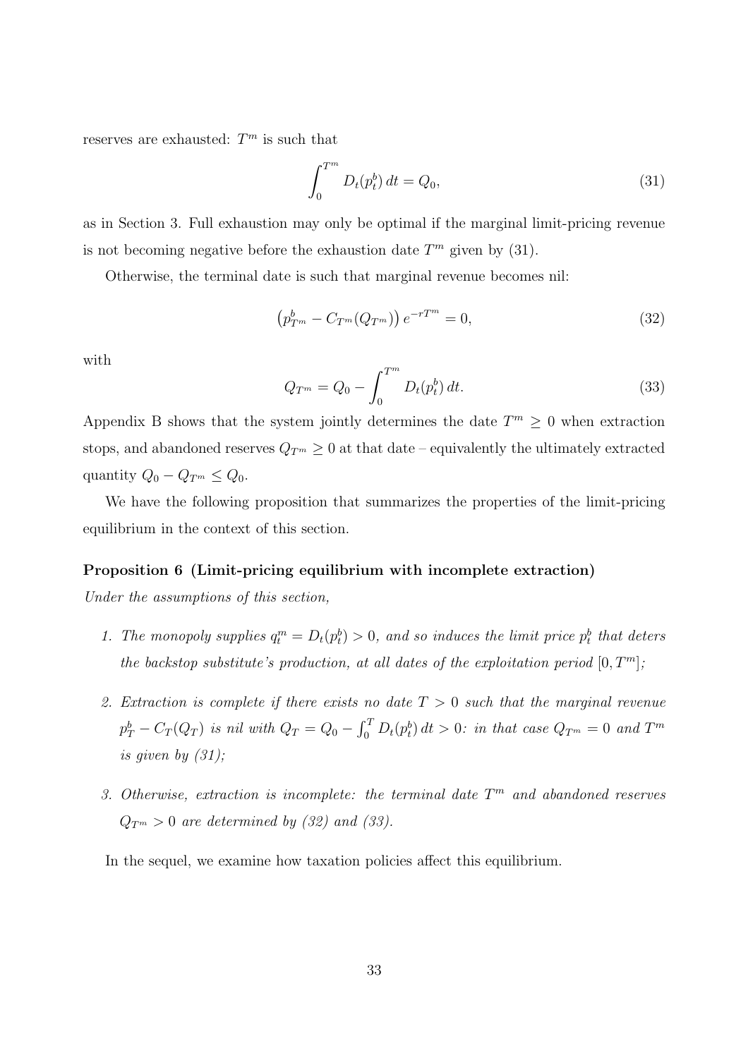reserves are exhausted: $T^m$ is such that

$$\int_0^{T^m} D_t(p_t^b)\, dt = Q_0, \tag{31}$$

as in Section 3. Full exhaustion may only be optimal if the marginal limit-pricing revenue is not becoming negative before the exhaustion date $T^m$ given by (31).

Otherwise, the terminal date is such that marginal revenue becomes nil:

$$\left(p_{T^m}^b - C_{T^m}(Q_{T^m})\right) e^{-rT^m} = 0, \tag{32}$$

with

$$Q_{T^m} = Q_0 - \int_0^{T^m} D_t(p_t^b)\, dt. \tag{33}$$

Appendix B shows that the system jointly determines the date $T^m \geq 0$ when extraction stops, and abandoned reserves $Q_{T^m} \geq 0$ at that date – equivalently the ultimately extracted quantity $Q_0 - Q_{T^m} \leq Q_0$.

We have the following proposition that summarizes the properties of the limit-pricing equilibrium in the context of this section.

**Proposition 6 (Limit-pricing equilibrium with incomplete extraction)**

*Under the assumptions of this section,*

1. *The monopoly supplies $q_t^m = D_t(p_t^b) > 0$, and so induces the limit price $p_t^b$ that deters the backstop substitute's production, at all dates of the exploitation period $[0, T^m]$;*

2. *Extraction is complete if there exists no date $T > 0$ such that the marginal revenue $p_T^b - C_T(Q_T)$ is nil with $Q_T = Q_0 - \int_0^T D_t(p_t^b)\, dt > 0$: in that case $Q_{T^m} = 0$ and $T^m$ is given by (31);*

3. *Otherwise, extraction is incomplete: the terminal date $T^m$ and abandoned reserves $Q_{T^m} > 0$ are determined by (32) and (33).*

In the sequel, we examine how taxation policies affect this equilibrium.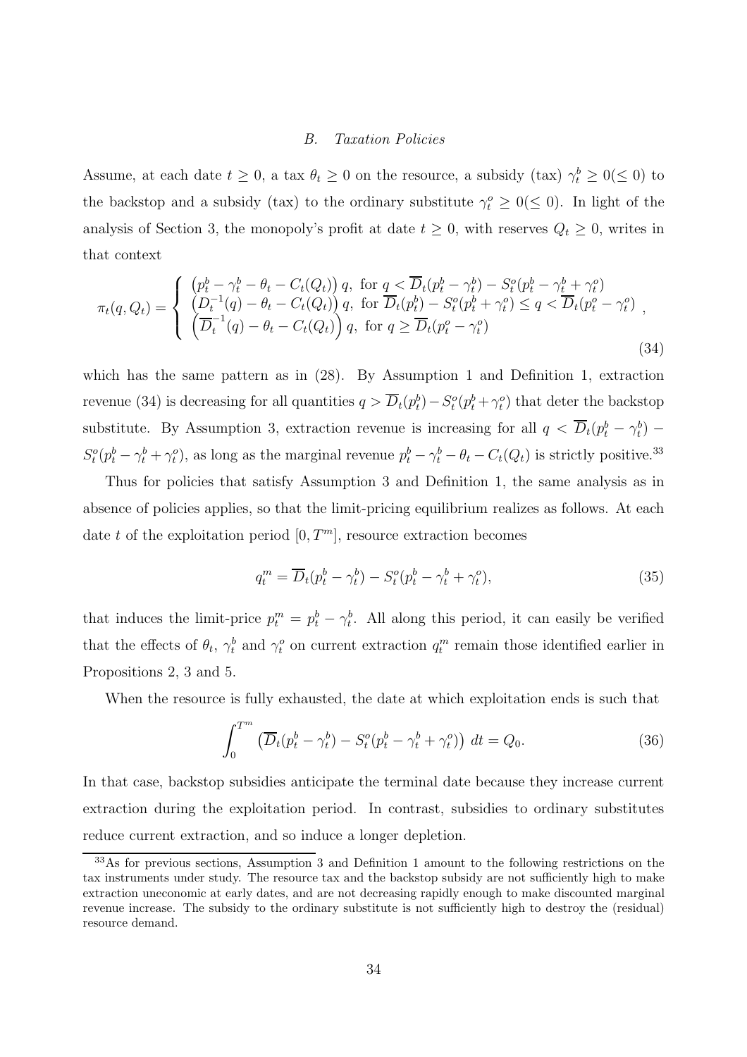### B. *Taxation Policies*

Assume, at each date $t \geq 0$, a tax $\theta_t \geq 0$ on the resource, a subsidy (tax) $\gamma_t^b \geq 0 (\leq 0)$ to the backstop and a subsidy (tax) to the ordinary substitute $\gamma_t^o \geq 0 (\leq 0)$. In light of the analysis of Section 3, the monopoly's profit at date $t \geq 0$, with reserves $Q_t \geq 0$, writes in that context

$$\pi_t(q, Q_t) = \begin{cases} \left(p_t^b - \gamma_t^b - \theta_t - C_t(Q_t)\right) q, \text{ for } q < \overline{D}_t(p_t^b - \gamma_t^b) - S_t^o(p_t^b - \gamma_t^b + \gamma_t^o) \\ \left(D_t^{-1}(q) - \theta_t - C_t(Q_t)\right) q, \text{ for } \overline{D}_t(p_t^b) - S_t^o(p_t^b + \gamma_t^o) \leq q < \overline{D}_t(p_t^o - \gamma_t^o) \\ \left(\overline{D}_t^{-1}(q) - \theta_t - C_t(Q_t)\right) q, \text{ for } q \geq \overline{D}_t(p_t^o - \gamma_t^o) \end{cases}, \tag{34}$$

which has the same pattern as in (28). By Assumption 1 and Definition 1, extraction revenue (34) is decreasing for all quantities $q > \overline{D}_t(p_t^b) - S_t^o(p_t^b + \gamma_t^o)$ that deter the backstop substitute. By Assumption 3, extraction revenue is increasing for all $q < \overline{D}_t(p_t^b - \gamma_t^b) - S_t^o(p_t^b - \gamma_t^b + \gamma_t^o)$, as long as the marginal revenue $p_t^b - \gamma_t^b - \theta_t - C_t(Q_t)$ is strictly positive.[33]

Thus for policies that satisfy Assumption 3 and Definition 1, the same analysis as in absence of policies applies, so that the limit-pricing equilibrium realizes as follows. At each date $t$ of the exploitation period $[0, T^m]$, resource extraction becomes

$$q_t^m = \overline{D}_t(p_t^b - \gamma_t^b) - S_t^o(p_t^b - \gamma_t^b + \gamma_t^o), \tag{35}$$

that induces the limit-price $p_t^m = p_t^b - \gamma_t^b$. All along this period, it can easily be verified that the effects of $\theta_t$, $\gamma_t^b$ and $\gamma_t^o$ on current extraction $q_t^m$ remain those identified earlier in Propositions 2, 3 and 5.

When the resource is fully exhausted, the date at which exploitation ends is such that

$$\int_0^{T^m} \left(\overline{D}_t(p_t^b - \gamma_t^b) - S_t^o(p_t^b - \gamma_t^b + \gamma_t^o)\right) \, dt = Q_0. \tag{36}$$

In that case, backstop subsidies anticipate the terminal date because they increase current extraction during the exploitation period. In contrast, subsidies to ordinary substitutes reduce current extraction, and so induce a longer depletion.

---

[33] As for previous sections, Assumption 3 and Definition 1 amount to the following restrictions on the tax instruments under study. The resource tax and the backstop subsidy are not sufficiently high to make extraction uneconomic at early dates, and are not decreasing rapidly enough to make discounted marginal revenue increase. The subsidy to the ordinary substitute is not sufficiently high to destroy the (residual) resource demand.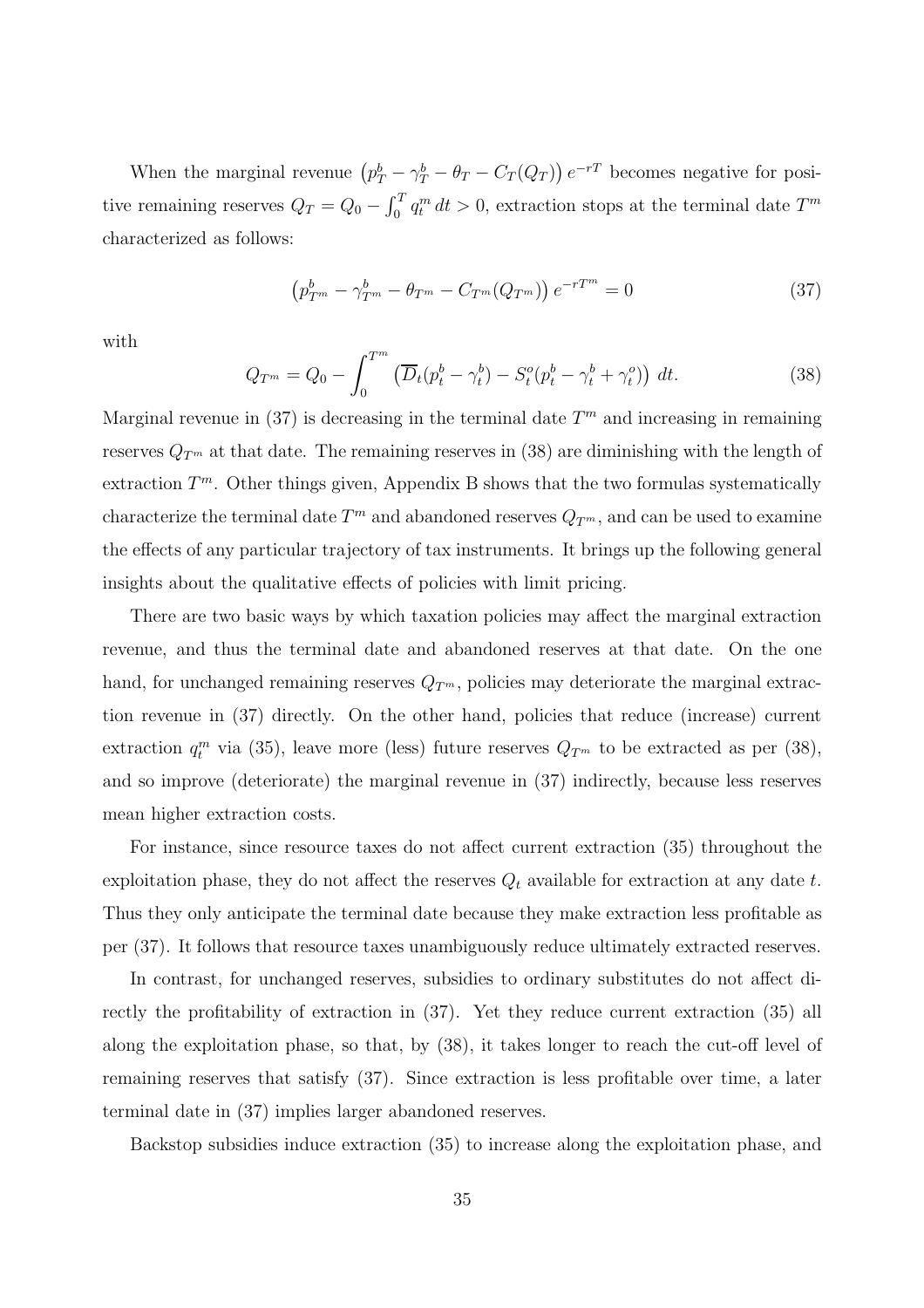When the marginal revenue $\left(p^b_T - \gamma^b_T - \theta_T - C_T(Q_T)\right) e^{-rT}$ becomes negative for positive remaining reserves $Q_T = Q_0 - \int_0^T q^m_t \, dt > 0$, extraction stops at the terminal date $T^m$ characterized as follows:

$$\left(p^b_{T^m} - \gamma^b_{T^m} - \theta_{T^m} - C_{T^m}(Q_{T^m})\right) e^{-rT^m} = 0 \tag{37}$$

with

$$Q_{T^m} = Q_0 - \int_0^{T^m} \left(\overline{D}_t(p^b_t - \gamma^b_t) - S^o_t(p^b_t - \gamma^b_t + \gamma^o_t)\right) \, dt. \tag{38}$$

Marginal revenue in (37) is decreasing in the terminal date $T^m$ and increasing in remaining reserves $Q_{T^m}$ at that date. The remaining reserves in (38) are diminishing with the length of extraction $T^m$. Other things given, Appendix B shows that the two formulas systematically characterize the terminal date $T^m$ and abandoned reserves $Q_{T^m}$, and can be used to examine the effects of any particular trajectory of tax instruments. It brings up the following general insights about the qualitative effects of policies with limit pricing.

There are two basic ways by which taxation policies may affect the marginal extraction revenue, and thus the terminal date and abandoned reserves at that date. On the one hand, for unchanged remaining reserves $Q_{T^m}$, policies may deteriorate the marginal extraction revenue in (37) directly. On the other hand, policies that reduce (increase) current extraction $q^m_t$ via (35), leave more (less) future reserves $Q_{T^m}$ to be extracted as per (38), and so improve (deteriorate) the marginal revenue in (37) indirectly, because less reserves mean higher extraction costs.

For instance, since resource taxes do not affect current extraction (35) throughout the exploitation phase, they do not affect the reserves $Q_t$ available for extraction at any date $t$. Thus they only anticipate the terminal date because they make extraction less profitable as per (37). It follows that resource taxes unambiguously reduce ultimately extracted reserves.

In contrast, for unchanged reserves, subsidies to ordinary substitutes do not affect directly the profitability of extraction in (37). Yet they reduce current extraction (35) all along the exploitation phase, so that, by (38), it takes longer to reach the cut-off level of remaining reserves that satisfy (37). Since extraction is less profitable over time, a later terminal date in (37) implies larger abandoned reserves.

Backstop subsidies induce extraction (35) to increase along the exploitation phase, and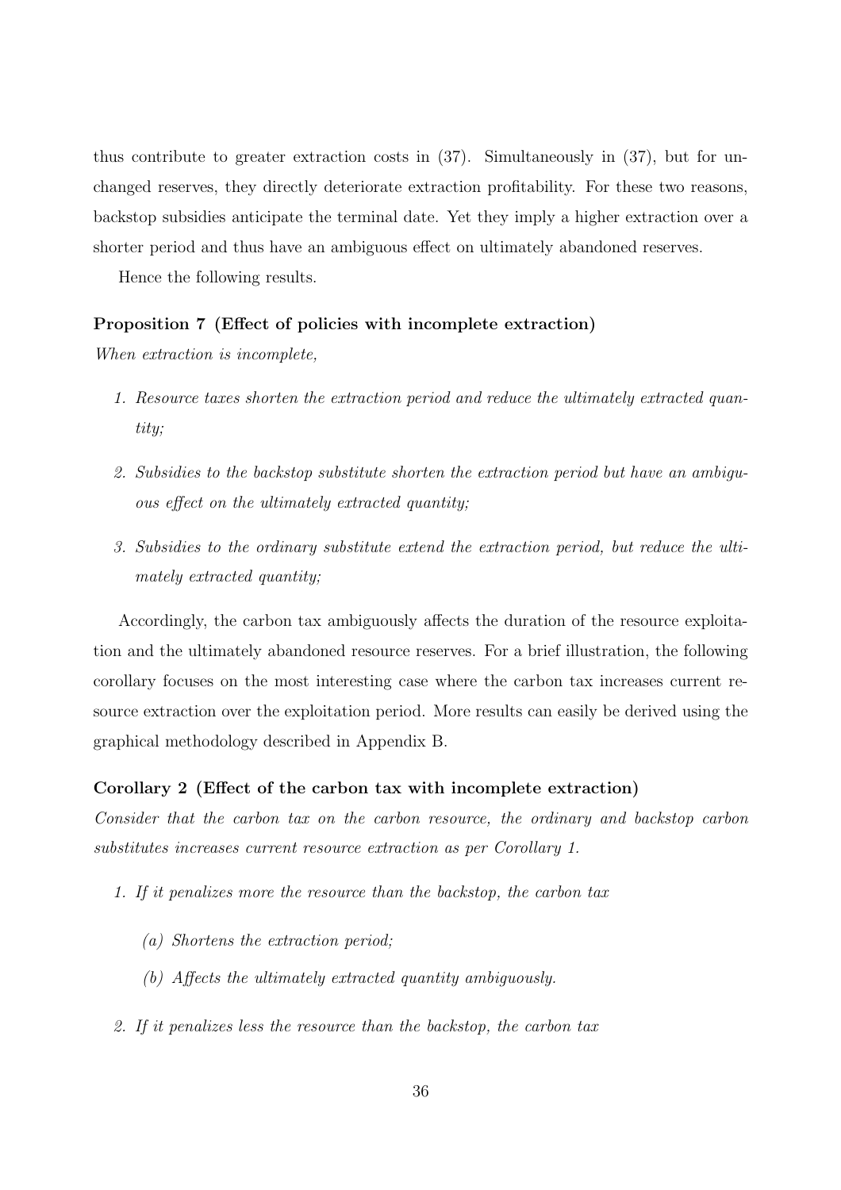thus contribute to greater extraction costs in (37). Simultaneously in (37), but for unchanged reserves, they directly deteriorate extraction profitability. For these two reasons, backstop subsidies anticipate the terminal date. Yet they imply a higher extraction over a shorter period and thus have an ambiguous effect on ultimately abandoned reserves.

Hence the following results.

**Proposition 7 (Effect of policies with incomplete extraction)**
*When extraction is incomplete,*

1. *Resource taxes shorten the extraction period and reduce the ultimately extracted quantity;*
2. *Subsidies to the backstop substitute shorten the extraction period but have an ambiguous effect on the ultimately extracted quantity;*
3. *Subsidies to the ordinary substitute extend the extraction period, but reduce the ultimately extracted quantity;*

Accordingly, the carbon tax ambiguously affects the duration of the resource exploitation and the ultimately abandoned resource reserves. For a brief illustration, the following corollary focuses on the most interesting case where the carbon tax increases current resource extraction over the exploitation period. More results can easily be derived using the graphical methodology described in Appendix B.

**Corollary 2 (Effect of the carbon tax with incomplete extraction)**
*Consider that the carbon tax on the carbon resource, the ordinary and backstop carbon substitutes increases current resource extraction as per Corollary 1.*

1. *If it penalizes more the resource than the backstop, the carbon tax*
   (a) *Shortens the extraction period;*
   (b) *Affects the ultimately extracted quantity ambiguously.*
2. *If it penalizes less the resource than the backstop, the carbon tax*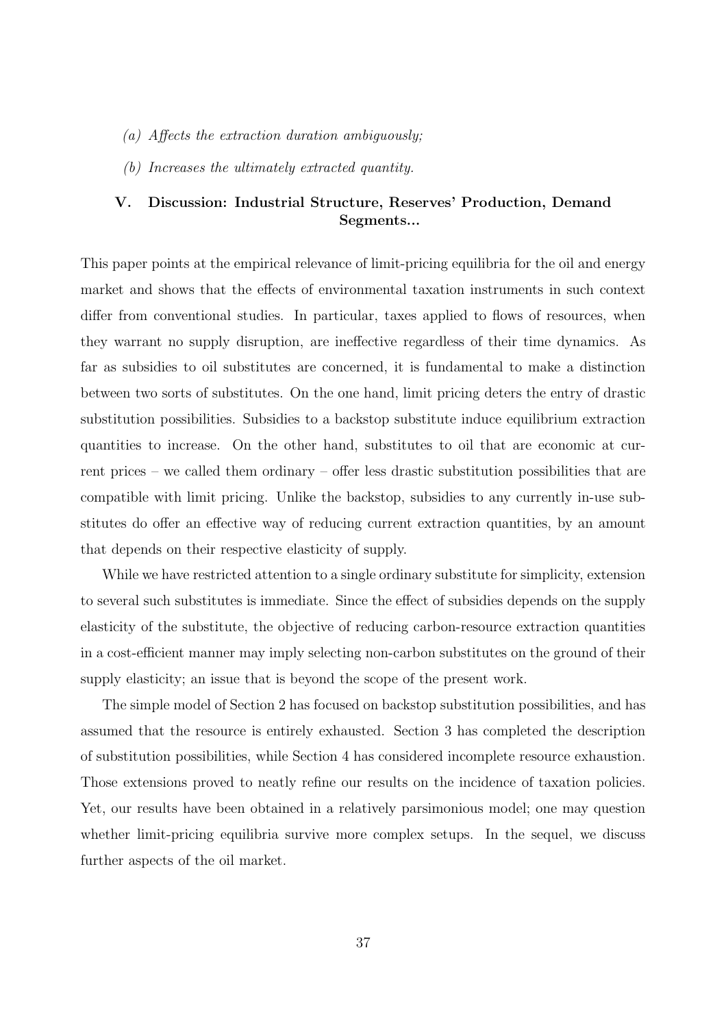*(a) Affects the extraction duration ambiguously;*

*(b) Increases the ultimately extracted quantity.*

## V. Discussion: Industrial Structure, Reserves' Production, Demand Segments...

This paper points at the empirical relevance of limit-pricing equilibria for the oil and energy market and shows that the effects of environmental taxation instruments in such context differ from conventional studies. In particular, taxes applied to flows of resources, when they warrant no supply disruption, are ineffective regardless of their time dynamics. As far as subsidies to oil substitutes are concerned, it is fundamental to make a distinction between two sorts of substitutes. On the one hand, limit pricing deters the entry of drastic substitution possibilities. Subsidies to a backstop substitute induce equilibrium extraction quantities to increase. On the other hand, substitutes to oil that are economic at current prices – we called them ordinary – offer less drastic substitution possibilities that are compatible with limit pricing. Unlike the backstop, subsidies to any currently in-use substitutes do offer an effective way of reducing current extraction quantities, by an amount that depends on their respective elasticity of supply.

While we have restricted attention to a single ordinary substitute for simplicity, extension to several such substitutes is immediate. Since the effect of subsidies depends on the supply elasticity of the substitute, the objective of reducing carbon-resource extraction quantities in a cost-efficient manner may imply selecting non-carbon substitutes on the ground of their supply elasticity; an issue that is beyond the scope of the present work.

The simple model of Section 2 has focused on backstop substitution possibilities, and has assumed that the resource is entirely exhausted. Section 3 has completed the description of substitution possibilities, while Section 4 has considered incomplete resource exhaustion. Those extensions proved to neatly refine our results on the incidence of taxation policies. Yet, our results have been obtained in a relatively parsimonious model; one may question whether limit-pricing equilibria survive more complex setups. In the sequel, we discuss further aspects of the oil market.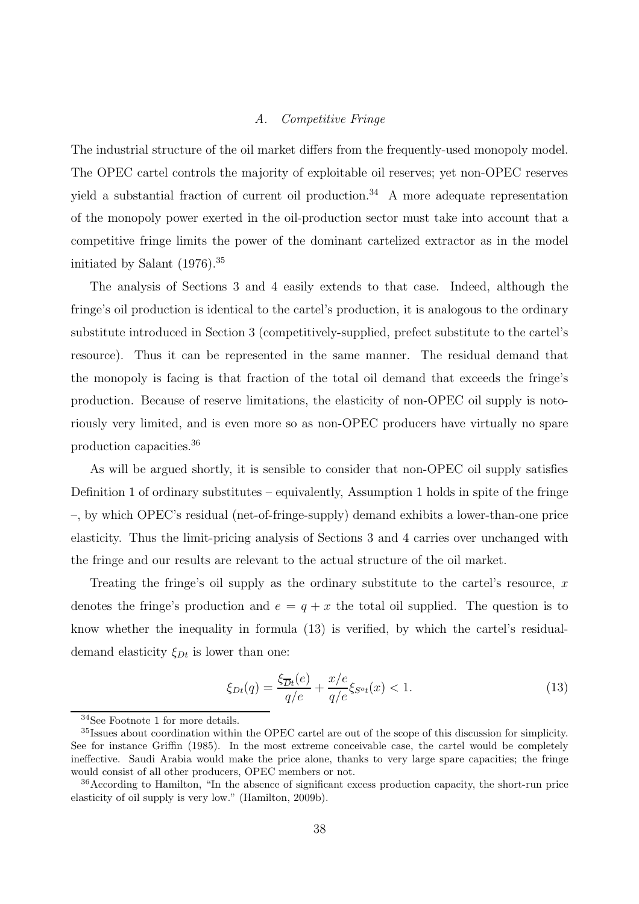### *A. Competitive Fringe*

The industrial structure of the oil market differs from the frequently-used monopoly model. The OPEC cartel controls the majority of exploitable oil reserves; yet non-OPEC reserves yield a substantial fraction of current oil production.[34] A more adequate representation of the monopoly power exerted in the oil-production sector must take into account that a competitive fringe limits the power of the dominant cartelized extractor as in the model initiated by Salant (1976).[35]

The analysis of Sections 3 and 4 easily extends to that case. Indeed, although the fringe's oil production is identical to the cartel's production, it is analogous to the ordinary substitute introduced in Section 3 (competitively-supplied, prefect substitute to the cartel's resource). Thus it can be represented in the same manner. The residual demand that the monopoly is facing is that fraction of the total oil demand that exceeds the fringe's production. Because of reserve limitations, the elasticity of non-OPEC oil supply is notoriously very limited, and is even more so as non-OPEC producers have virtually no spare production capacities.[36]

As will be argued shortly, it is sensible to consider that non-OPEC oil supply satisfies Definition 1 of ordinary substitutes – equivalently, Assumption 1 holds in spite of the fringe –, by which OPEC's residual (net-of-fringe-supply) demand exhibits a lower-than-one price elasticity. Thus the limit-pricing analysis of Sections 3 and 4 carries over unchanged with the fringe and our results are relevant to the actual structure of the oil market.

Treating the fringe's oil supply as the ordinary substitute to the cartel's resource, $x$ denotes the fringe's production and $e = q + x$ the total oil supplied. The question is to know whether the inequality in formula (13) is verified, by which the cartel's residual-demand elasticity $\xi_{Dt}$ is lower than one:

$$\xi_{Dt}(q) = \frac{\xi_{\overline{D}t}(e)}{q/e} + \frac{x/e}{q/e}\xi_{S^o t}(x) < 1. \tag{13}$$

---

[34] See Footnote 1 for more details.

[35] Issues about coordination within the OPEC cartel are out of the scope of this discussion for simplicity. See for instance Griffin (1985). In the most extreme conceivable case, the cartel would be completely ineffective. Saudi Arabia would make the price alone, thanks to very large spare capacities; the fringe would consist of all other producers, OPEC members or not.

[36] According to Hamilton, "In the absence of significant excess production capacity, the short-run price elasticity of oil supply is very low." (Hamilton, 2009b).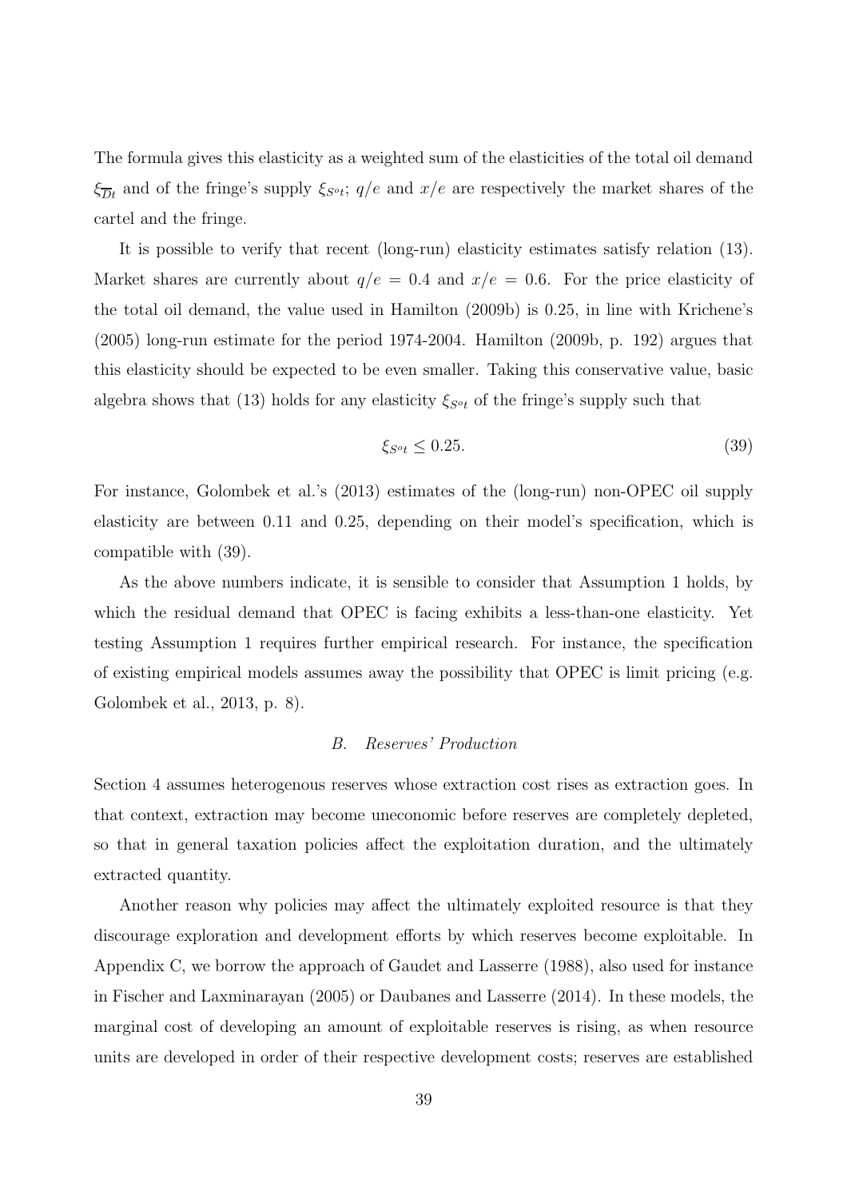The formula gives this elasticity as a weighted sum of the elasticities of the total oil demand $\xi_{\overline{D}t}$ and of the fringe's supply $\xi_{S^o t}$; $q/e$ and $x/e$ are respectively the market shares of the cartel and the fringe.

It is possible to verify that recent (long-run) elasticity estimates satisfy relation (13). Market shares are currently about $q/e = 0.4$ and $x/e = 0.6$. For the price elasticity of the total oil demand, the value used in Hamilton (2009b) is 0.25, in line with Krichene's (2005) long-run estimate for the period 1974-2004. Hamilton (2009b, p. 192) argues that this elasticity should be expected to be even smaller. Taking this conservative value, basic algebra shows that (13) holds for any elasticity $\xi_{S^o t}$ of the fringe's supply such that

$$\xi_{S^o t} \leq 0.25. \tag{39}$$

For instance, Golombek et al.'s (2013) estimates of the (long-run) non-OPEC oil supply elasticity are between 0.11 and 0.25, depending on their model's specification, which is compatible with (39).

As the above numbers indicate, it is sensible to consider that Assumption 1 holds, by which the residual demand that OPEC is facing exhibits a less-than-one elasticity. Yet testing Assumption 1 requires further empirical research. For instance, the specification of existing empirical models assumes away the possibility that OPEC is limit pricing (e.g. Golombek et al., 2013, p. 8).

### *B. Reserves' Production*

Section 4 assumes heterogenous reserves whose extraction cost rises as extraction goes. In that context, extraction may become uneconomic before reserves are completely depleted, so that in general taxation policies affect the exploitation duration, and the ultimately extracted quantity.

Another reason why policies may affect the ultimately exploited resource is that they discourage exploration and development efforts by which reserves become exploitable. In Appendix C, we borrow the approach of Gaudet and Lasserre (1988), also used for instance in Fischer and Laxminarayan (2005) or Daubanes and Lasserre (2014). In these models, the marginal cost of developing an amount of exploitable reserves is rising, as when resource units are developed in order of their respective development costs; reserves are established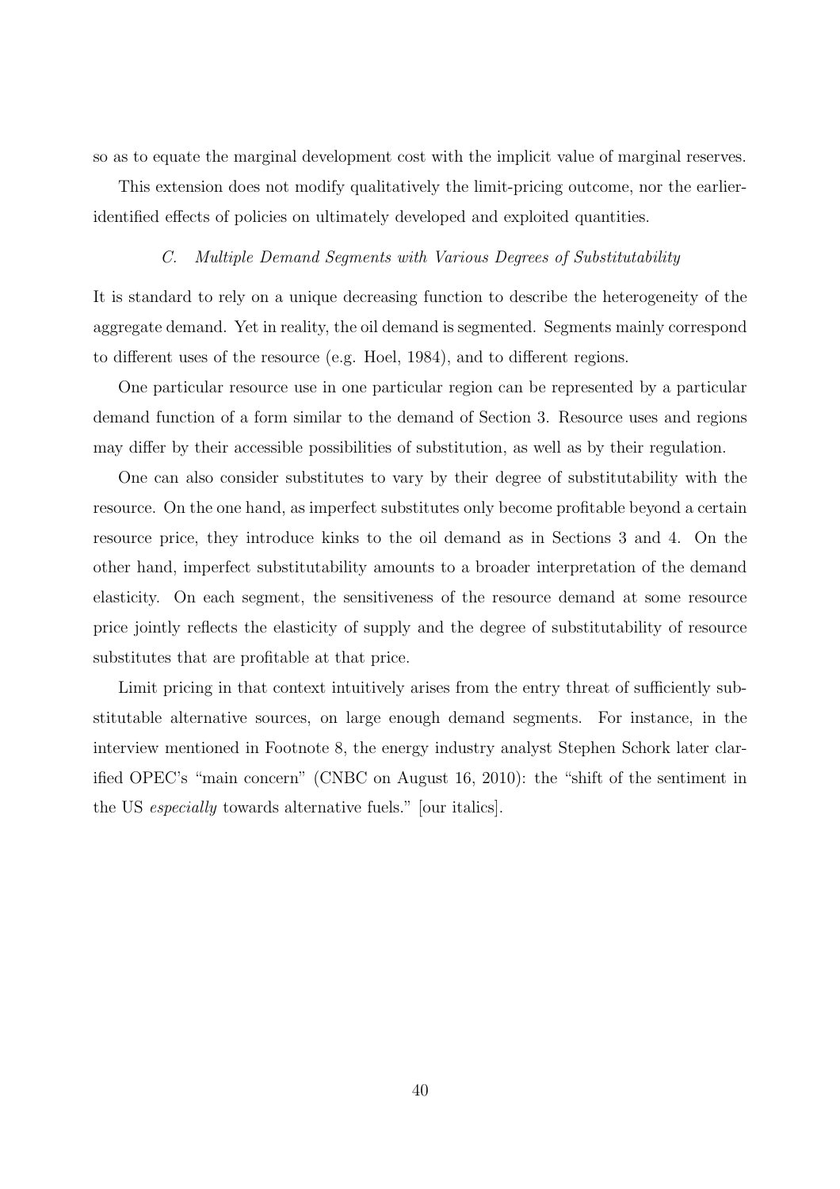so as to equate the marginal development cost with the implicit value of marginal reserves.

This extension does not modify qualitatively the limit-pricing outcome, nor the earlier-identified effects of policies on ultimately developed and exploited quantities.

### *C. Multiple Demand Segments with Various Degrees of Substitutability*

It is standard to rely on a unique decreasing function to describe the heterogeneity of the aggregate demand. Yet in reality, the oil demand is segmented. Segments mainly correspond to different uses of the resource (e.g. Hoel, 1984), and to different regions.

One particular resource use in one particular region can be represented by a particular demand function of a form similar to the demand of Section 3. Resource uses and regions may differ by their accessible possibilities of substitution, as well as by their regulation.

One can also consider substitutes to vary by their degree of substitutability with the resource. On the one hand, as imperfect substitutes only become profitable beyond a certain resource price, they introduce kinks to the oil demand as in Sections 3 and 4. On the other hand, imperfect substitutability amounts to a broader interpretation of the demand elasticity. On each segment, the sensitiveness of the resource demand at some resource price jointly reflects the elasticity of supply and the degree of substitutability of resource substitutes that are profitable at that price.

Limit pricing in that context intuitively arises from the entry threat of sufficiently substitutable alternative sources, on large enough demand segments. For instance, in the interview mentioned in Footnote 8, the energy industry analyst Stephen Schork later clarified OPEC's "main concern" (CNBC on August 16, 2010): the "shift of the sentiment in the US *especially* towards alternative fuels." [our italics].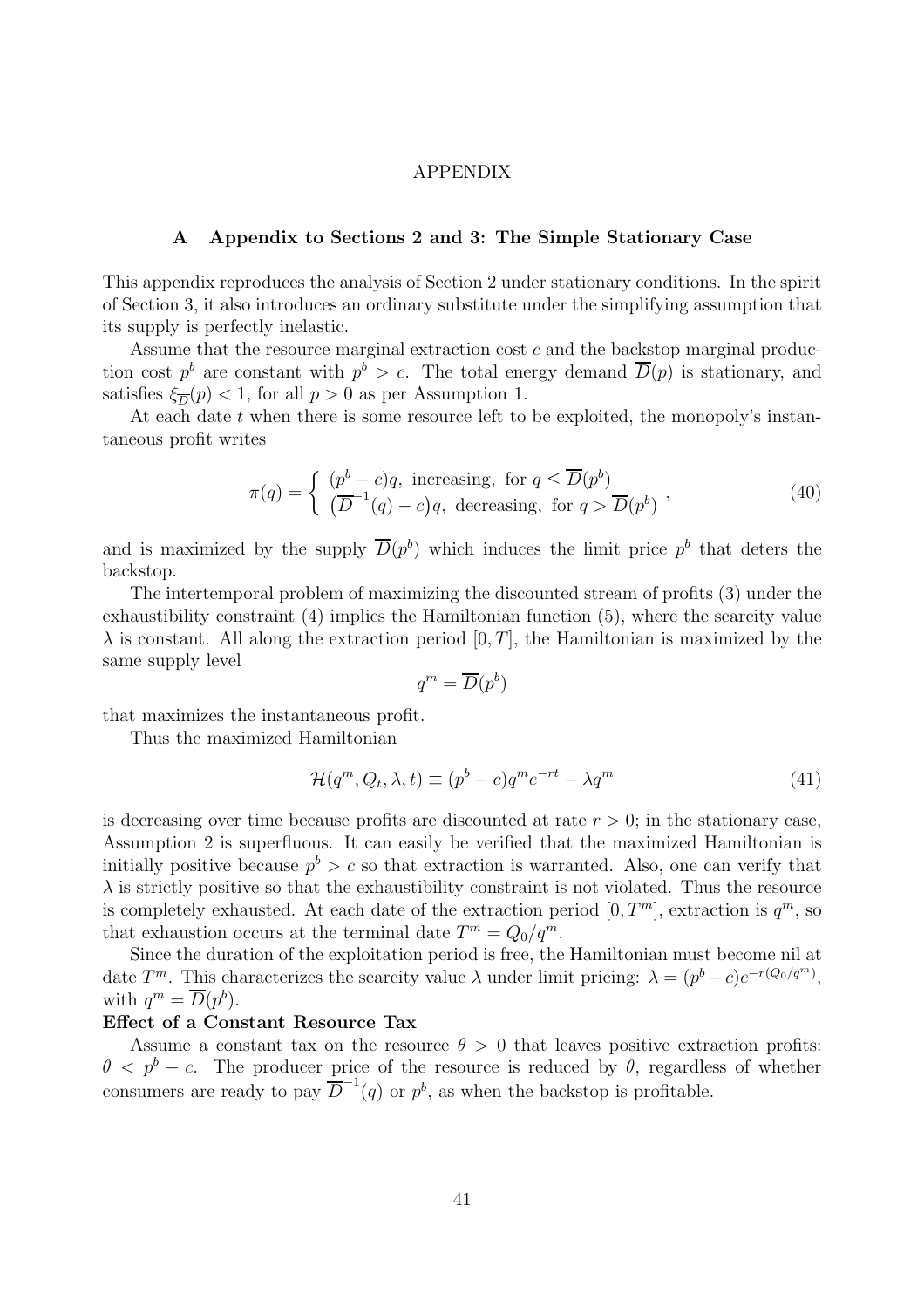# APPENDIX

## A Appendix to Sections 2 and 3: The Simple Stationary Case

This appendix reproduces the analysis of Section 2 under stationary conditions. In the spirit of Section 3, it also introduces an ordinary substitute under the simplifying assumption that its supply is perfectly inelastic.

Assume that the resource marginal extraction cost $c$ and the backstop marginal production cost $p^b$ are constant with $p^b > c$. The total energy demand $\overline{D}(p)$ is stationary, and satisfies $\xi_{\overline{D}}(p) < 1$, for all $p > 0$ as per Assumption 1.

At each date $t$ when there is some resource left to be exploited, the monopoly's instantaneous profit writes

$$\pi(q) = \begin{cases} (p^b - c)q, \text{ increasing, for } q \leq \overline{D}(p^b) \\ \left(\overline{D}^{-1}(q) - c\right)q, \text{ decreasing, for } q > \overline{D}(p^b) \end{cases}, \tag{40}$$

and is maximized by the supply $\overline{D}(p^b)$ which induces the limit price $p^b$ that deters the backstop.

The intertemporal problem of maximizing the discounted stream of profits (3) under the exhaustibility constraint (4) implies the Hamiltonian function (5), where the scarcity value $\lambda$ is constant. All along the extraction period $[0, T]$, the Hamiltonian is maximized by the same supply level

$$q^m = \overline{D}(p^b)$$

that maximizes the instantaneous profit.

Thus the maximized Hamiltonian

$$\mathcal{H}(q^m, Q_t, \lambda, t) \equiv (p^b - c)q^m e^{-rt} - \lambda q^m \tag{41}$$

is decreasing over time because profits are discounted at rate $r > 0$; in the stationary case, Assumption 2 is superfluous. It can easily be verified that the maximized Hamiltonian is initially positive because $p^b > c$ so that extraction is warranted. Also, one can verify that $\lambda$ is strictly positive so that the exhaustibility constraint is not violated. Thus the resource is completely exhausted. At each date of the extraction period $[0, T^m]$, extraction is $q^m$, so that exhaustion occurs at the terminal date $T^m = Q_0/q^m$.

Since the duration of the exploitation period is free, the Hamiltonian must become nil at date $T^m$. This characterizes the scarcity value $\lambda$ under limit pricing: $\lambda = (p^b - c)e^{-r(Q_0/q^m)}$, with $q^m = \overline{D}(p^b)$.

**Effect of a Constant Resource Tax**

Assume a constant tax on the resource $\theta > 0$ that leaves positive extraction profits: $\theta < p^b - c$. The producer price of the resource is reduced by $\theta$, regardless of whether consumers are ready to pay $\overline{D}^{-1}(q)$ or $p^b$, as when the backstop is profitable.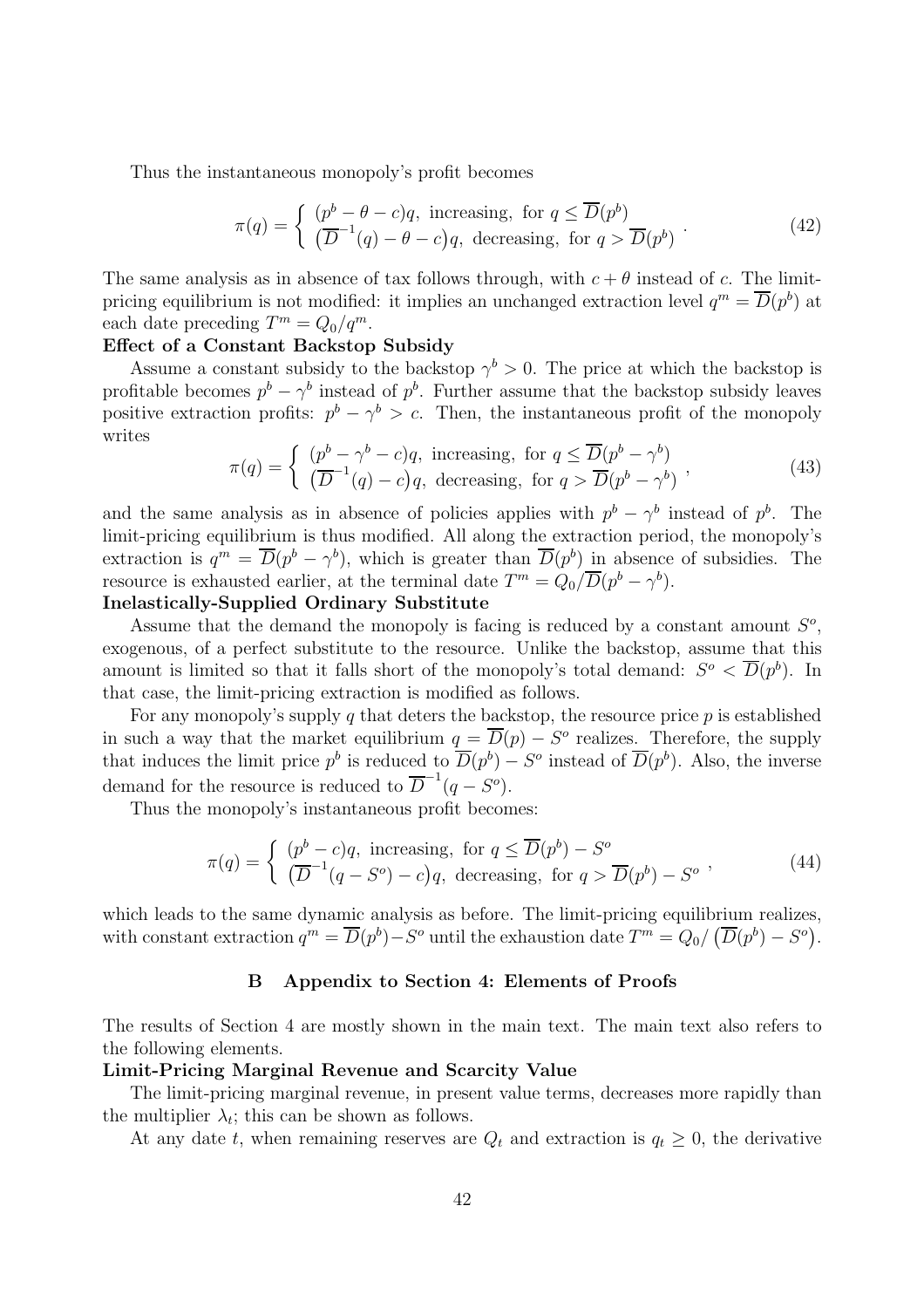Thus the instantaneous monopoly's profit becomes

$$\pi(q) = \begin{cases} (p^b - \theta - c)q, \text{ increasing, for } q \leq \overline{D}(p^b) \\ \left(\overline{D}^{-1}(q) - \theta - c\right)q, \text{ decreasing, for } q > \overline{D}(p^b) \end{cases} . \tag{42}$$

The same analysis as in absence of tax follows through, with $c + \theta$ instead of $c$. The limit-pricing equilibrium is not modified: it implies an unchanged extraction level $q^m = \overline{D}(p^b)$ at each date preceding $T^m = Q_0/q^m$.

**Effect of a Constant Backstop Subsidy**

Assume a constant subsidy to the backstop $\gamma^b > 0$. The price at which the backstop is profitable becomes $p^b - \gamma^b$ instead of $p^b$. Further assume that the backstop subsidy leaves positive extraction profits: $p^b - \gamma^b > c$. Then, the instantaneous profit of the monopoly writes

$$\pi(q) = \begin{cases} (p^b - \gamma^b - c)q, \text{ increasing, for } q \leq \overline{D}(p^b - \gamma^b) \\ \left(\overline{D}^{-1}(q) - c\right)q, \text{ decreasing, for } q > \overline{D}(p^b - \gamma^b) \end{cases} , \tag{43}$$

and the same analysis as in absence of policies applies with $p^b - \gamma^b$ instead of $p^b$. The limit-pricing equilibrium is thus modified. All along the extraction period, the monopoly's extraction is $q^m = \overline{D}(p^b - \gamma^b)$, which is greater than $\overline{D}(p^b)$ in absence of subsidies. The resource is exhausted earlier, at the terminal date $T^m = Q_0/\overline{D}(p^b - \gamma^b)$.

**Inelastically-Supplied Ordinary Substitute**

Assume that the demand the monopoly is facing is reduced by a constant amount $S^o$, exogenous, of a perfect substitute to the resource. Unlike the backstop, assume that this amount is limited so that it falls short of the monopoly's total demand: $S^o < \overline{D}(p^b)$. In that case, the limit-pricing extraction is modified as follows.

For any monopoly's supply $q$ that deters the backstop, the resource price $p$ is established in such a way that the market equilibrium $q = \overline{D}(p) - S^o$ realizes. Therefore, the supply that induces the limit price $p^b$ is reduced to $\overline{D}(p^b) - S^o$ instead of $\overline{D}(p^b)$. Also, the inverse demand for the resource is reduced to $\overline{D}^{-1}(q - S^o)$.

Thus the monopoly's instantaneous profit becomes:

$$\pi(q) = \begin{cases} (p^b - c)q, \text{ increasing, for } q \leq \overline{D}(p^b) - S^o \\ \left(\overline{D}^{-1}(q - S^o) - c\right)q, \text{ decreasing, for } q > \overline{D}(p^b) - S^o \end{cases} , \tag{44}$$

which leads to the same dynamic analysis as before. The limit-pricing equilibrium realizes, with constant extraction $q^m = \overline{D}(p^b) - S^o$ until the exhaustion date $T^m = Q_0/\left(\overline{D}(p^b) - S^o\right)$.

## B Appendix to Section 4: Elements of Proofs

The results of Section 4 are mostly shown in the main text. The main text also refers to the following elements.

**Limit-Pricing Marginal Revenue and Scarcity Value**

The limit-pricing marginal revenue, in present value terms, decreases more rapidly than the multiplier $\lambda_t$; this can be shown as follows.

At any date $t$, when remaining reserves are $Q_t$ and extraction is $q_t \geq 0$, the derivative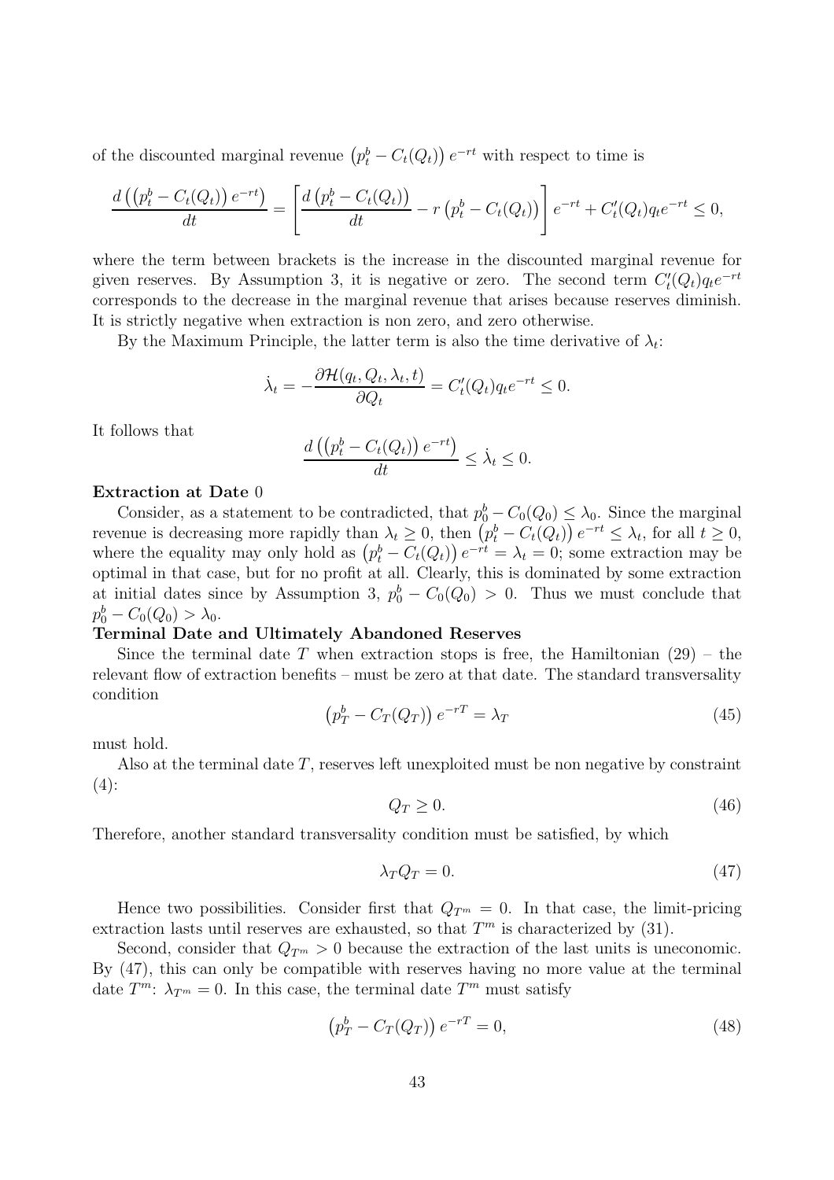of the discounted marginal revenue $\left(p_t^b - C_t(Q_t)\right) e^{-rt}$ with respect to time is

$$\frac{d\left(\left(p_t^b - C_t(Q_t)\right) e^{-rt}\right)}{dt} = \left[\frac{d\left(p_t^b - C_t(Q_t)\right)}{dt} - r\left(p_t^b - C_t(Q_t)\right)\right] e^{-rt} + C_t'(Q_t) q_t e^{-rt} \leq 0,$$

where the term between brackets is the increase in the discounted marginal revenue for given reserves. By Assumption 3, it is negative or zero. The second term $C_t'(Q_t) q_t e^{-rt}$ corresponds to the decrease in the marginal revenue that arises because reserves diminish. It is strictly negative when extraction is non zero, and zero otherwise.

By the Maximum Principle, the latter term is also the time derivative of $\lambda_t$:

$$\dot{\lambda}_t = -\frac{\partial \mathcal{H}(q_t, Q_t, \lambda_t, t)}{\partial Q_t} = C_t'(Q_t) q_t e^{-rt} \leq 0.$$

It follows that

$$\frac{d\left(\left(p_t^b - C_t(Q_t)\right) e^{-rt}\right)}{dt} \leq \dot{\lambda}_t \leq 0.$$

**Extraction at Date** 0

Consider, as a statement to be contradicted, that $p_0^b - C_0(Q_0) \leq \lambda_0$. Since the marginal revenue is decreasing more rapidly than $\lambda_t \geq 0$, then $\left(p_t^b - C_t(Q_t)\right) e^{-rt} \leq \lambda_t$, for all $t \geq 0$, where the equality may only hold as $\left(p_t^b - C_t(Q_t)\right) e^{-rt} = \lambda_t = 0$; some extraction may be optimal in that case, but for no profit at all. Clearly, this is dominated by some extraction at initial dates since by Assumption 3, $p_0^b - C_0(Q_0) > 0$. Thus we must conclude that $p_0^b - C_0(Q_0) > \lambda_0$.

**Terminal Date and Ultimately Abandoned Reserves**

Since the terminal date $T$ when extraction stops is free, the Hamiltonian (29) – the relevant flow of extraction benefits – must be zero at that date. The standard transversality condition

$$\left(p_T^b - C_T(Q_T)\right) e^{-rT} = \lambda_T \tag{45}$$

must hold.

Also at the terminal date $T$, reserves left unexploited must be non negative by constraint (4):

$$Q_T \geq 0. \tag{46}$$

Therefore, another standard transversality condition must be satisfied, by which

$$\lambda_T Q_T = 0. \tag{47}$$

Hence two possibilities. Consider first that $Q_{T^m} = 0$. In that case, the limit-pricing extraction lasts until reserves are exhausted, so that $T^m$ is characterized by (31).

Second, consider that $Q_{T^m} > 0$ because the extraction of the last units is uneconomic. By (47), this can only be compatible with reserves having no more value at the terminal date $T^m$: $\lambda_{T^m} = 0$. In this case, the terminal date $T^m$ must satisfy

$$\left(p_T^b - C_T(Q_T)\right) e^{-rT} = 0, \tag{48}$$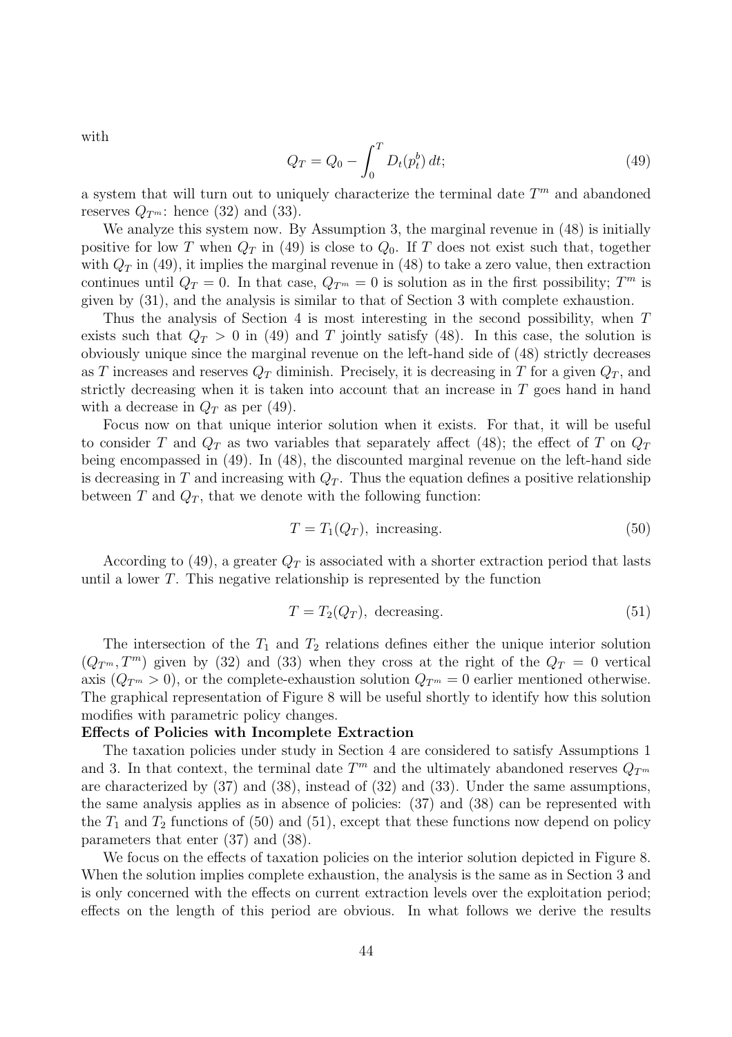with

$$Q_T = Q_0 - \int_0^T D_t(p_t^b)\, dt; \tag{49}$$

a system that will turn out to uniquely characterize the terminal date $T^m$ and abandoned reserves $Q_{T^m}$: hence (32) and (33).

We analyze this system now. By Assumption 3, the marginal revenue in (48) is initially positive for low $T$ when $Q_T$ in (49) is close to $Q_0$. If $T$ does not exist such that, together with $Q_T$ in (49), it implies the marginal revenue in (48) to take a zero value, then extraction continues until $Q_T = 0$. In that case, $Q_{T^m} = 0$ is solution as in the first possibility; $T^m$ is given by (31), and the analysis is similar to that of Section 3 with complete exhaustion.

Thus the analysis of Section 4 is most interesting in the second possibility, when $T$ exists such that $Q_T > 0$ in (49) and $T$ jointly satisfy (48). In this case, the solution is obviously unique since the marginal revenue on the left-hand side of (48) strictly decreases as $T$ increases and reserves $Q_T$ diminish. Precisely, it is decreasing in $T$ for a given $Q_T$, and strictly decreasing when it is taken into account that an increase in $T$ goes hand in hand with a decrease in $Q_T$ as per (49).

Focus now on that unique interior solution when it exists. For that, it will be useful to consider $T$ and $Q_T$ as two variables that separately affect (48); the effect of $T$ on $Q_T$ being encompassed in (49). In (48), the discounted marginal revenue on the left-hand side is decreasing in $T$ and increasing with $Q_T$. Thus the equation defines a positive relationship between $T$ and $Q_T$, that we denote with the following function:

$$T = T_1(Q_T), \text{ increasing.} \tag{50}$$

According to (49), a greater $Q_T$ is associated with a shorter extraction period that lasts until a lower $T$. This negative relationship is represented by the function

$$T = T_2(Q_T), \text{ decreasing.} \tag{51}$$

The intersection of the $T_1$ and $T_2$ relations defines either the unique interior solution $(Q_{T^m}, T^m)$ given by (32) and (33) when they cross at the right of the $Q_T = 0$ vertical axis ($Q_{T^m} > 0$), or the complete-exhaustion solution $Q_{T^m} = 0$ earlier mentioned otherwise. The graphical representation of Figure 8 will be useful shortly to identify how this solution modifies with parametric policy changes.

**Effects of Policies with Incomplete Extraction**

The taxation policies under study in Section 4 are considered to satisfy Assumptions 1 and 3. In that context, the terminal date $T^m$ and the ultimately abandoned reserves $Q_{T^m}$ are characterized by (37) and (38), instead of (32) and (33). Under the same assumptions, the same analysis applies as in absence of policies: (37) and (38) can be represented with the $T_1$ and $T_2$ functions of (50) and (51), except that these functions now depend on policy parameters that enter (37) and (38).

We focus on the effects of taxation policies on the interior solution depicted in Figure 8. When the solution implies complete exhaustion, the analysis is the same as in Section 3 and is only concerned with the effects on current extraction levels over the exploitation period; effects on the length of this period are obvious. In what follows we derive the results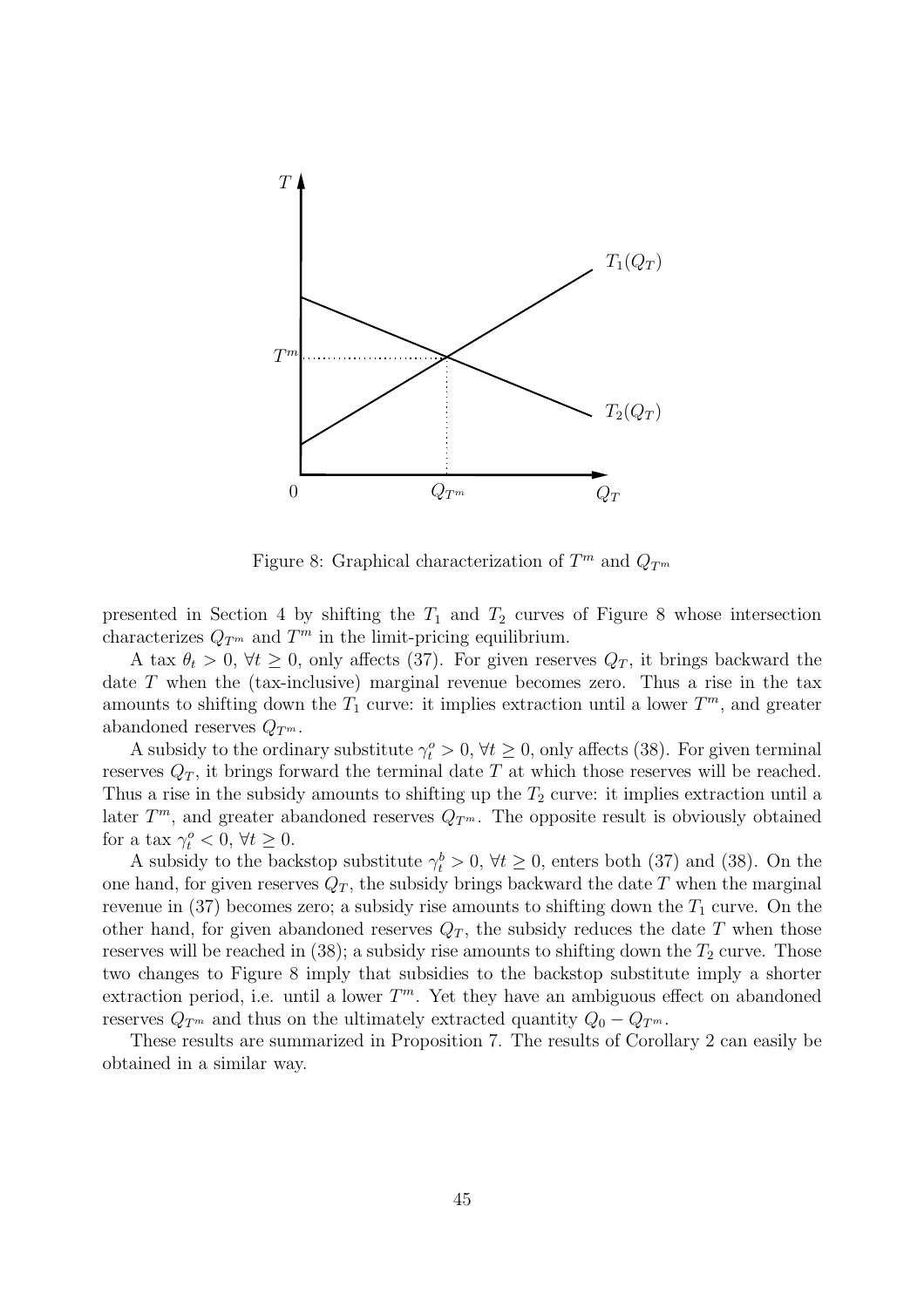Figure 8: Graphical characterization of $T^m$ and $Q_{T^m}$

presented in Section 4 by shifting the $T_1$ and $T_2$ curves of Figure 8 whose intersection characterizes $Q_{T^m}$ and $T^m$ in the limit-pricing equilibrium.

A tax $\theta_t > 0$, $\forall t \geq 0$, only affects (37). For given reserves $Q_T$, it brings backward the date $T$ when the (tax-inclusive) marginal revenue becomes zero. Thus a rise in the tax amounts to shifting down the $T_1$ curve: it implies extraction until a lower $T^m$, and greater abandoned reserves $Q_{T^m}$.

A subsidy to the ordinary substitute $\gamma_t^o > 0$, $\forall t \geq 0$, only affects (38). For given terminal reserves $Q_T$, it brings forward the terminal date $T$ at which those reserves will be reached. Thus a rise in the subsidy amounts to shifting up the $T_2$ curve: it implies extraction until a later $T^m$, and greater abandoned reserves $Q_{T^m}$. The opposite result is obviously obtained for a tax $\gamma_t^o < 0$, $\forall t \geq 0$.

A subsidy to the backstop substitute $\gamma_t^b > 0$, $\forall t \geq 0$, enters both (37) and (38). On the one hand, for given reserves $Q_T$, the subsidy brings backward the date $T$ when the marginal revenue in (37) becomes zero; a subsidy rise amounts to shifting down the $T_1$ curve. On the other hand, for given abandoned reserves $Q_T$, the subsidy reduces the date $T$ when those reserves will be reached in (38); a subsidy rise amounts to shifting down the $T_2$ curve. Those two changes to Figure 8 imply that subsidies to the backstop substitute imply a shorter extraction period, i.e. until a lower $T^m$. Yet they have an ambiguous effect on abandoned reserves $Q_{T^m}$ and thus on the ultimately extracted quantity $Q_0 - Q_{T^m}$.

These results are summarized in Proposition 7. The results of Corollary 2 can easily be obtained in a similar way.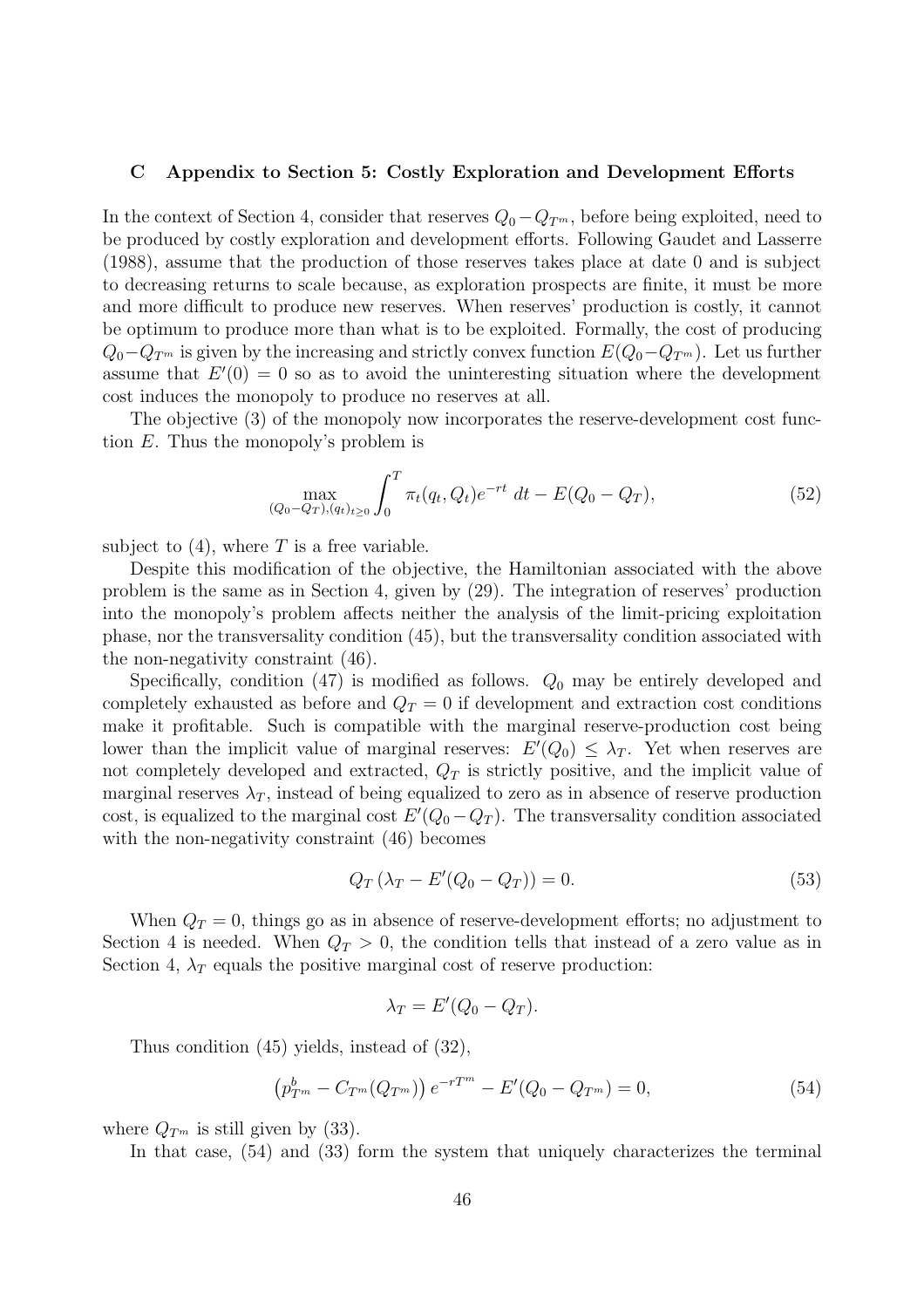## C Appendix to Section 5: Costly Exploration and Development Efforts

In the context of Section 4, consider that reserves $Q_0 - Q_{T^m}$, before being exploited, need to be produced by costly exploration and development efforts. Following Gaudet and Lasserre (1988), assume that the production of those reserves takes place at date 0 and is subject to decreasing returns to scale because, as exploration prospects are finite, it must be more and more difficult to produce new reserves. When reserves' production is costly, it cannot be optimum to produce more than what is to be exploited. Formally, the cost of producing $Q_0 - Q_{T^m}$ is given by the increasing and strictly convex function $E(Q_0 - Q_{T^m})$. Let us further assume that $E'(0) = 0$ so as to avoid the uninteresting situation where the development cost induces the monopoly to produce no reserves at all.

The objective (3) of the monopoly now incorporates the reserve-development cost function $E$. Thus the monopoly's problem is

$$\max_{(Q_0 - Q_T),(q_t)_{t \geq 0}} \int_0^T \pi_t(q_t, Q_t) e^{-rt} \, dt - E(Q_0 - Q_T), \tag{52}$$

subject to (4), where $T$ is a free variable.

Despite this modification of the objective, the Hamiltonian associated with the above problem is the same as in Section 4, given by (29). The integration of reserves' production into the monopoly's problem affects neither the analysis of the limit-pricing exploitation phase, nor the transversality condition (45), but the transversality condition associated with the non-negativity constraint (46).

Specifically, condition (47) is modified as follows. $Q_0$ may be entirely developed and completely exhausted as before and $Q_T = 0$ if development and extraction cost conditions make it profitable. Such is compatible with the marginal reserve-production cost being lower than the implicit value of marginal reserves: $E'(Q_0) \leq \lambda_T$. Yet when reserves are not completely developed and extracted, $Q_T$ is strictly positive, and the implicit value of marginal reserves $\lambda_T$, instead of being equalized to zero as in absence of reserve production cost, is equalized to the marginal cost $E'(Q_0 - Q_T)$. The transversality condition associated with the non-negativity constraint (46) becomes

$$Q_T \left( \lambda_T - E'(Q_0 - Q_T) \right) = 0. \tag{53}$$

When $Q_T = 0$, things go as in absence of reserve-development efforts; no adjustment to Section 4 is needed. When $Q_T > 0$, the condition tells that instead of a zero value as in Section 4, $\lambda_T$ equals the positive marginal cost of reserve production:

$$\lambda_T = E'(Q_0 - Q_T).$$

Thus condition (45) yields, instead of (32),

$$\left( p^b_{T^m} - C_{T^m}(Q_{T^m}) \right) e^{-rT^m} - E'(Q_0 - Q_{T^m}) = 0, \tag{54}$$

where $Q_{T^m}$ is still given by (33).

In that case, (54) and (33) form the system that uniquely characterizes the terminal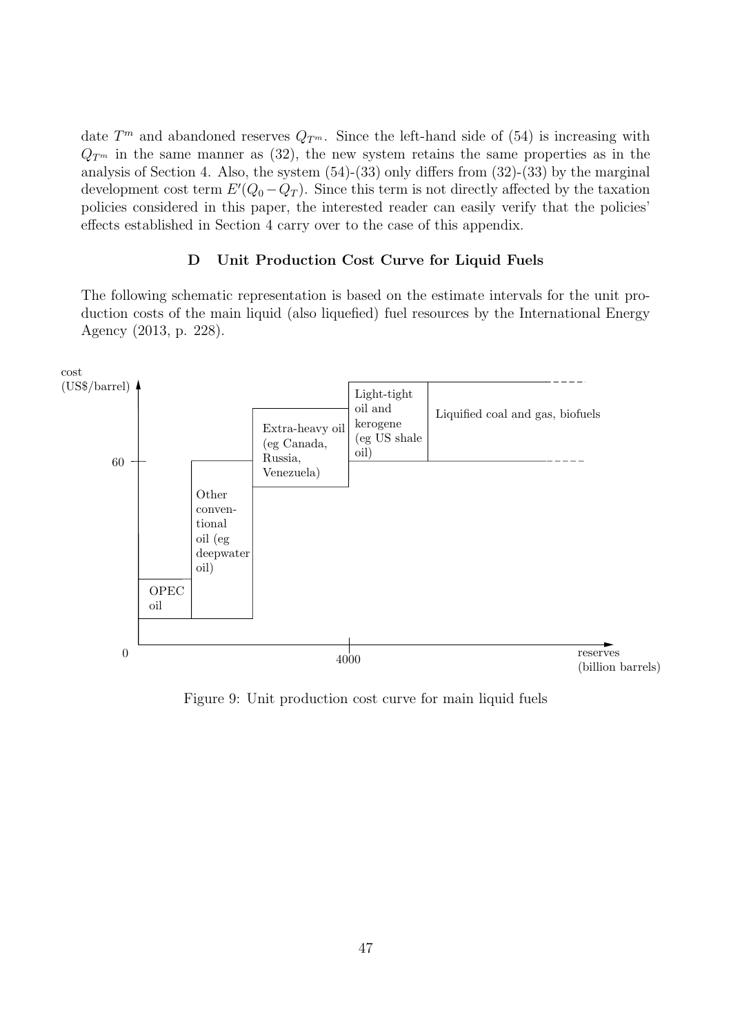date $T^m$ and abandoned reserves $Q_{T^m}$. Since the left-hand side of (54) is increasing with $Q_{T^m}$ in the same manner as (32), the new system retains the same properties as in the analysis of Section 4. Also, the system (54)-(33) only differs from (32)-(33) by the marginal development cost term $E'(Q_0 - Q_T)$. Since this term is not directly affected by the taxation policies considered in this paper, the interested reader can easily verify that the policies' effects established in Section 4 carry over to the case of this appendix.

## D Unit Production Cost Curve for Liquid Fuels

The following schematic representation is based on the estimate intervals for the unit production costs of the main liquid (also liquefied) fuel resources by the International Energy Agency (2013, p. 228).

Figure 9: Unit production cost curve for main liquid fuels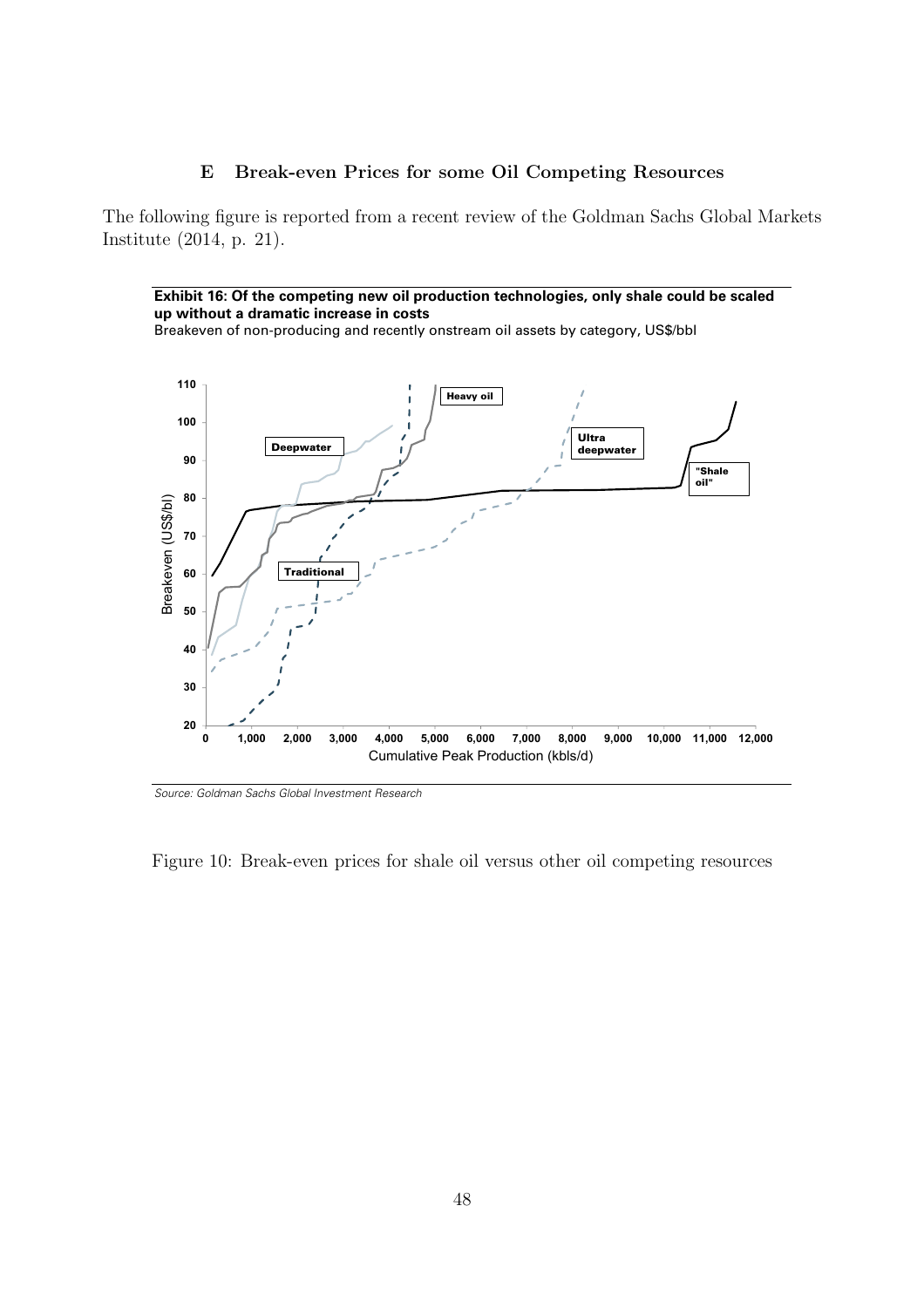## E Break-even Prices for some Oil Competing Resources

The following figure is reported from a recent review of the Goldman Sachs Global Markets Institute (2014, p. 21).

**Exhibit 16: Of the competing new oil production technologies, only shale could be scaled up without a dramatic increase in costs**

Breakeven of non-producing and recently onstream oil assets by category, US$/bbl

*Source: Goldman Sachs Global Investment Research*

Figure 10: Break-even prices for shale oil versus other oil competing resources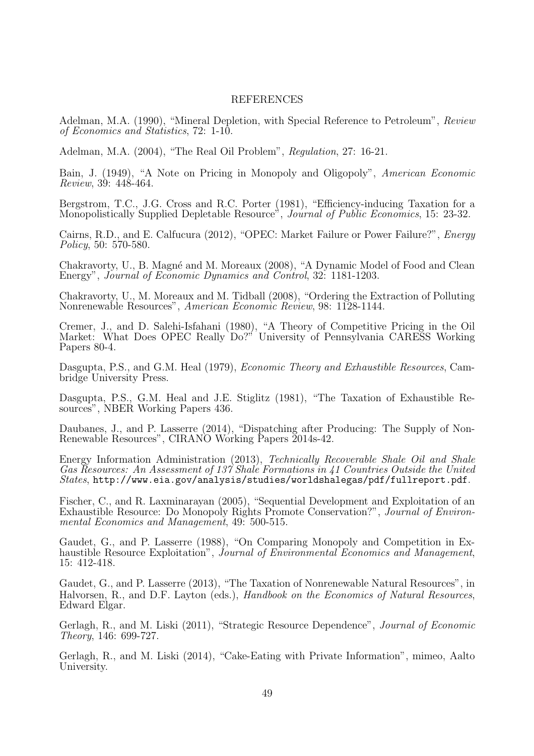# REFERENCES

Adelman, M.A. (1990), "Mineral Depletion, with Special Reference to Petroleum", *Review of Economics and Statistics*, 72: 1-10.

Adelman, M.A. (2004), "The Real Oil Problem", *Regulation*, 27: 16-21.

Bain, J. (1949), "A Note on Pricing in Monopoly and Oligopoly", *American Economic Review*, 39: 448-464.

Bergstrom, T.C., J.G. Cross and R.C. Porter (1981), "Efficiency-inducing Taxation for a Monopolistically Supplied Depletable Resource", *Journal of Public Economics*, 15: 23-32.

Cairns, R.D., and E. Calfucura (2012), "OPEC: Market Failure or Power Failure?", *Energy Policy*, 50: 570-580.

Chakravorty, U., B. Magné and M. Moreaux (2008), "A Dynamic Model of Food and Clean Energy", *Journal of Economic Dynamics and Control*, 32: 1181-1203.

Chakravorty, U., M. Moreaux and M. Tidball (2008), "Ordering the Extraction of Polluting Nonrenewable Resources", *American Economic Review*, 98: 1128-1144.

Cremer, J., and D. Salehi-Isfahani (1980), "A Theory of Competitive Pricing in the Oil Market: What Does OPEC Really Do?" University of Pennsylvania CARESS Working Papers 80-4.

Dasgupta, P.S., and G.M. Heal (1979), *Economic Theory and Exhaustible Resources*, Cambridge University Press.

Dasgupta, P.S., G.M. Heal and J.E. Stiglitz (1981), "The Taxation of Exhaustible Resources", NBER Working Papers 436.

Daubanes, J., and P. Lasserre (2014), "Dispatching after Producing: The Supply of Non-Renewable Resources", CIRANO Working Papers 2014s-42.

Energy Information Administration (2013), *Technically Recoverable Shale Oil and Shale Gas Resources: An Assessment of 137 Shale Formations in 41 Countries Outside the United States*, http://www.eia.gov/analysis/studies/worldshalegas/pdf/fullreport.pdf.

Fischer, C., and R. Laxminarayan (2005), "Sequential Development and Exploitation of an Exhaustible Resource: Do Monopoly Rights Promote Conservation?", *Journal of Environmental Economics and Management*, 49: 500-515.

Gaudet, G., and P. Lasserre (1988), "On Comparing Monopoly and Competition in Exhaustible Resource Exploitation", *Journal of Environmental Economics and Management*, 15: 412-418.

Gaudet, G., and P. Lasserre (2013), "The Taxation of Nonrenewable Natural Resources", in Halvorsen, R., and D.F. Layton (eds.), *Handbook on the Economics of Natural Resources*, Edward Elgar.

Gerlagh, R., and M. Liski (2011), "Strategic Resource Dependence", *Journal of Economic Theory*, 146: 699-727.

Gerlagh, R., and M. Liski (2014), "Cake-Eating with Private Information", mimeo, Aalto University.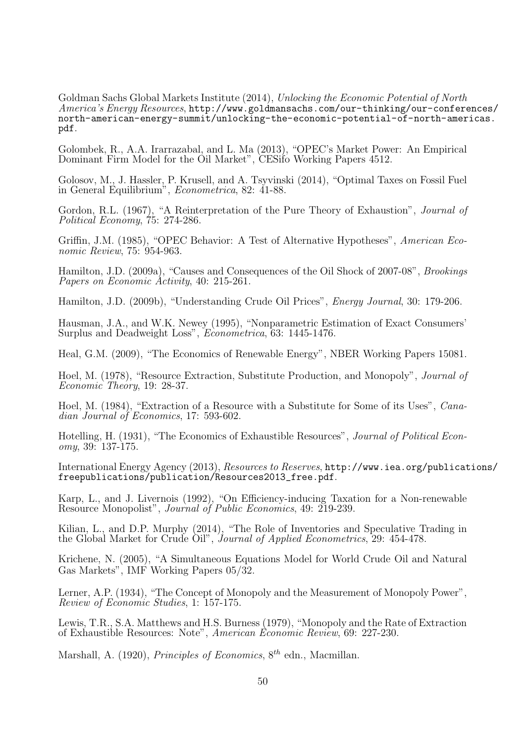Goldman Sachs Global Markets Institute (2014), *Unlocking the Economic Potential of North America's Energy Resources*, http://www.goldmansachs.com/our-thinking/our-conferences/north-american-energy-summit/unlocking-the-economic-potential-of-north-americas.pdf.

Golombek, R., A.A. Irarrazabal, and L. Ma (2013), "OPEC's Market Power: An Empirical Dominant Firm Model for the Oil Market", CESifo Working Papers 4512.

Golosov, M., J. Hassler, P. Krusell, and A. Tsyvinski (2014), "Optimal Taxes on Fossil Fuel in General Equilibrium", *Econometrica*, 82: 41-88.

Gordon, R.L. (1967), "A Reinterpretation of the Pure Theory of Exhaustion", *Journal of Political Economy*, 75: 274-286.

Griffin, J.M. (1985), "OPEC Behavior: A Test of Alternative Hypotheses", *American Economic Review*, 75: 954-963.

Hamilton, J.D. (2009a), "Causes and Consequences of the Oil Shock of 2007-08", *Brookings Papers on Economic Activity*, 40: 215-261.

Hamilton, J.D. (2009b), "Understanding Crude Oil Prices", *Energy Journal*, 30: 179-206.

Hausman, J.A., and W.K. Newey (1995), "Nonparametric Estimation of Exact Consumers' Surplus and Deadweight Loss", *Econometrica*, 63: 1445-1476.

Heal, G.M. (2009), "The Economics of Renewable Energy", NBER Working Papers 15081.

Hoel, M. (1978), "Resource Extraction, Substitute Production, and Monopoly", *Journal of Economic Theory*, 19: 28-37.

Hoel, M. (1984), "Extraction of a Resource with a Substitute for Some of its Uses", *Canadian Journal of Economics*, 17: 593-602.

Hotelling, H. (1931), "The Economics of Exhaustible Resources", *Journal of Political Economy*, 39: 137-175.

International Energy Agency (2013), *Resources to Reserves*, http://www.iea.org/publications/freepublications/publication/Resources2013_free.pdf.

Karp, L., and J. Livernois (1992), "On Efficiency-inducing Taxation for a Non-renewable Resource Monopolist", *Journal of Public Economics*, 49: 219-239.

Kilian, L., and D.P. Murphy (2014), "The Role of Inventories and Speculative Trading in the Global Market for Crude Oil", *Journal of Applied Econometrics*, 29: 454-478.

Krichene, N. (2005), "A Simultaneous Equations Model for World Crude Oil and Natural Gas Markets", IMF Working Papers 05/32.

Lerner, A.P. (1934), "The Concept of Monopoly and the Measurement of Monopoly Power", *Review of Economic Studies*, 1: 157-175.

Lewis, T.R., S.A. Matthews and H.S. Burness (1979), "Monopoly and the Rate of Extraction of Exhaustible Resources: Note", *American Economic Review*, 69: 227-230.

Marshall, A. (1920), *Principles of Economics*, $8^{th}$ edn., Macmillan.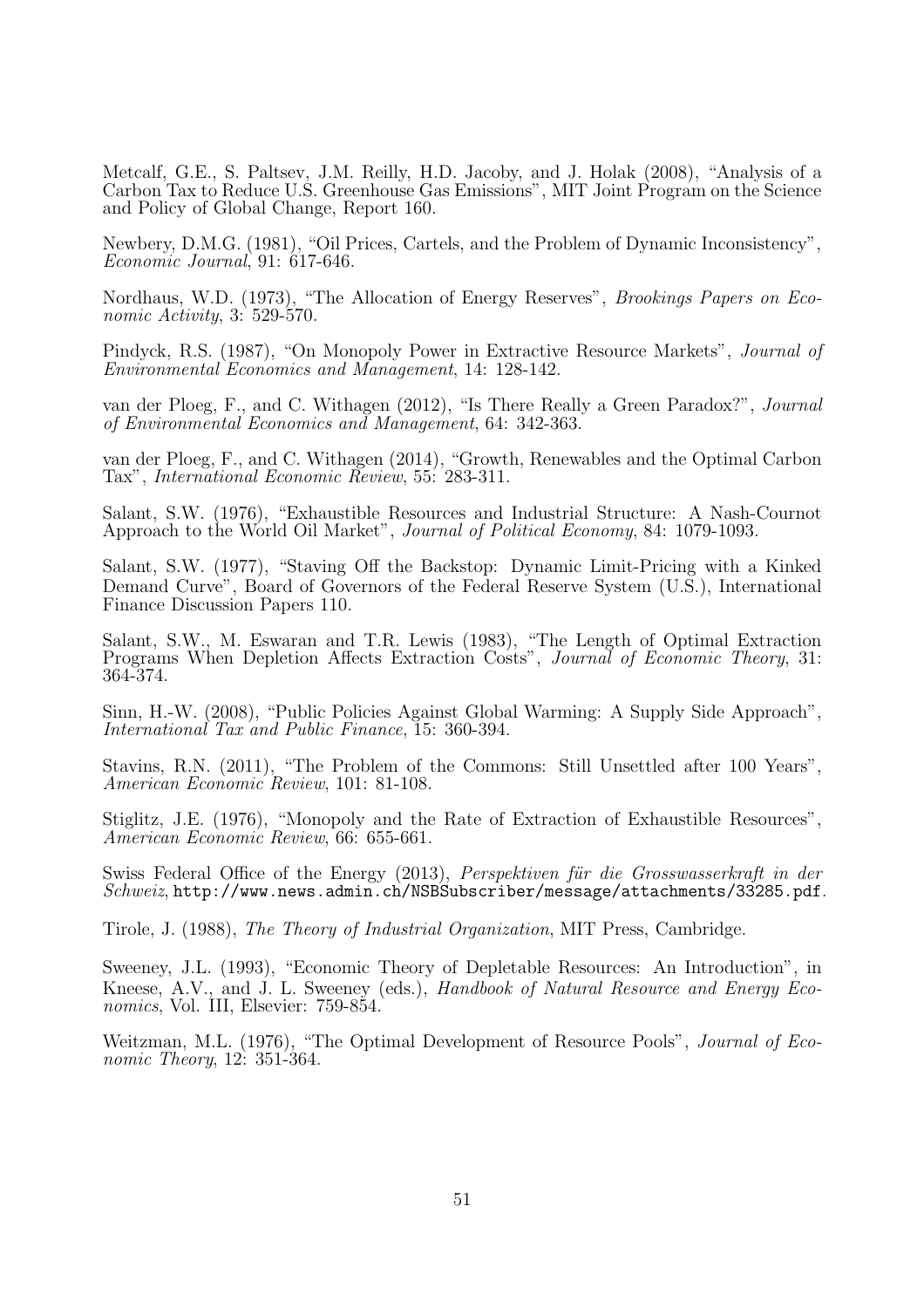Metcalf, G.E., S. Paltsev, J.M. Reilly, H.D. Jacoby, and J. Holak (2008), "Analysis of a Carbon Tax to Reduce U.S. Greenhouse Gas Emissions", MIT Joint Program on the Science and Policy of Global Change, Report 160.

Newbery, D.M.G. (1981), "Oil Prices, Cartels, and the Problem of Dynamic Inconsistency", *Economic Journal*, 91: 617-646.

Nordhaus, W.D. (1973), "The Allocation of Energy Reserves", *Brookings Papers on Economic Activity*, 3: 529-570.

Pindyck, R.S. (1987), "On Monopoly Power in Extractive Resource Markets", *Journal of Environmental Economics and Management*, 14: 128-142.

van der Ploeg, F., and C. Withagen (2012), "Is There Really a Green Paradox?", *Journal of Environmental Economics and Management*, 64: 342-363.

van der Ploeg, F., and C. Withagen (2014), "Growth, Renewables and the Optimal Carbon Tax", *International Economic Review*, 55: 283-311.

Salant, S.W. (1976), "Exhaustible Resources and Industrial Structure: A Nash-Cournot Approach to the World Oil Market", *Journal of Political Economy*, 84: 1079-1093.

Salant, S.W. (1977), "Staving Off the Backstop: Dynamic Limit-Pricing with a Kinked Demand Curve", Board of Governors of the Federal Reserve System (U.S.), International Finance Discussion Papers 110.

Salant, S.W., M. Eswaran and T.R. Lewis (1983), "The Length of Optimal Extraction Programs When Depletion Affects Extraction Costs", *Journal of Economic Theory*, 31: 364-374.

Sinn, H.-W. (2008), "Public Policies Against Global Warming: A Supply Side Approach", *International Tax and Public Finance*, 15: 360-394.

Stavins, R.N. (2011), "The Problem of the Commons: Still Unsettled after 100 Years", *American Economic Review*, 101: 81-108.

Stiglitz, J.E. (1976), "Monopoly and the Rate of Extraction of Exhaustible Resources", *American Economic Review*, 66: 655-661.

Swiss Federal Office of the Energy (2013), *Perspektiven für die Grosswasserkraft in der Schweiz*, http://www.news.admin.ch/NSBSubscriber/message/attachments/33285.pdf.

Tirole, J. (1988), *The Theory of Industrial Organization*, MIT Press, Cambridge.

Sweeney, J.L. (1993), "Economic Theory of Depletable Resources: An Introduction", in Kneese, A.V., and J. L. Sweeney (eds.), *Handbook of Natural Resource and Energy Economics*, Vol. III, Elsevier: 759-854.

Weitzman, M.L. (1976), "The Optimal Development of Resource Pools", *Journal of Economic Theory*, 12: 351-364.